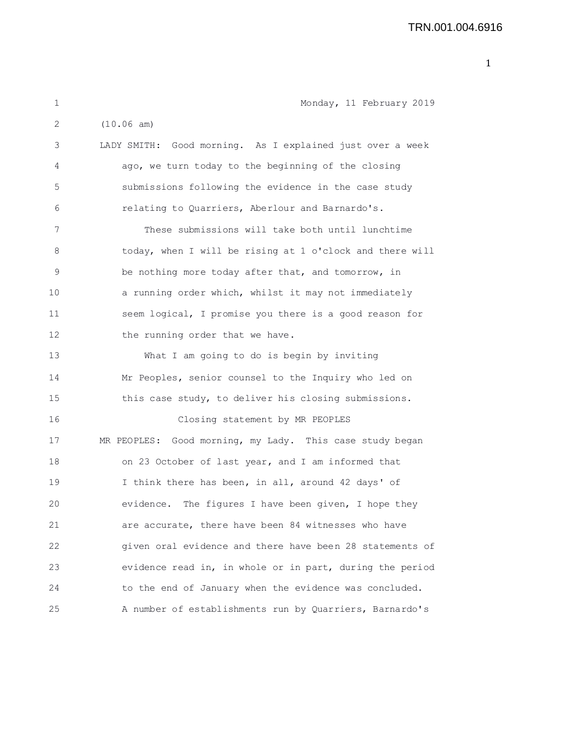Monday, 11 February 2019

(10.06 am)

LADY SMITH: Good morning. As I explained just over a week ago, we turn today to the beginning of the closing submissions following the evidence in the case study relating to Quarriers, Aberlour and Barnardo's.

These submissions will take both until lunchtime today, when I will be rising at 1 o'clock and there will be nothing more today after that, and tomorrow, in a running order which, whilst it may not immediately seem logical, I promise you there is a good reason for the running order that we have.

What I am going to do is begin by inviting Mr Peoples, senior counsel to the Inquiry who led on this case study, to deliver his closing submissions.

## Closing statement by MR PEOPLES

MR PEOPLES: Good morning, my Lady. This case study began on 23 October of last year, and I am informed that I think there has been, in all, around 42 days' of evidence. The figures I have been given, I hope they are accurate, there have been 84 witnesses who have given oral evidence and there have been 28 statements of evidence read in, in whole or in part, during the period to the end of January when the evidence was concluded. A number of establishments run by Quarriers, Barnardo's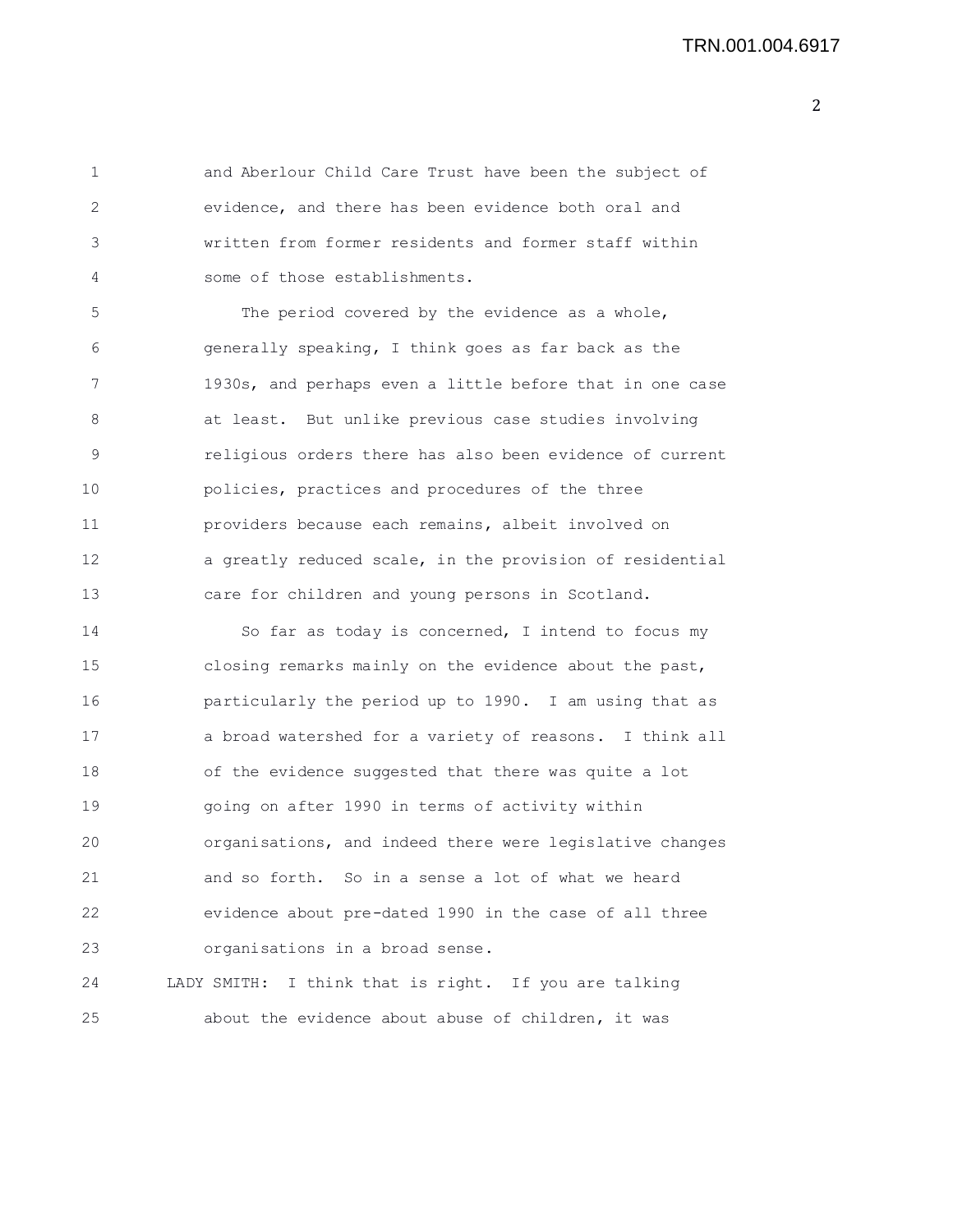and Aberlour Child Care Trust have been the subject of evidence, and there has been evidence both oral and written from former residents and former staff within some of those establishments.

The period covered by the evidence as a whole, generally speaking, I think goes as far back as the 1930s, and perhaps even a little before that in one case at least. But unlike previous case studies involving religious orders there has also been evidence of current policies, practices and procedures of the three providers because each remains, albeit involved on a greatly reduced scale, in the provision of residential care for children and young persons in Scotland.

So far as today is concerned, I intend to focus my closing remarks mainly on the evidence about the past, particularly the period up to 1990. I am using that as a broad watershed for a variety of reasons. I think all of the evidence suggested that there was quite a lot going on after 1990 in terms of activity within organisations, and indeed there were legislative changes and so forth. So in a sense a lot of what we heard evidence about pre-dated 1990 in the case of all three organisations in a broad sense.

LADY SMITH: I think that is right. If you are talking about the evidence about abuse of children, it was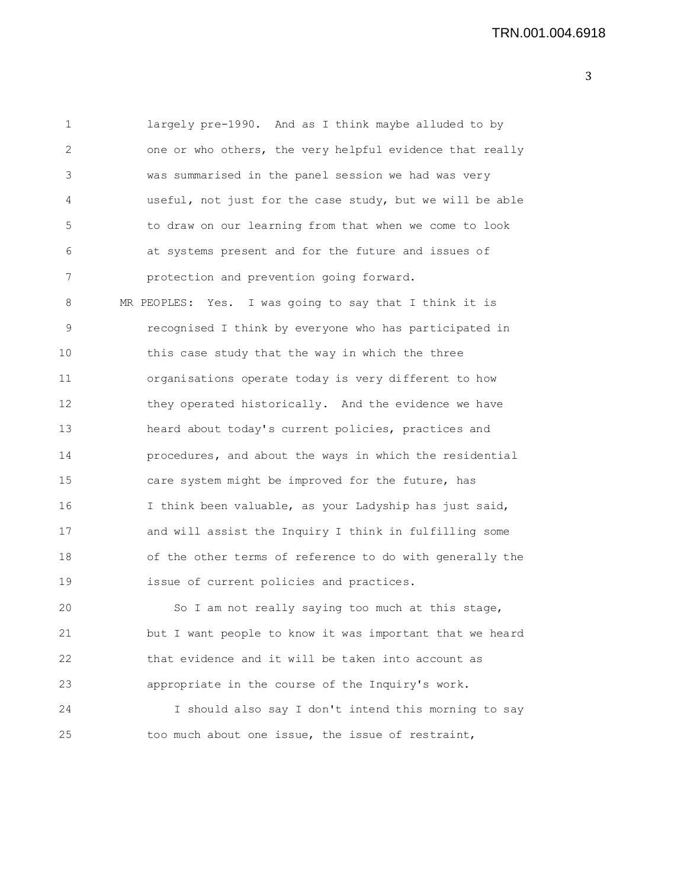largely pre-1990. And as I think maybe alluded to by one or who others, the very helpful evidence that really was summarised in the panel session we had was very useful, not just for the case study, but we will be able to draw on our learning from that when we come to look at systems present and for the future and issues of protection and prevention going forward.

MR PEOPLES: Yes. I was going to say that I think it is recognised I think by everyone who has participated in this case study that the way in which the three organisations operate today is very different to how they operated historically. And the evidence we have heard about today's current policies, practices and procedures, and about the ways in which the residential care system might be improved for the future, has I think been valuable, as your Ladyship has just said, and will assist the Inquiry I think in fulfilling some of the other terms of reference to do with generally the issue of current policies and practices.

So I am not really saying too much at this stage, but I want people to know it was important that we heard that evidence and it will be taken into account as appropriate in the course of the Inquiry's work.

I should also say I don't intend this morning to say too much about one issue, the issue of restraint,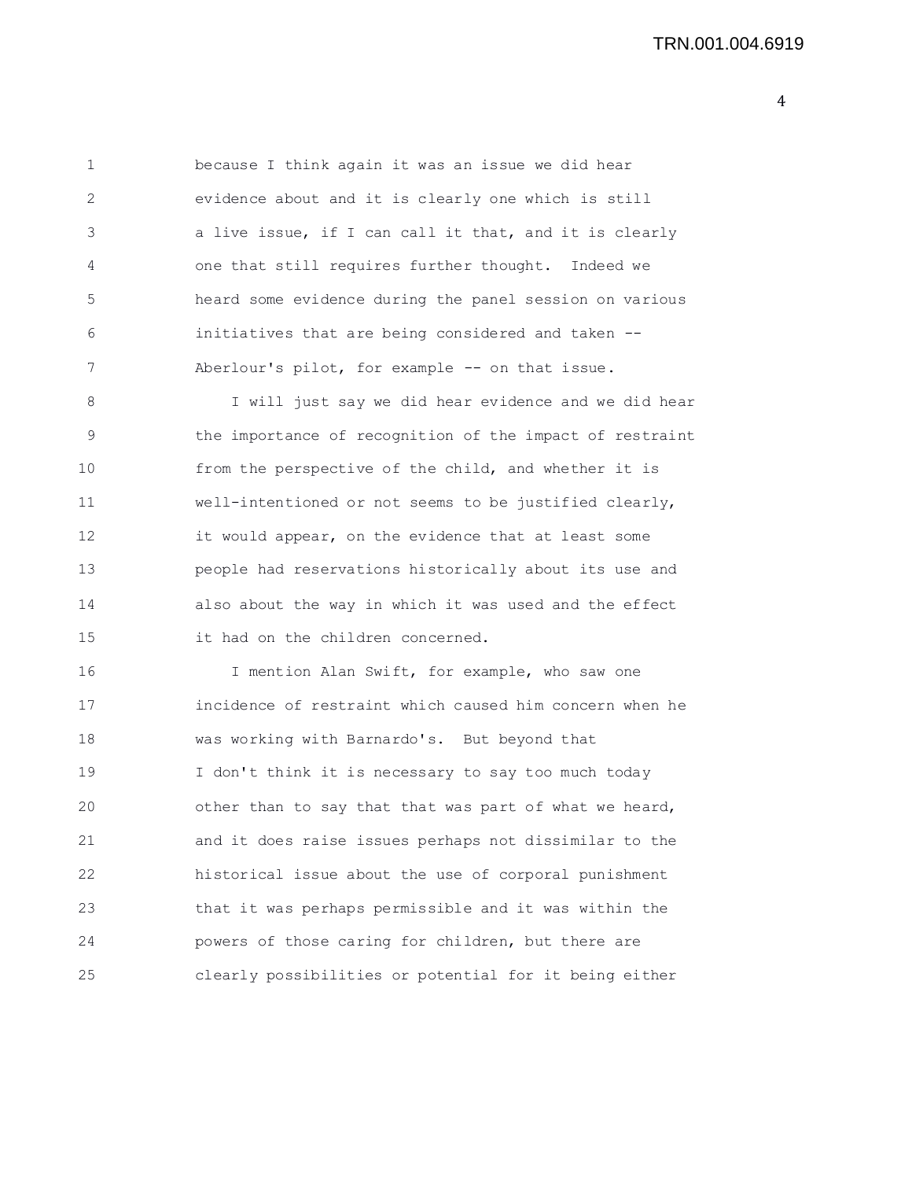because I think again it was an issue we did hear evidence about and it is clearly one which is still a live issue, if I can call it that, and it is clearly one that still requires further thought. Indeed we heard some evidence during the panel session on various initiatives that are being considered and taken -- Aberlour's pilot, for example -- on that issue.

I will just say we did hear evidence and we did hear the importance of recognition of the impact of restraint from the perspective of the child, and whether it is well-intentioned or not seems to be justified clearly, it would appear, on the evidence that at least some people had reservations historically about its use and also about the way in which it was used and the effect it had on the children concerned.

I mention Alan Swift, for example, who saw one incidence of restraint which caused him concern when he was working with Barnardo's. But beyond that I don't think it is necessary to say too much today other than to say that that was part of what we heard, and it does raise issues perhaps not dissimilar to the historical issue about the use of corporal punishment that it was perhaps permissible and it was within the powers of those caring for children, but there are clearly possibilities or potential for it being either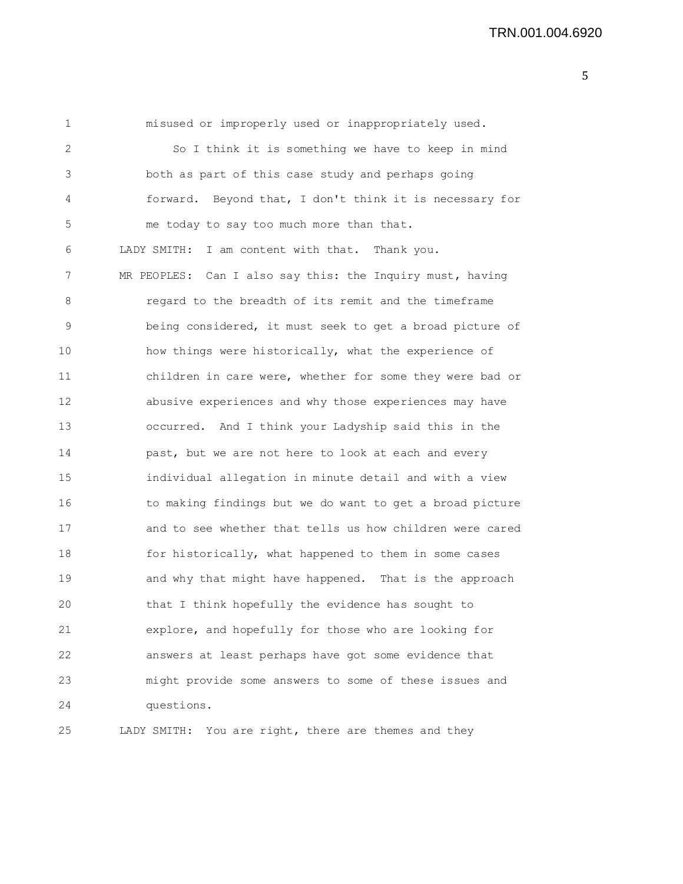misused or improperly used or inappropriately used.

So I think it is something we have to keep in mind both as part of this case study and perhaps going forward. Beyond that, I don't think it is necessary for me today to say too much more than that.

LADY SMITH: I am content with that. Thank you.

MR PEOPLES: Can I also say this: the Inquiry must, having regard to the breadth of its remit and the timeframe being considered, it must seek to get a broad picture of how things were historically, what the experience of children in care were, whether for some they were bad or abusive experiences and why those experiences may have occurred. And I think your Ladyship said this in the past, but we are not here to look at each and every individual allegation in minute detail and with a view to making findings but we do want to get a broad picture and to see whether that tells us how children were cared for historically, what happened to them in some cases and why that might have happened. That is the approach that I think hopefully the evidence has sought to explore, and hopefully for those who are looking for answers at least perhaps have got some evidence that might provide some answers to some of these issues and questions.

LADY SMITH: You are right, there are themes and they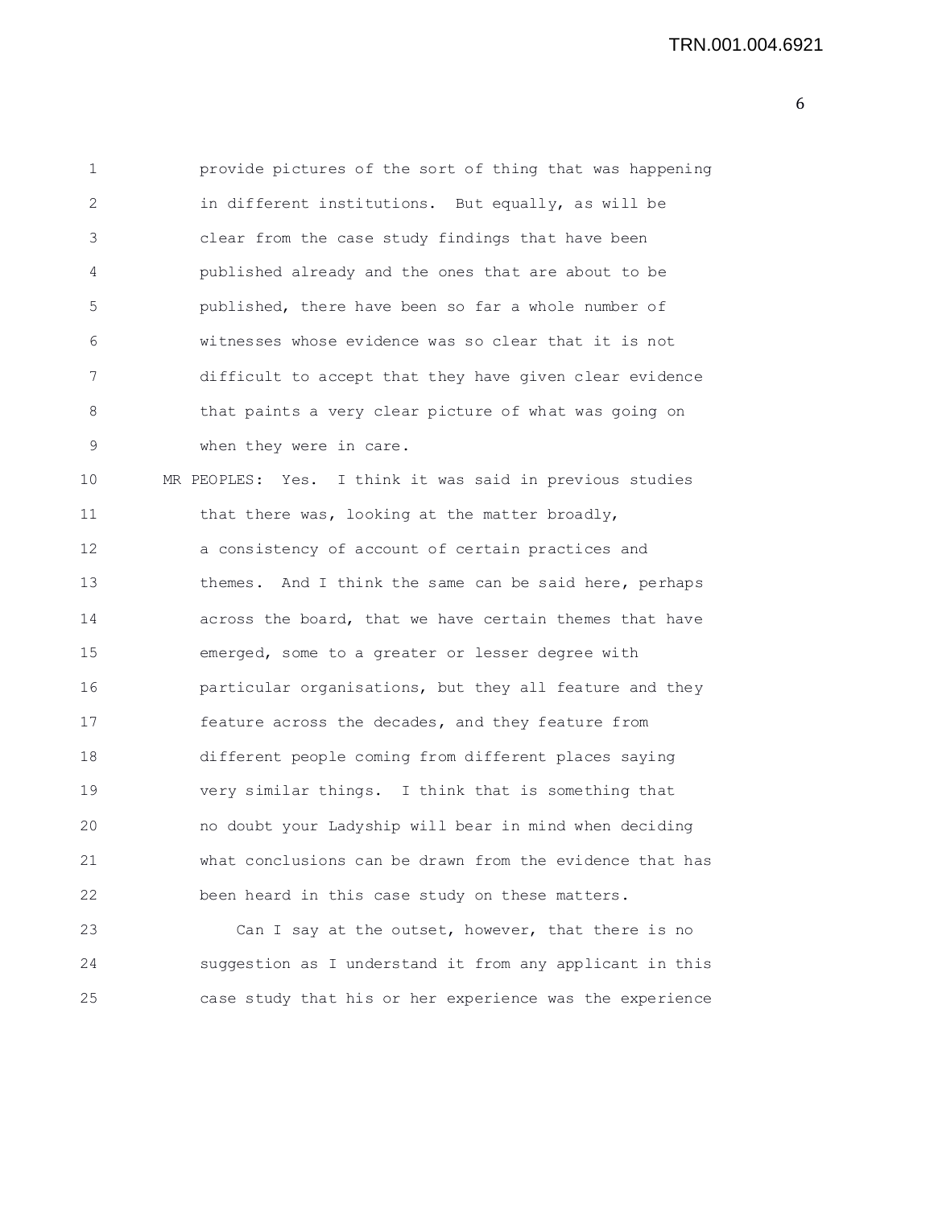provide pictures of the sort of thing that was happening in different institutions. But equally, as will be clear from the case study findings that have been published already and the ones that are about to be published, there have been so far a whole number of witnesses whose evidence was so clear that it is not difficult to accept that they have given clear evidence that paints a very clear picture of what was going on when they were in care.

MR PEOPLES: Yes. I think it was said in previous studies that there was, looking at the matter broadly, a consistency of account of certain practices and themes. And I think the same can be said here, perhaps across the board, that we have certain themes that have emerged, some to a greater or lesser degree with particular organisations, but they all feature and they feature across the decades, and they feature from different people coming from different places saying very similar things. I think that is something that no doubt your Ladyship will bear in mind when deciding what conclusions can be drawn from the evidence that has been heard in this case study on these matters.

Can I say at the outset, however, that there is no suggestion as I understand it from any applicant in this case study that his or her experience was the experience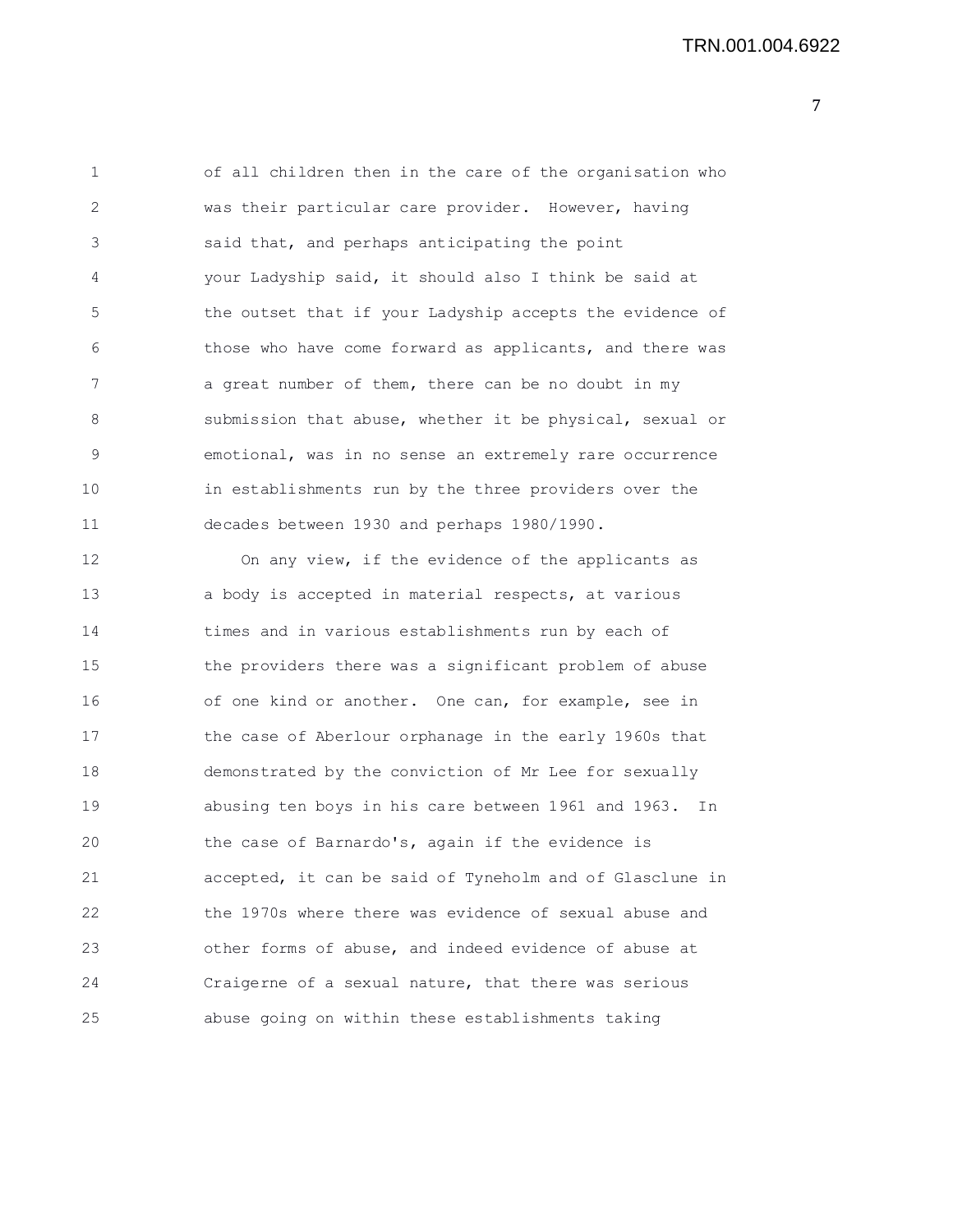of all children then in the care of the organisation who was their particular care provider. However, having said that, and perhaps anticipating the point your Ladyship said, it should also I think be said at the outset that if your Ladyship accepts the evidence of those who have come forward as applicants, and there was a great number of them, there can be no doubt in my submission that abuse, whether it be physical, sexual or emotional, was in no sense an extremely rare occurrence in establishments run by the three providers over the decades between 1930 and perhaps 1980/1990.

On any view, if the evidence of the applicants as a body is accepted in material respects, at various times and in various establishments run by each of the providers there was a significant problem of abuse of one kind or another. One can, for example, see in the case of Aberlour orphanage in the early 1960s that demonstrated by the conviction of Mr Lee for sexually abusing ten boys in his care between 1961 and 1963. In the case of Barnardo's, again if the evidence is accepted, it can be said of Tyneholm and of Glasclune in the 1970s where there was evidence of sexual abuse and other forms of abuse, and indeed evidence of abuse at Craigerne of a sexual nature, that there was serious abuse going on within these establishments taking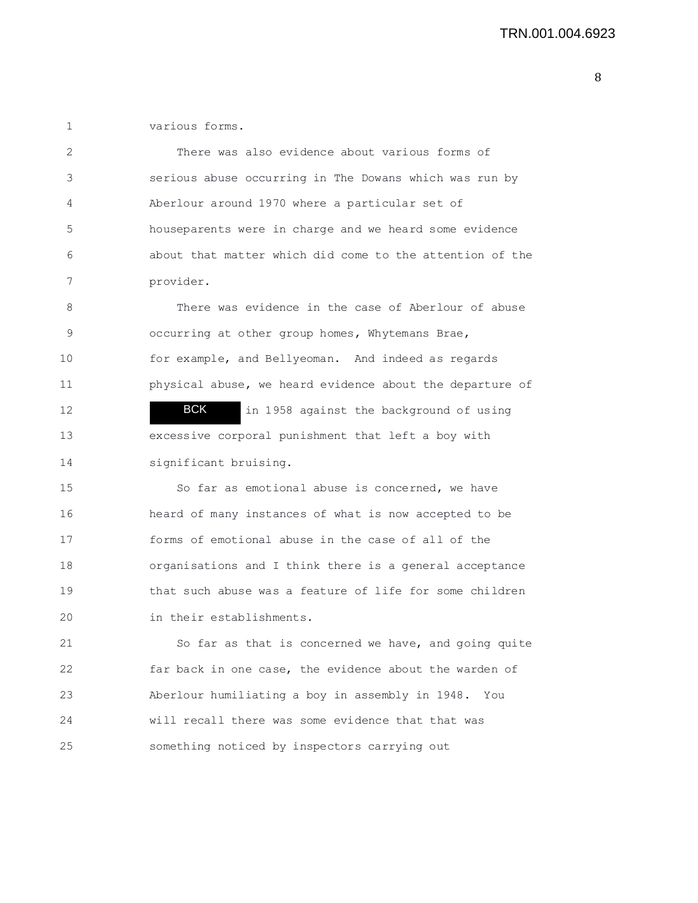various forms.

There was also evidence about various forms of serious abuse occurring in The Dowans which was run by Aberlour around 1970 where a particular set of houseparents were in charge and we heard some evidence about that matter which did come to the attention of the provider.

There was evidence in the case of Aberlour of abuse occurring at other group homes, Whytemans Brae, for example, and Bellyeoman. And indeed as regards physical abuse, we heard evidence about the departure of BCK in 1958 against the background of using excessive corporal punishment that left a boy with significant bruising.

So far as emotional abuse is concerned, we have heard of many instances of what is now accepted to be forms of emotional abuse in the case of all of the organisations and I think there is a general acceptance that such abuse was a feature of life for some children in their establishments.

So far as that is concerned we have, and going quite far back in one case, the evidence about the warden of Aberlour humiliating a boy in assembly in 1948. You will recall there was some evidence that that was something noticed by inspectors carrying out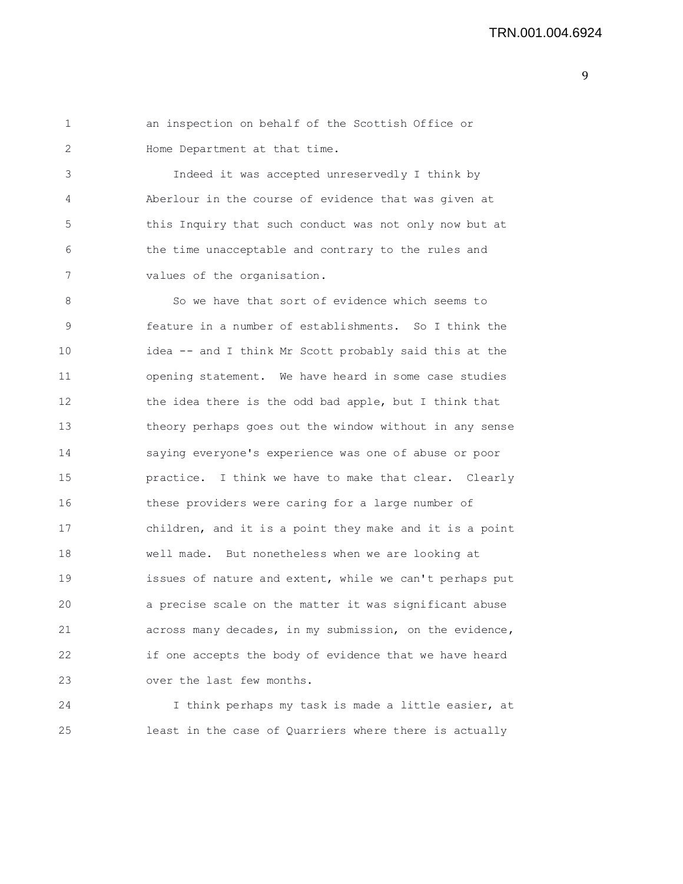an inspection on behalf of the Scottish Office or Home Department at that time.

Indeed it was accepted unreservedly I think by Aberlour in the course of evidence that was given at this Inquiry that such conduct was not only now but at the time unacceptable and contrary to the rules and values of the organisation.

So we have that sort of evidence which seems to feature in a number of establishments. So I think the idea -- and I think Mr Scott probably said this at the opening statement. We have heard in some case studies the idea there is the odd bad apple, but I think that theory perhaps goes out the window without in any sense saying everyone's experience was one of abuse or poor practice. I think we have to make that clear. Clearly these providers were caring for a large number of children, and it is a point they make and it is a point well made. But nonetheless when we are looking at issues of nature and extent, while we can't perhaps put a precise scale on the matter it was significant abuse across many decades, in my submission, on the evidence, if one accepts the body of evidence that we have heard over the last few months.

I think perhaps my task is made a little easier, at least in the case of Quarriers where there is actually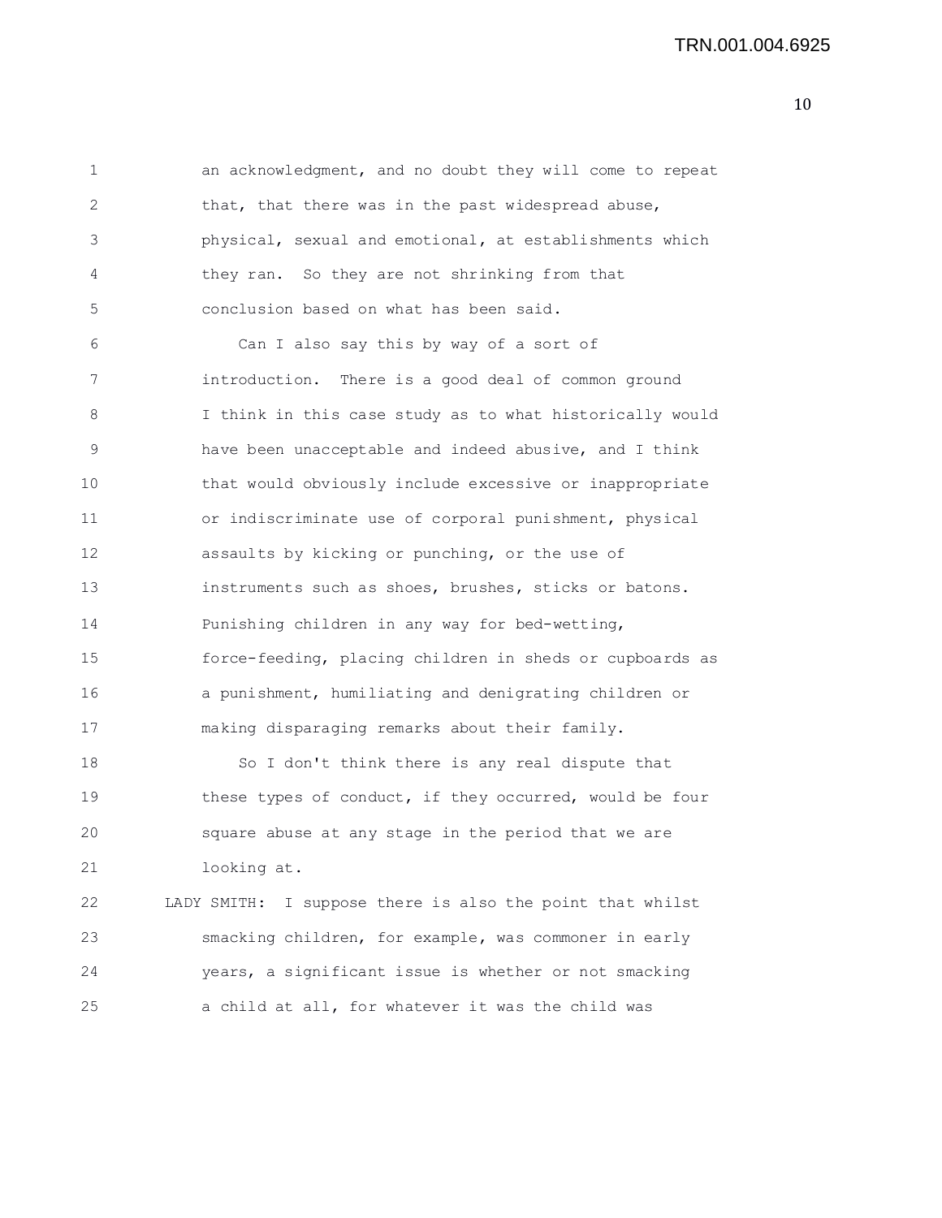an acknowledgment, and no doubt they will come to repeat that, that there was in the past widespread abuse, physical, sexual and emotional, at establishments which they ran. So they are not shrinking from that conclusion based on what has been said.

Can I also say this by way of a sort of introduction. There is a good deal of common ground I think in this case study as to what historically would have been unacceptable and indeed abusive, and I think that would obviously include excessive or inappropriate or indiscriminate use of corporal punishment, physical assaults by kicking or punching, or the use of instruments such as shoes, brushes, sticks or batons. Punishing children in any way for bed-wetting, force-feeding, placing children in sheds or cupboards as a punishment, humiliating and denigrating children or making disparaging remarks about their family.

So I don't think there is any real dispute that these types of conduct, if they occurred, would be four square abuse at any stage in the period that we are looking at.

LADY SMITH: I suppose there is also the point that whilst smacking children, for example, was commoner in early years, a significant issue is whether or not smacking a child at all, for whatever it was the child was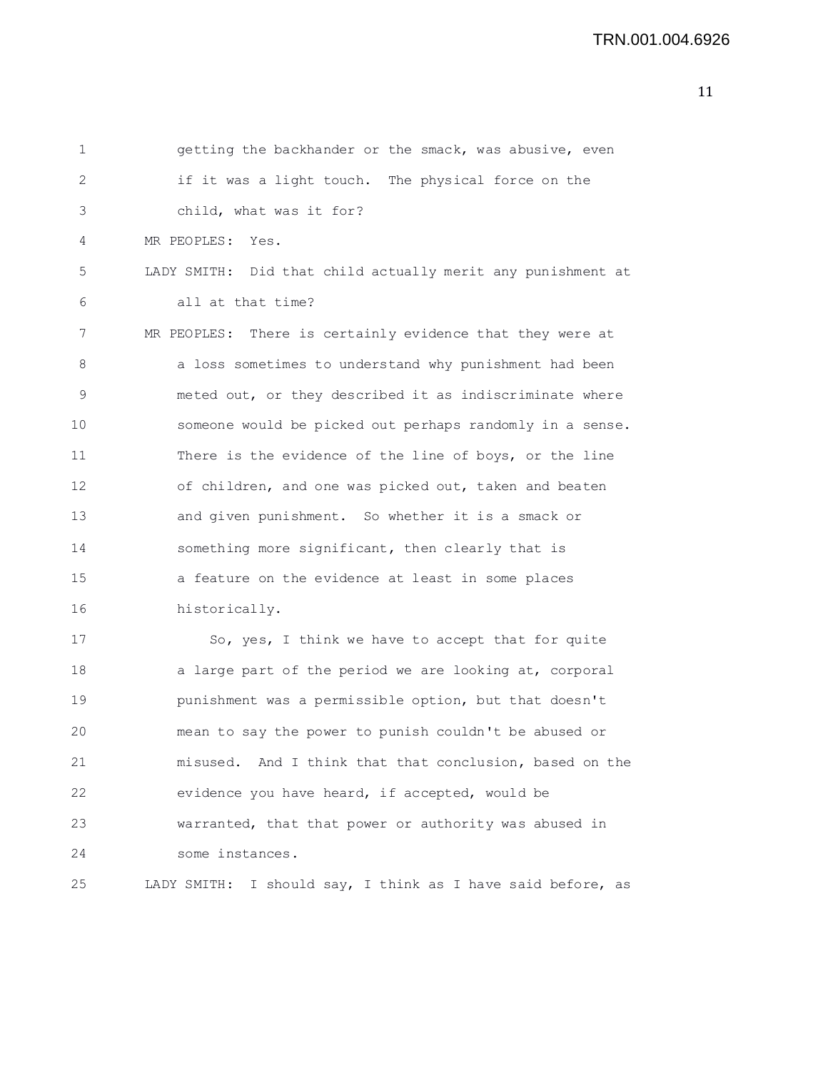getting the backhander or the smack, was abusive, even if it was a light touch. The physical force on the child, what was it for?

MR PEOPLES: Yes.

LADY SMITH: Did that child actually merit any punishment at all at that time?

MR PEOPLES: There is certainly evidence that they were at a loss sometimes to understand why punishment had been meted out, or they described it as indiscriminate where someone would be picked out perhaps randomly in a sense. There is the evidence of the line of boys, or the line of children, and one was picked out, taken and beaten and given punishment. So whether it is a smack or something more significant, then clearly that is a feature on the evidence at least in some places historically.

So, yes, I think we have to accept that for quite a large part of the period we are looking at, corporal punishment was a permissible option, but that doesn't mean to say the power to punish couldn't be abused or misused. And I think that that conclusion, based on the evidence you have heard, if accepted, would be warranted, that that power or authority was abused in some instances.

LADY SMITH: I should say, I think as I have said before, as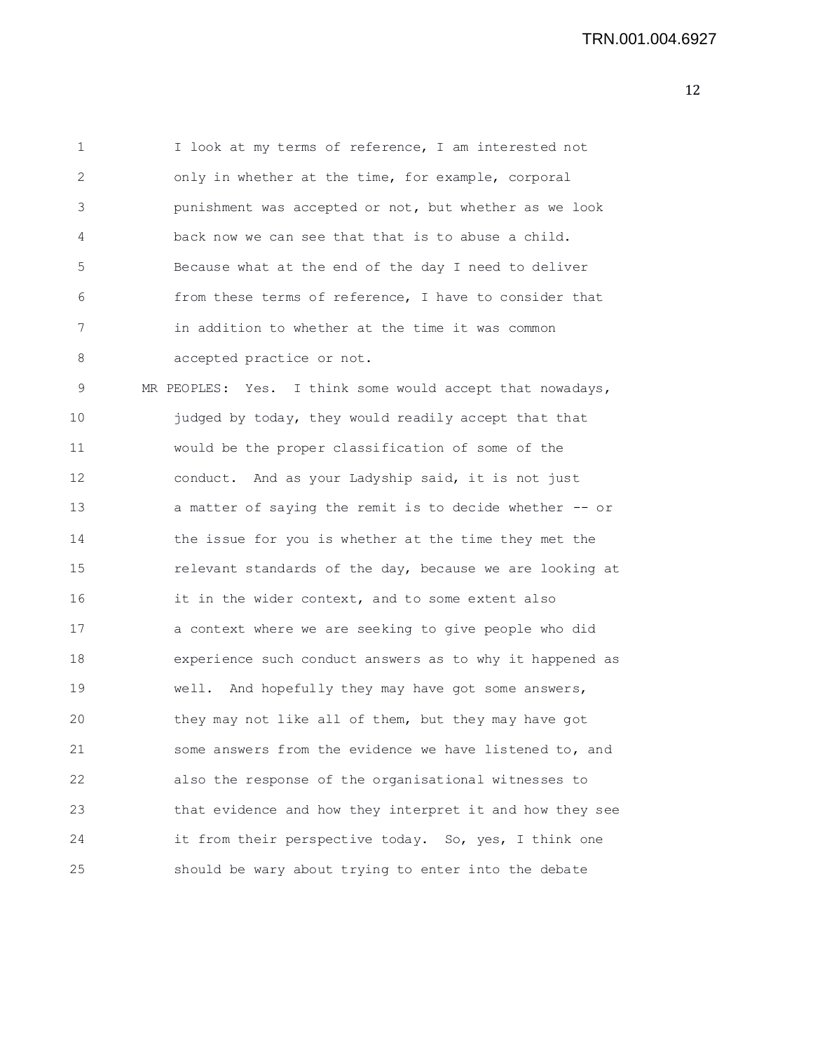I look at my terms of reference, I am interested not only in whether at the time, for example, corporal punishment was accepted or not, but whether as we look back now we can see that that is to abuse a child. Because what at the end of the day I need to deliver from these terms of reference, I have to consider that in addition to whether at the time it was common accepted practice or not.

MR PEOPLES: Yes. I think some would accept that nowadays, judged by today, they would readily accept that that would be the proper classification of some of the conduct. And as your Ladyship said, it is not just a matter of saying the remit is to decide whether -- or the issue for you is whether at the time they met the relevant standards of the day, because we are looking at it in the wider context, and to some extent also a context where we are seeking to give people who did experience such conduct answers as to why it happened as well. And hopefully they may have got some answers, they may not like all of them, but they may have got some answers from the evidence we have listened to, and also the response of the organisational witnesses to that evidence and how they interpret it and how they see it from their perspective today. So, yes, I think one should be wary about trying to enter into the debate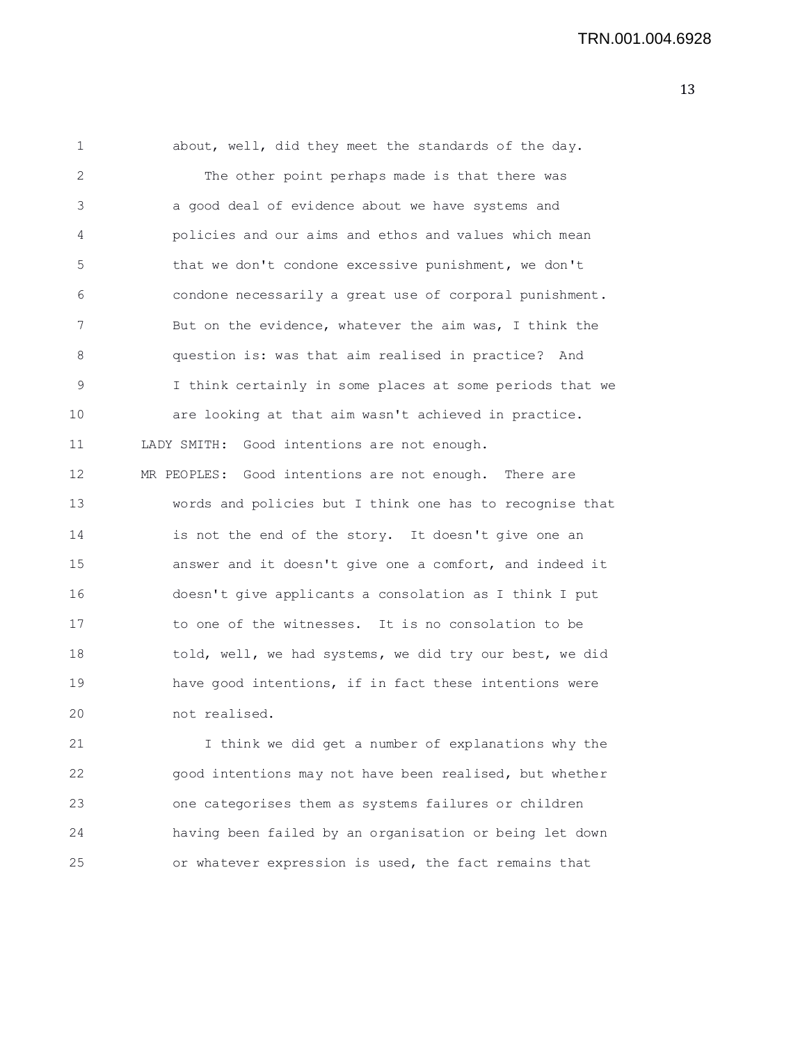about, well, did they meet the standards of the day.

The other point perhaps made is that there was a good deal of evidence about we have systems and policies and our aims and ethos and values which mean that we don't condone excessive punishment, we don't condone necessarily a great use of corporal punishment. But on the evidence, whatever the aim was, I think the question is: was that aim realised in practice? And I think certainly in some places at some periods that we are looking at that aim wasn't achieved in practice.

LADY SMITH: Good intentions are not enough.

MR PEOPLES: Good intentions are not enough. There are words and policies but I think one has to recognise that is not the end of the story. It doesn't give one an answer and it doesn't give one a comfort, and indeed it doesn't give applicants a consolation as I think I put to one of the witnesses. It is no consolation to be told, well, we had systems, we did try our best, we did have good intentions, if in fact these intentions were not realised.

I think we did get a number of explanations why the good intentions may not have been realised, but whether one categorises them as systems failures or children having been failed by an organisation or being let down or whatever expression is used, the fact remains that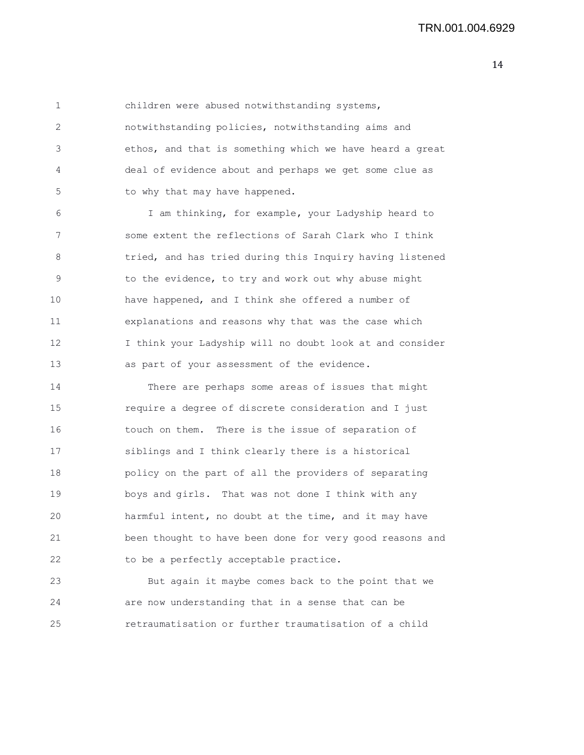children were abused notwithstanding systems, notwithstanding policies, notwithstanding aims and ethos, and that is something which we have heard a great deal of evidence about and perhaps we get some clue as to why that may have happened.

I am thinking, for example, your Ladyship heard to some extent the reflections of Sarah Clark who I think tried, and has tried during this Inquiry having listened to the evidence, to try and work out why abuse might have happened, and I think she offered a number of explanations and reasons why that was the case which I think your Ladyship will no doubt look at and consider as part of your assessment of the evidence.

There are perhaps some areas of issues that might require a degree of discrete consideration and I just touch on them. There is the issue of separation of siblings and I think clearly there is a historical policy on the part of all the providers of separating boys and girls. That was not done I think with any harmful intent, no doubt at the time, and it may have been thought to have been done for very good reasons and to be a perfectly acceptable practice.

But again it maybe comes back to the point that we are now understanding that in a sense that can be retraumatisation or further traumatisation of a child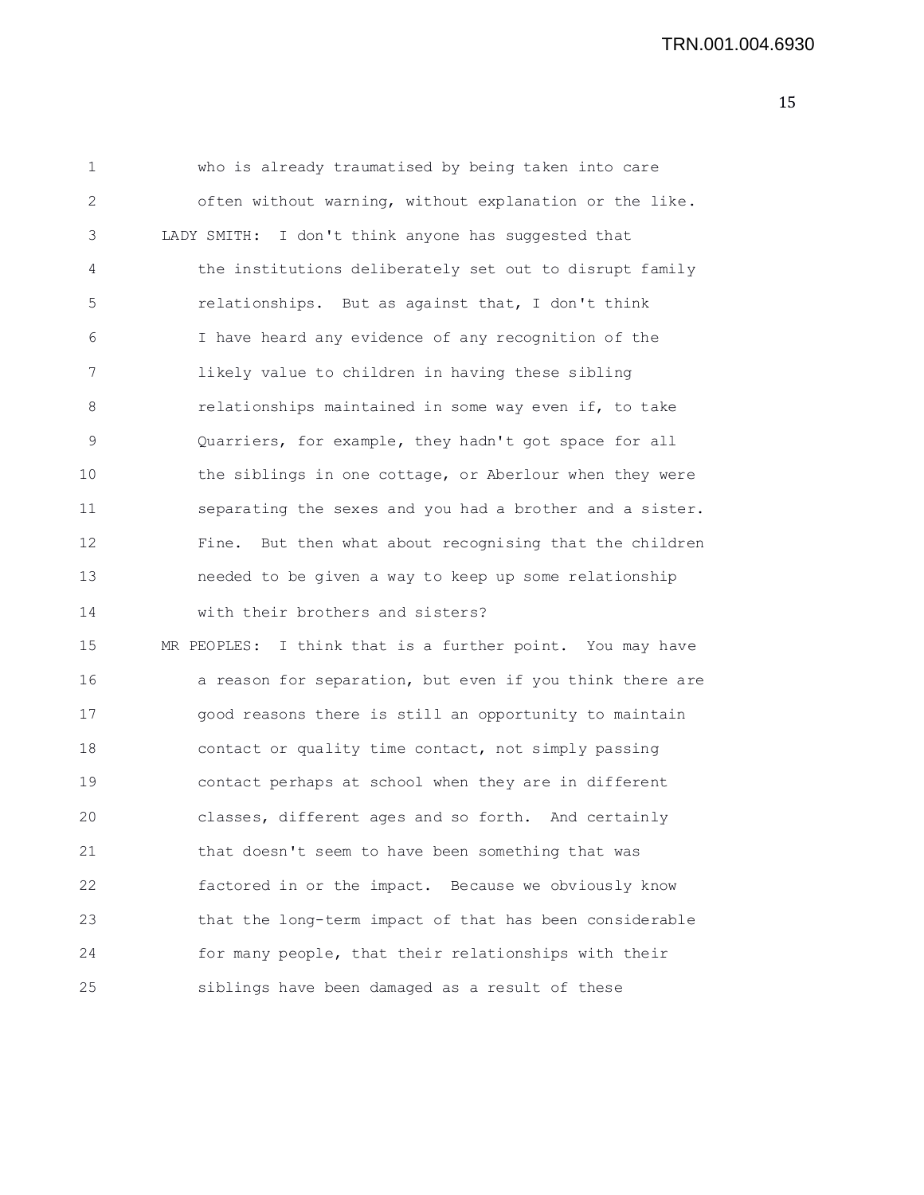who is already traumatised by being taken into care often without warning, without explanation or the like.

LADY SMITH: I don't think anyone has suggested that the institutions deliberately set out to disrupt family relationships. But as against that, I don't think I have heard any evidence of any recognition of the likely value to children in having these sibling relationships maintained in some way even if, to take Quarriers, for example, they hadn't got space for all the siblings in one cottage, or Aberlour when they were separating the sexes and you had a brother and a sister. Fine. But then what about recognising that the children needed to be given a way to keep up some relationship with their brothers and sisters?

MR PEOPLES: I think that is a further point. You may have a reason for separation, but even if you think there are good reasons there is still an opportunity to maintain contact or quality time contact, not simply passing contact perhaps at school when they are in different classes, different ages and so forth. And certainly that doesn't seem to have been something that was factored in or the impact. Because we obviously know that the long-term impact of that has been considerable for many people, that their relationships with their siblings have been damaged as a result of these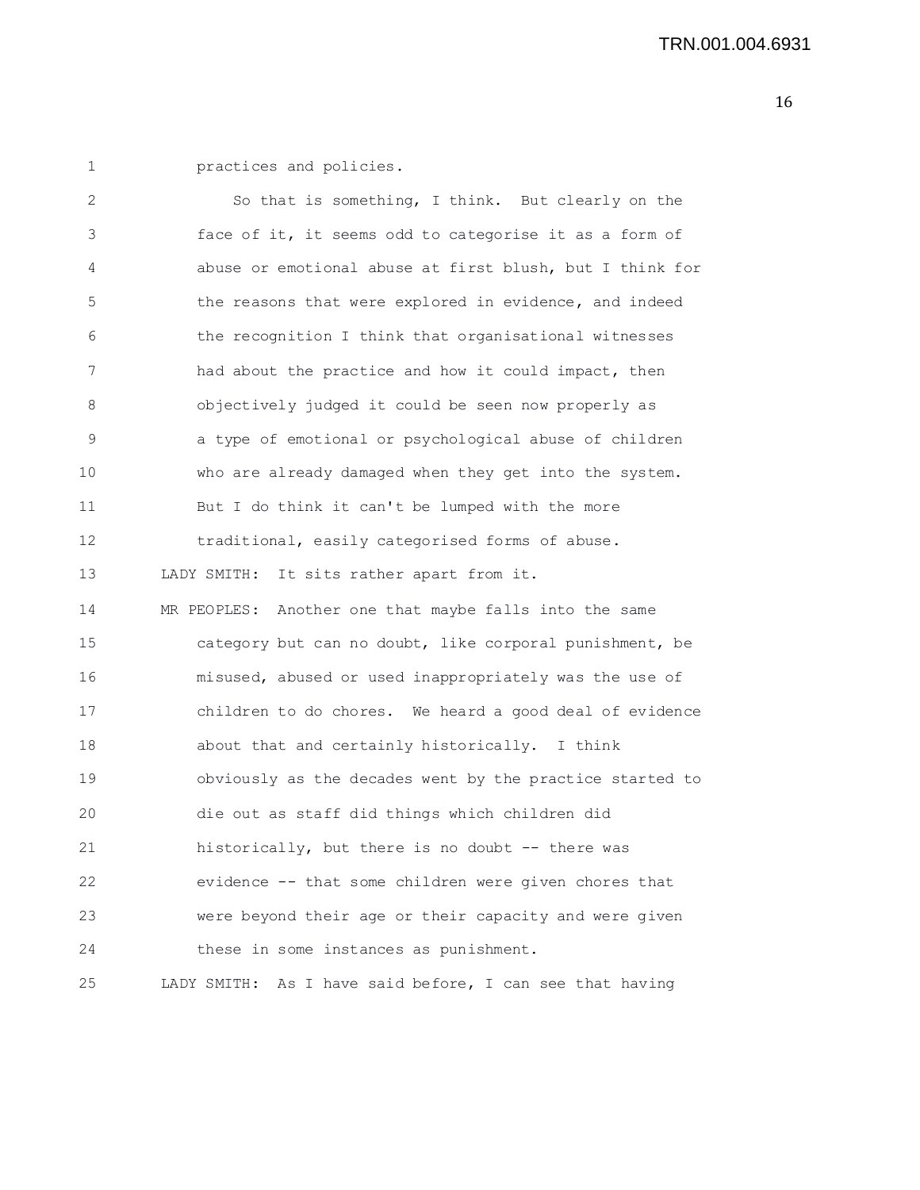practices and policies.

So that is something, I think. But clearly on the face of it, it seems odd to categorise it as a form of abuse or emotional abuse at first blush, but I think for the reasons that were explored in evidence, and indeed the recognition I think that organisational witnesses had about the practice and how it could impact, then objectively judged it could be seen now properly as a type of emotional or psychological abuse of children who are already damaged when they get into the system. But I do think it can't be lumped with the more traditional, easily categorised forms of abuse.

LADY SMITH: It sits rather apart from it.

MR PEOPLES: Another one that maybe falls into the same category but can no doubt, like corporal punishment, be misused, abused or used inappropriately was the use of children to do chores. We heard a good deal of evidence about that and certainly historically. I think obviously as the decades went by the practice started to die out as staff did things which children did historically, but there is no doubt -- there was evidence -- that some children were given chores that were beyond their age or their capacity and were given these in some instances as punishment.

LADY SMITH: As I have said before, I can see that having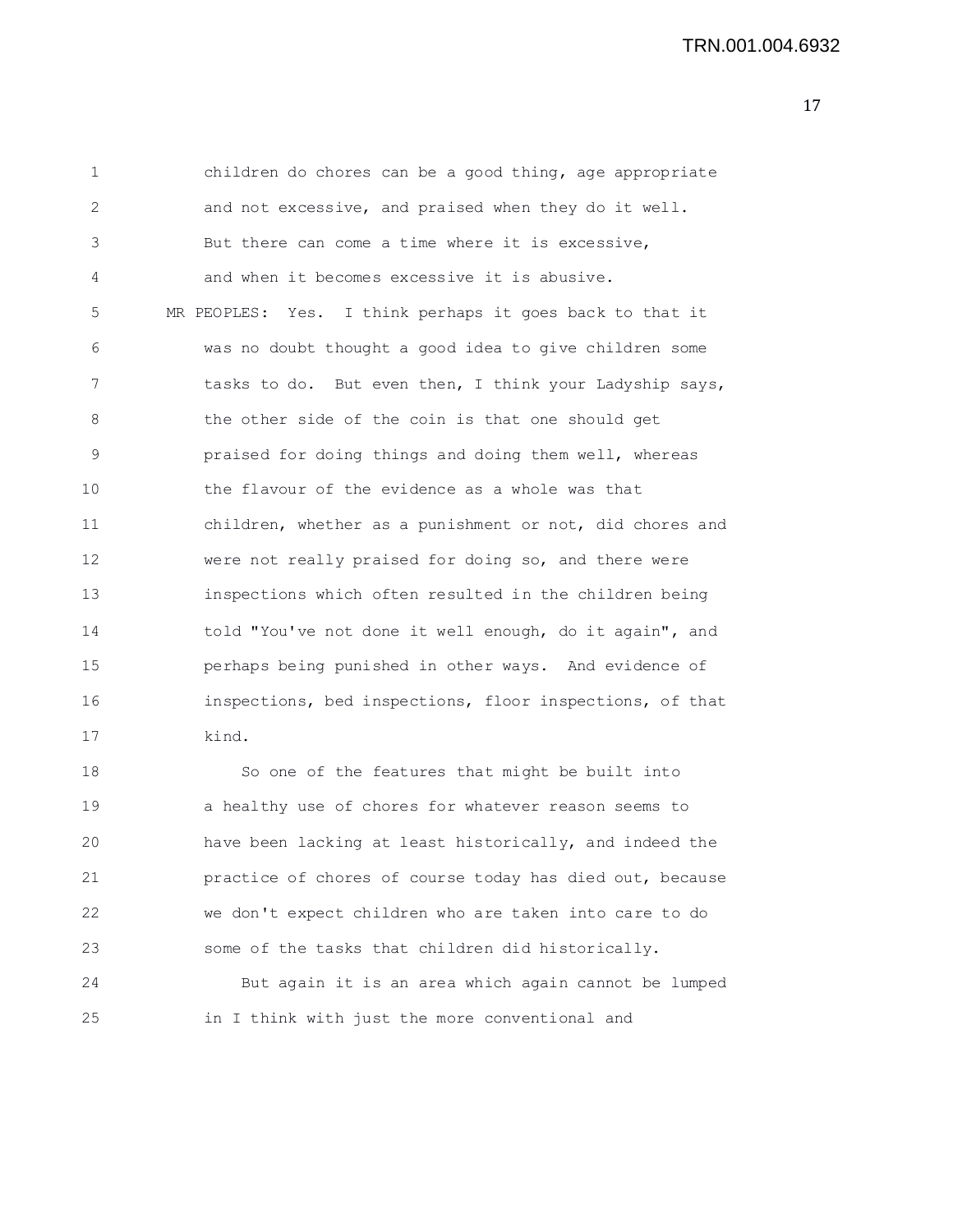children do chores can be a good thing, age appropriate and not excessive, and praised when they do it well. But there can come a time where it is excessive, and when it becomes excessive it is abusive.

MR PEOPLES: Yes. I think perhaps it goes back to that it was no doubt thought a good idea to give children some tasks to do. But even then, I think your Ladyship says, the other side of the coin is that one should get praised for doing things and doing them well, whereas the flavour of the evidence as a whole was that children, whether as a punishment or not, did chores and were not really praised for doing so, and there were inspections which often resulted in the children being told "You've not done it well enough, do it again", and perhaps being punished in other ways. And evidence of inspections, bed inspections, floor inspections, of that kind.

So one of the features that might be built into a healthy use of chores for whatever reason seems to have been lacking at least historically, and indeed the practice of chores of course today has died out, because we don't expect children who are taken into care to do some of the tasks that children did historically.

But again it is an area which again cannot be lumped in I think with just the more conventional and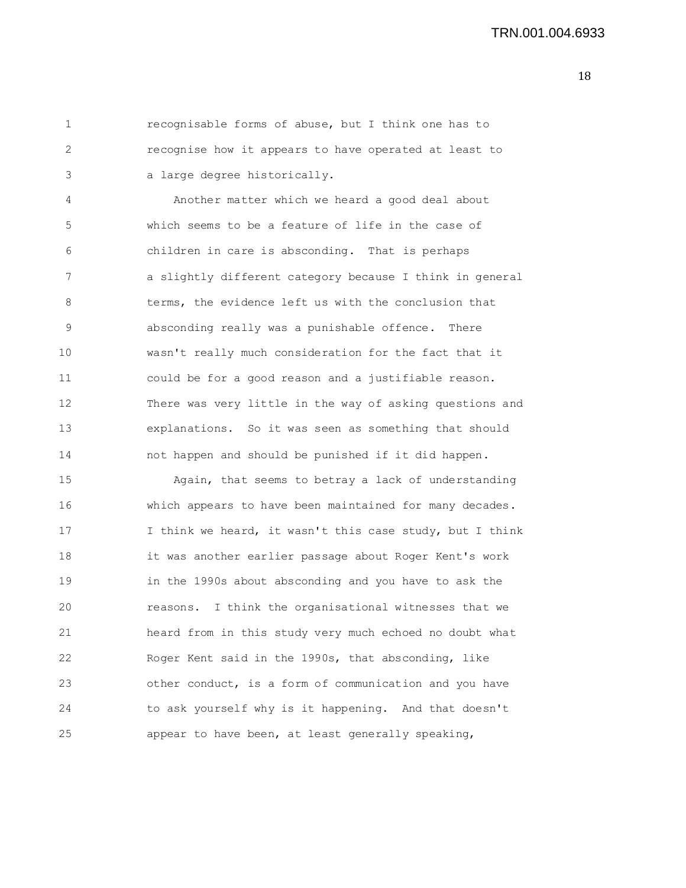recognisable forms of abuse, but I think one has to recognise how it appears to have operated at least to a large degree historically.

Another matter which we heard a good deal about which seems to be a feature of life in the case of children in care is absconding. That is perhaps a slightly different category because I think in general terms, the evidence left us with the conclusion that absconding really was a punishable offence. There wasn't really much consideration for the fact that it could be for a good reason and a justifiable reason. There was very little in the way of asking questions and explanations. So it was seen as something that should not happen and should be punished if it did happen.

Again, that seems to betray a lack of understanding which appears to have been maintained for many decades. I think we heard, it wasn't this case study, but I think it was another earlier passage about Roger Kent's work in the 1990s about absconding and you have to ask the reasons. I think the organisational witnesses that we heard from in this study very much echoed no doubt what Roger Kent said in the 1990s, that absconding, like other conduct, is a form of communication and you have to ask yourself why is it happening. And that doesn't appear to have been, at least generally speaking,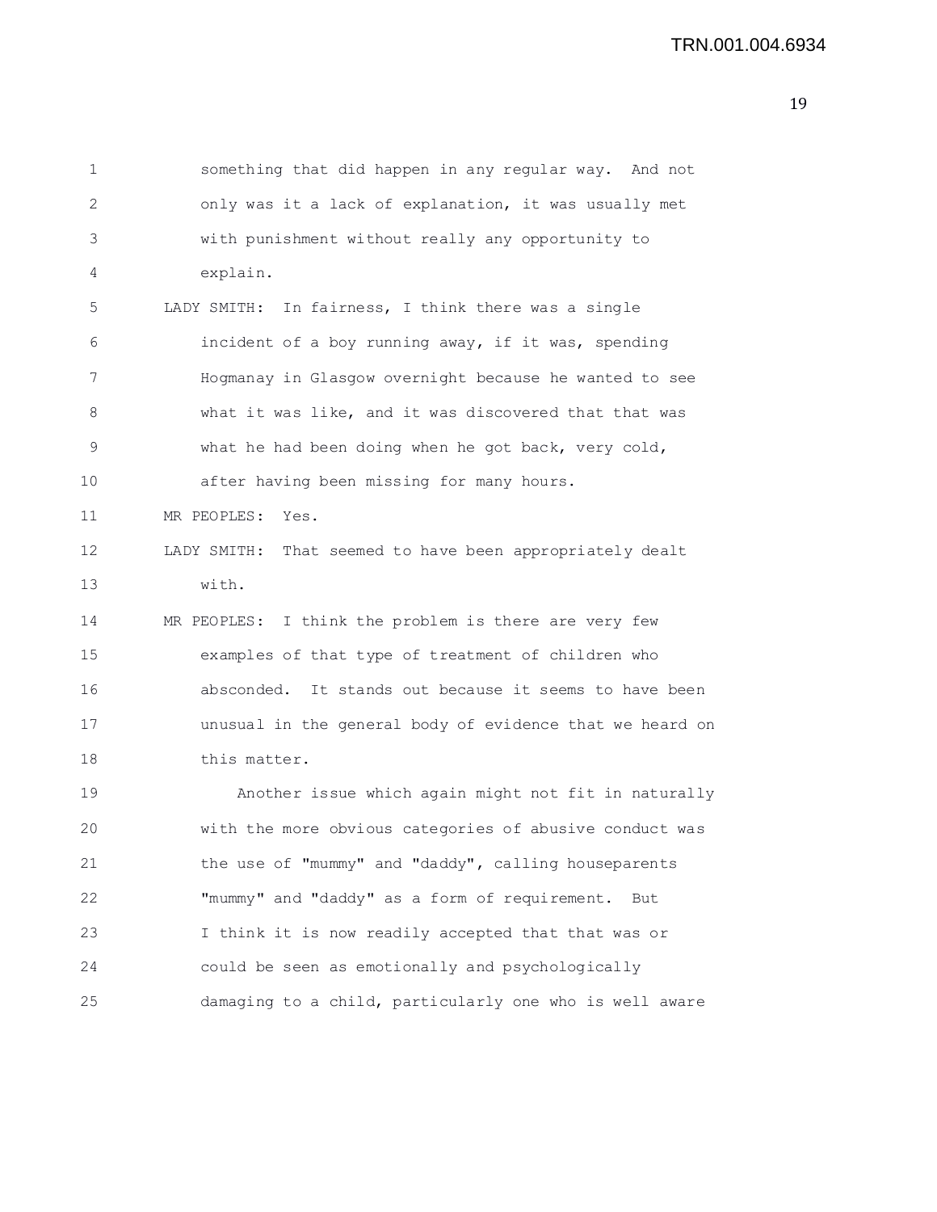something that did happen in any regular way. And not only was it a lack of explanation, it was usually met with punishment without really any opportunity to explain.

LADY SMITH: In fairness, I think there was a single incident of a boy running away, if it was, spending Hogmanay in Glasgow overnight because he wanted to see what it was like, and it was discovered that that was what he had been doing when he got back, very cold, after having been missing for many hours.

MR PEOPLES: Yes.

LADY SMITH: That seemed to have been appropriately dealt with.

MR PEOPLES: I think the problem is there are very few examples of that type of treatment of children who absconded. It stands out because it seems to have been unusual in the general body of evidence that we heard on this matter.

Another issue which again might not fit in naturally with the more obvious categories of abusive conduct was the use of "mummy" and "daddy", calling houseparents "mummy" and "daddy" as a form of requirement. But I think it is now readily accepted that that was or could be seen as emotionally and psychologically damaging to a child, particularly one who is well aware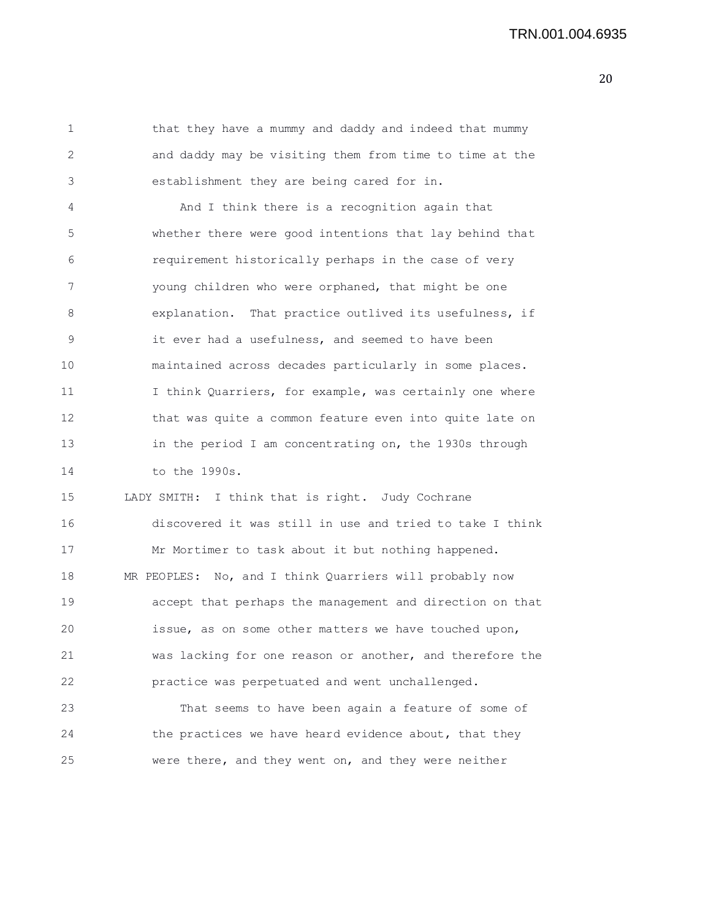that they have a mummy and daddy and indeed that mummy and daddy may be visiting them from time to time at the establishment they are being cared for in.

And I think there is a recognition again that whether there were good intentions that lay behind that requirement historically perhaps in the case of very young children who were orphaned, that might be one explanation. That practice outlived its usefulness, if it ever had a usefulness, and seemed to have been maintained across decades particularly in some places. I think Quarriers, for example, was certainly one where that was quite a common feature even into quite late on in the period I am concentrating on, the 1930s through to the 1990s.

LADY SMITH: I think that is right. Judy Cochrane discovered it was still in use and tried to take I think Mr Mortimer to task about it but nothing happened.

MR PEOPLES: No, and I think Quarriers will probably now accept that perhaps the management and direction on that issue, as on some other matters we have touched upon, was lacking for one reason or another, and therefore the practice was perpetuated and went unchallenged.

That seems to have been again a feature of some of the practices we have heard evidence about, that they were there, and they went on, and they were neither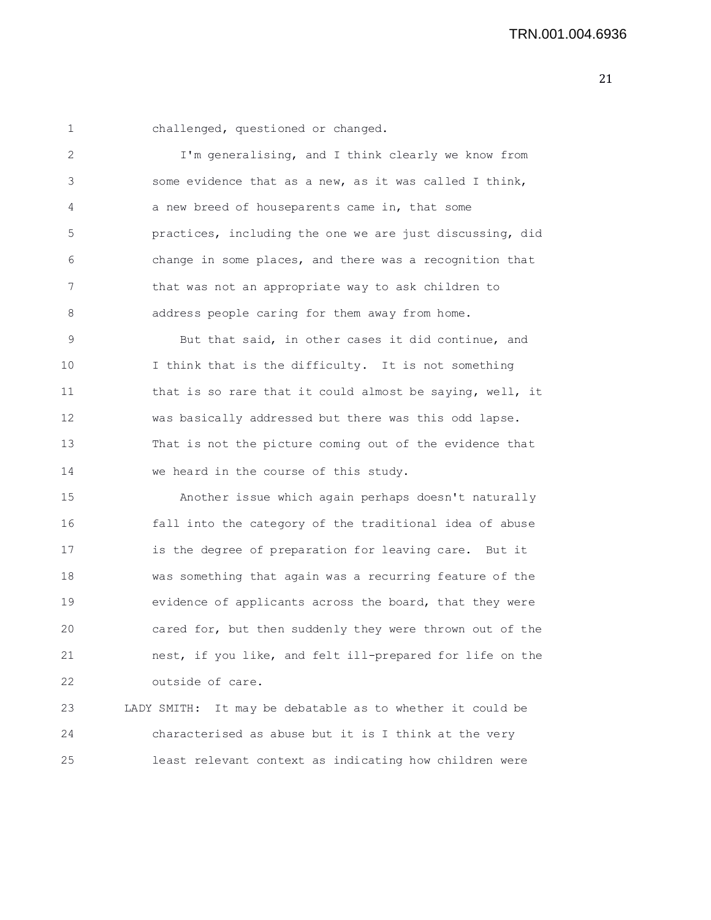challenged, questioned or changed.

I'm generalising, and I think clearly we know from some evidence that as a new, as it was called I think, a new breed of houseparents came in, that some practices, including the one we are just discussing, did change in some places, and there was a recognition that that was not an appropriate way to ask children to address people caring for them away from home.

But that said, in other cases it did continue, and I think that is the difficulty. It is not something that is so rare that it could almost be saying, well, it was basically addressed but there was this odd lapse. That is not the picture coming out of the evidence that we heard in the course of this study.

Another issue which again perhaps doesn't naturally fall into the category of the traditional idea of abuse is the degree of preparation for leaving care. But it was something that again was a recurring feature of the evidence of applicants across the board, that they were cared for, but then suddenly they were thrown out of the nest, if you like, and felt ill-prepared for life on the outside of care.

LADY SMITH: It may be debatable as to whether it could be characterised as abuse but it is I think at the very least relevant context as indicating how children were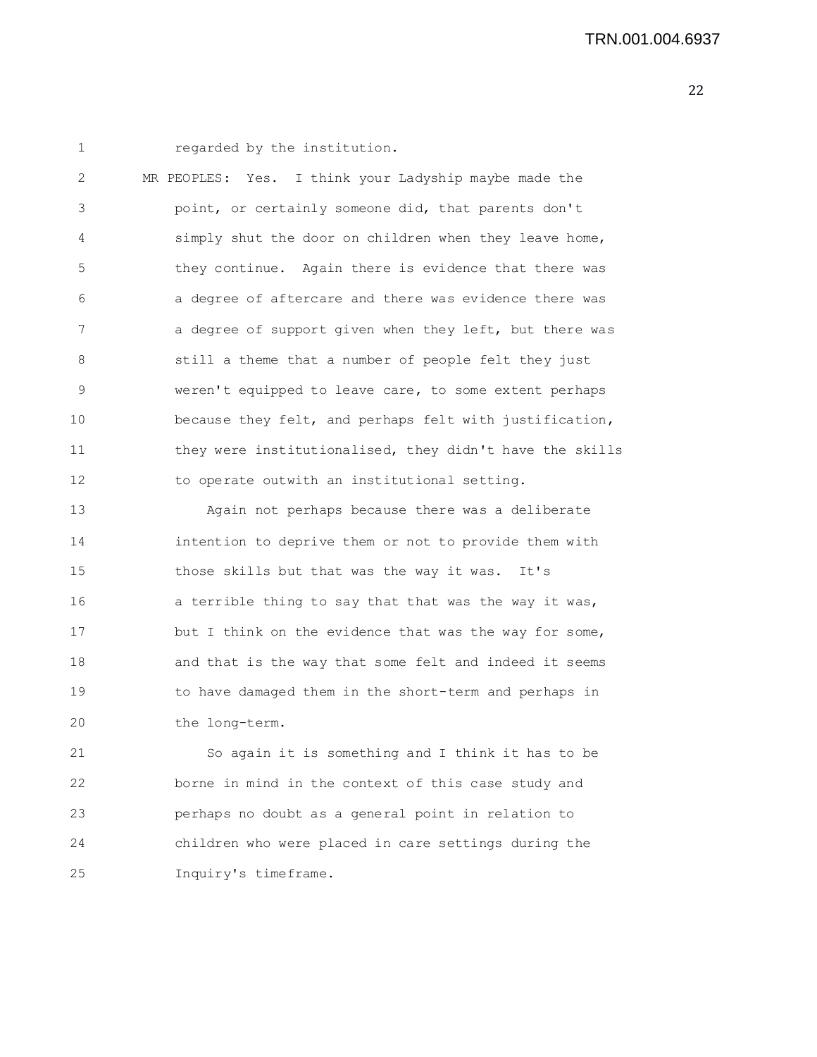regarded by the institution.

MR PEOPLES: Yes. I think your Ladyship maybe made the point, or certainly someone did, that parents don't simply shut the door on children when they leave home, they continue. Again there is evidence that there was a degree of aftercare and there was evidence there was a degree of support given when they left, but there was still a theme that a number of people felt they just weren't equipped to leave care, to some extent perhaps because they felt, and perhaps felt with justification, they were institutionalised, they didn't have the skills to operate outwith an institutional setting.

Again not perhaps because there was a deliberate intention to deprive them or not to provide them with those skills but that was the way it was. It's a terrible thing to say that that was the way it was, but I think on the evidence that was the way for some, and that is the way that some felt and indeed it seems to have damaged them in the short-term and perhaps in the long-term.

So again it is something and I think it has to be borne in mind in the context of this case study and perhaps no doubt as a general point in relation to children who were placed in care settings during the Inquiry's timeframe.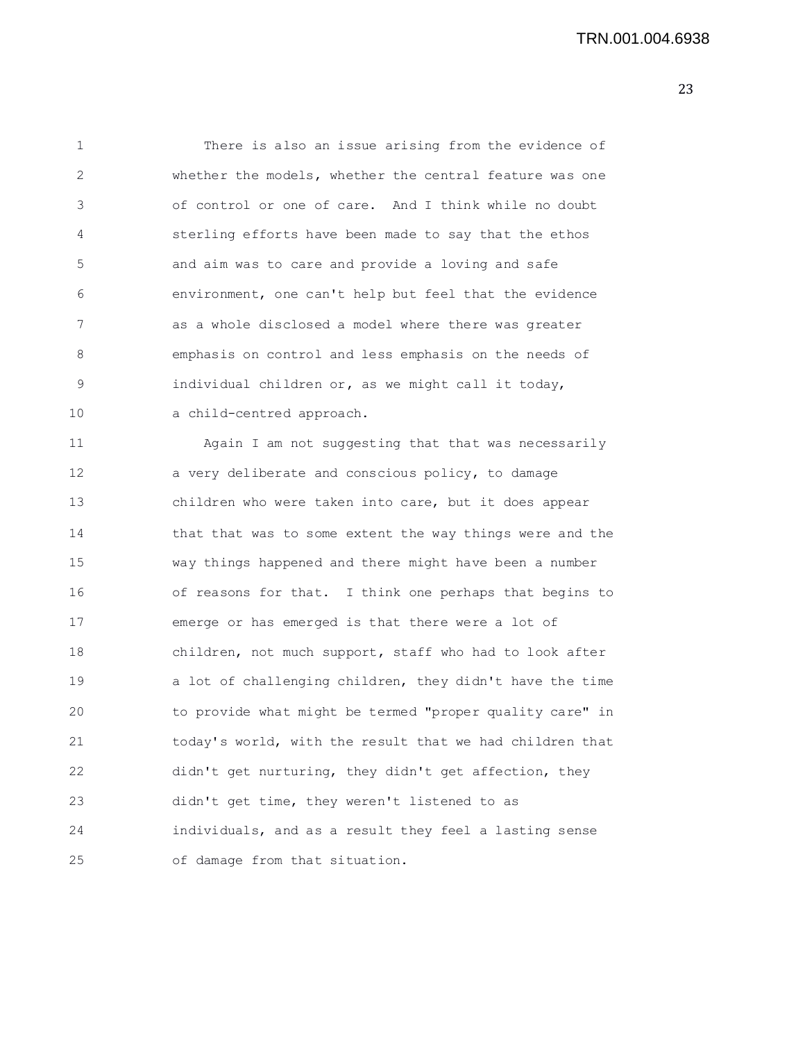There is also an issue arising from the evidence of whether the models, whether the central feature was one of control or one of care. And I think while no doubt sterling efforts have been made to say that the ethos and aim was to care and provide a loving and safe environment, one can't help but feel that the evidence as a whole disclosed a model where there was greater emphasis on control and less emphasis on the needs of individual children or, as we might call it today, a child-centred approach.

Again I am not suggesting that that was necessarily a very deliberate and conscious policy, to damage children who were taken into care, but it does appear that that was to some extent the way things were and the way things happened and there might have been a number of reasons for that. I think one perhaps that begins to emerge or has emerged is that there were a lot of children, not much support, staff who had to look after a lot of challenging children, they didn't have the time to provide what might be termed "proper quality care" in today's world, with the result that we had children that didn't get nurturing, they didn't get affection, they didn't get time, they weren't listened to as individuals, and as a result they feel a lasting sense of damage from that situation.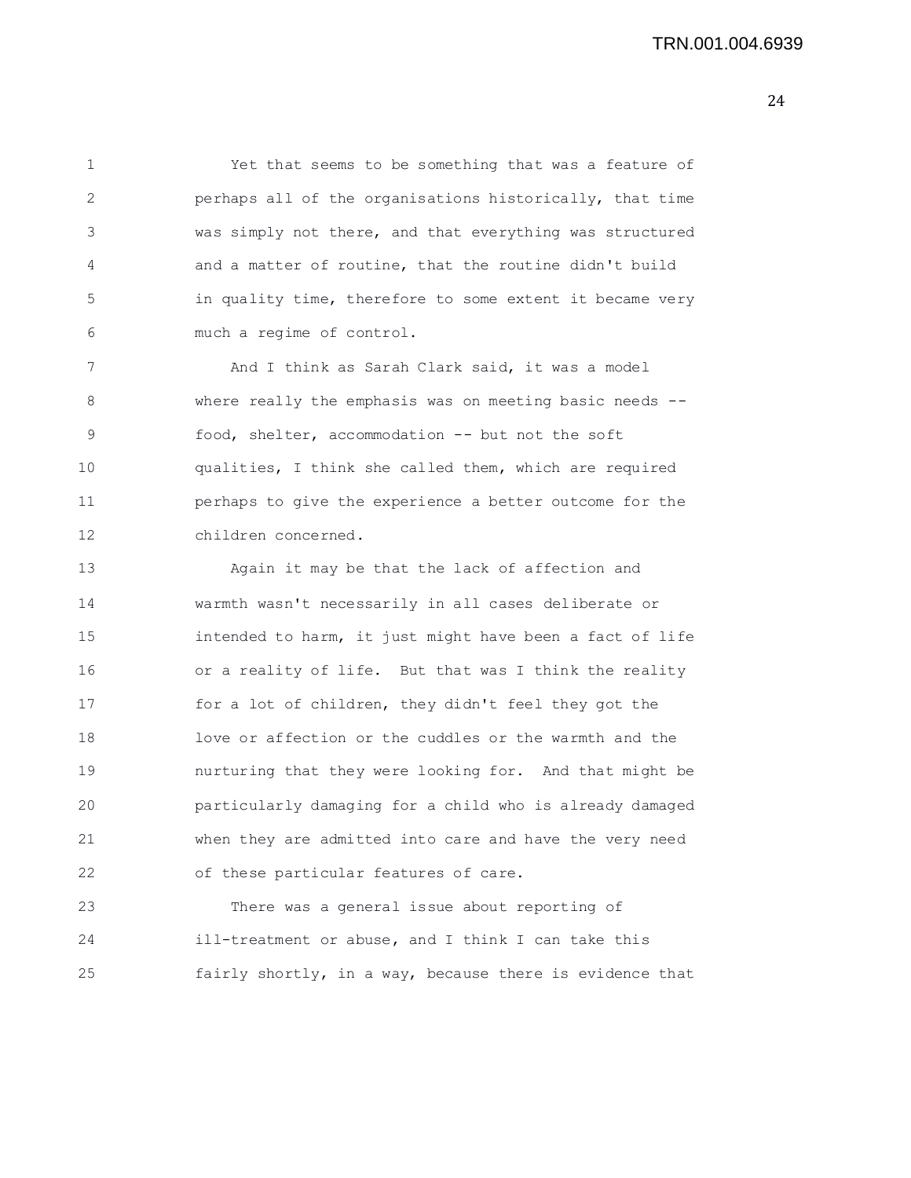Yet that seems to be something that was a feature of perhaps all of the organisations historically, that time was simply not there, and that everything was structured and a matter of routine, that the routine didn't build in quality time, therefore to some extent it became very much a regime of control.

And I think as Sarah Clark said, it was a model where really the emphasis was on meeting basic needs -- food, shelter, accommodation -- but not the soft qualities, I think she called them, which are required perhaps to give the experience a better outcome for the children concerned.

Again it may be that the lack of affection and warmth wasn't necessarily in all cases deliberate or intended to harm, it just might have been a fact of life or a reality of life. But that was I think the reality for a lot of children, they didn't feel they got the love or affection or the cuddles or the warmth and the nurturing that they were looking for. And that might be particularly damaging for a child who is already damaged when they are admitted into care and have the very need of these particular features of care.

There was a general issue about reporting of ill-treatment or abuse, and I think I can take this fairly shortly, in a way, because there is evidence that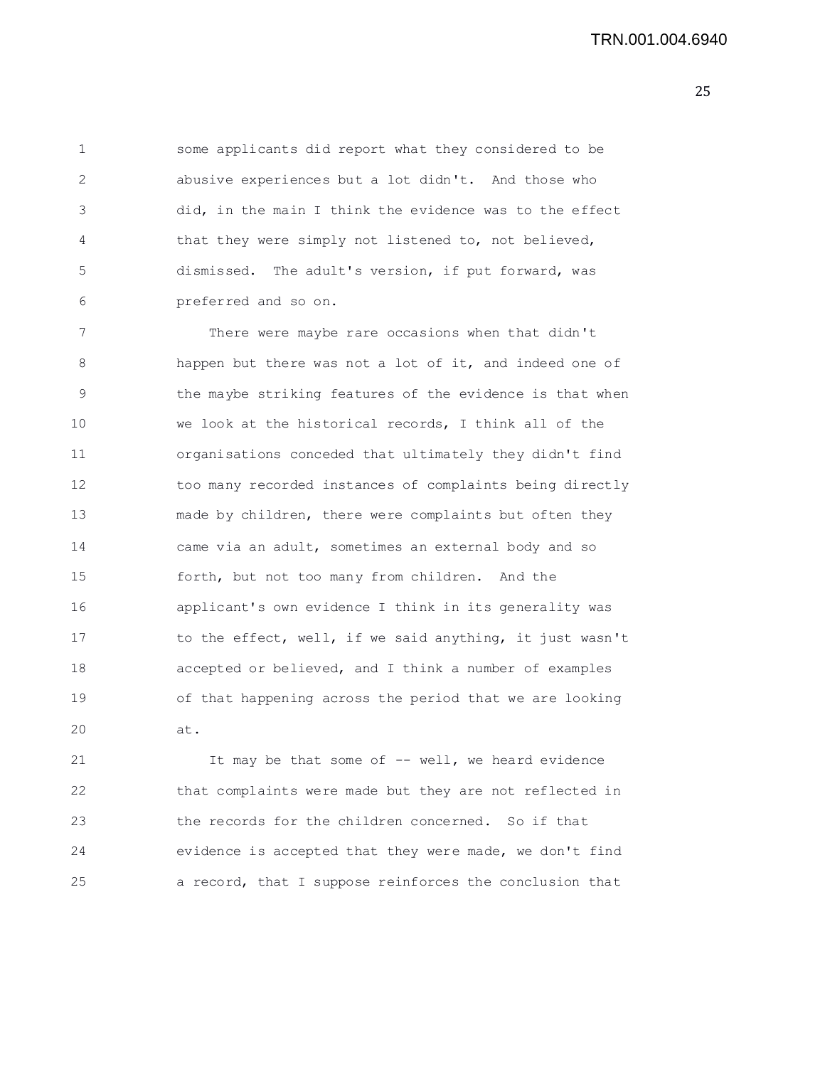some applicants did report what they considered to be abusive experiences but a lot didn't. And those who did, in the main I think the evidence was to the effect that they were simply not listened to, not believed, dismissed. The adult's version, if put forward, was preferred and so on.

There were maybe rare occasions when that didn't happen but there was not a lot of it, and indeed one of the maybe striking features of the evidence is that when we look at the historical records, I think all of the organisations conceded that ultimately they didn't find too many recorded instances of complaints being directly made by children, there were complaints but often they came via an adult, sometimes an external body and so forth, but not too many from children. And the applicant's own evidence I think in its generality was to the effect, well, if we said anything, it just wasn't accepted or believed, and I think a number of examples of that happening across the period that we are looking at.

It may be that some of -- well, we heard evidence that complaints were made but they are not reflected in the records for the children concerned. So if that evidence is accepted that they were made, we don't find a record, that I suppose reinforces the conclusion that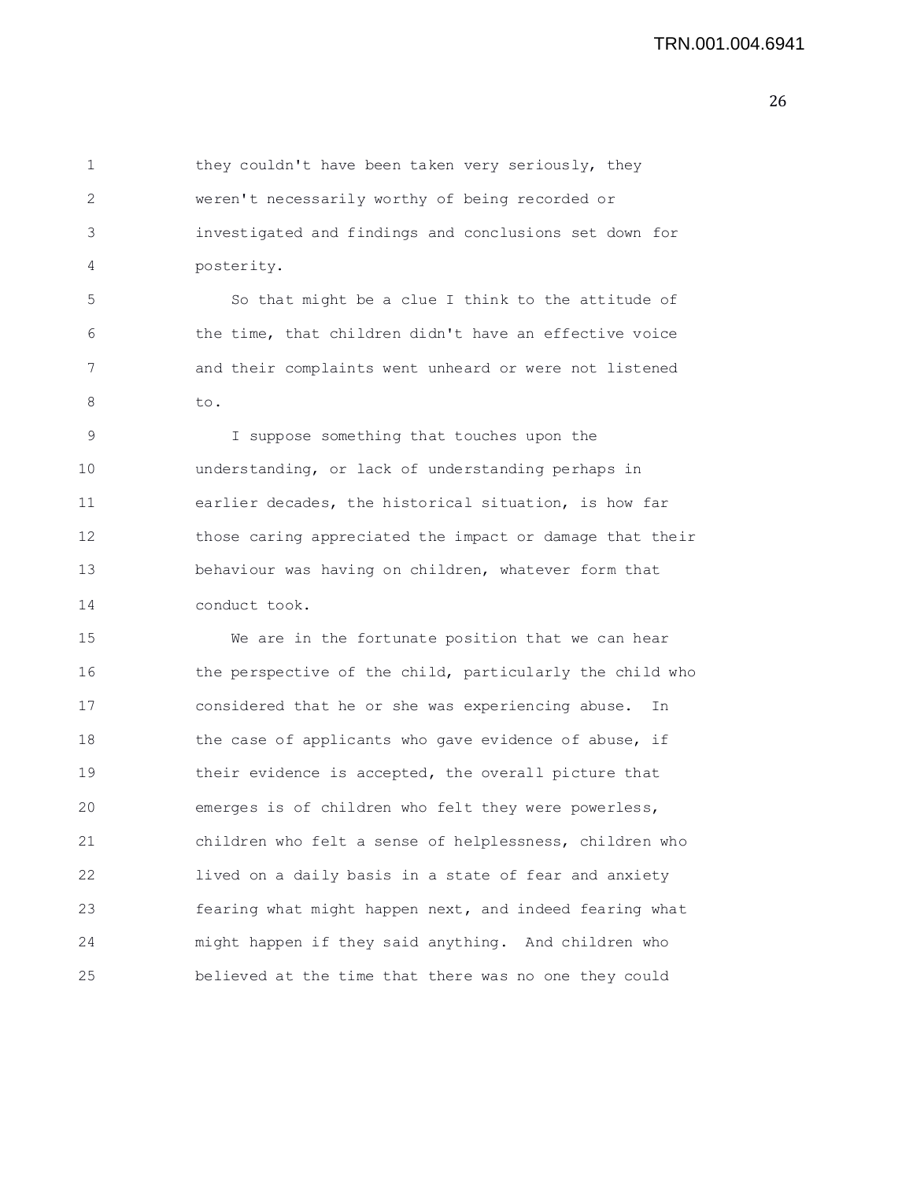they couldn't have been taken very seriously, they weren't necessarily worthy of being recorded or investigated and findings and conclusions set down for posterity.

So that might be a clue I think to the attitude of the time, that children didn't have an effective voice and their complaints went unheard or were not listened to.

I suppose something that touches upon the understanding, or lack of understanding perhaps in earlier decades, the historical situation, is how far those caring appreciated the impact or damage that their behaviour was having on children, whatever form that conduct took.

We are in the fortunate position that we can hear the perspective of the child, particularly the child who considered that he or she was experiencing abuse. In the case of applicants who gave evidence of abuse, if their evidence is accepted, the overall picture that emerges is of children who felt they were powerless, children who felt a sense of helplessness, children who lived on a daily basis in a state of fear and anxiety fearing what might happen next, and indeed fearing what might happen if they said anything. And children who believed at the time that there was no one they could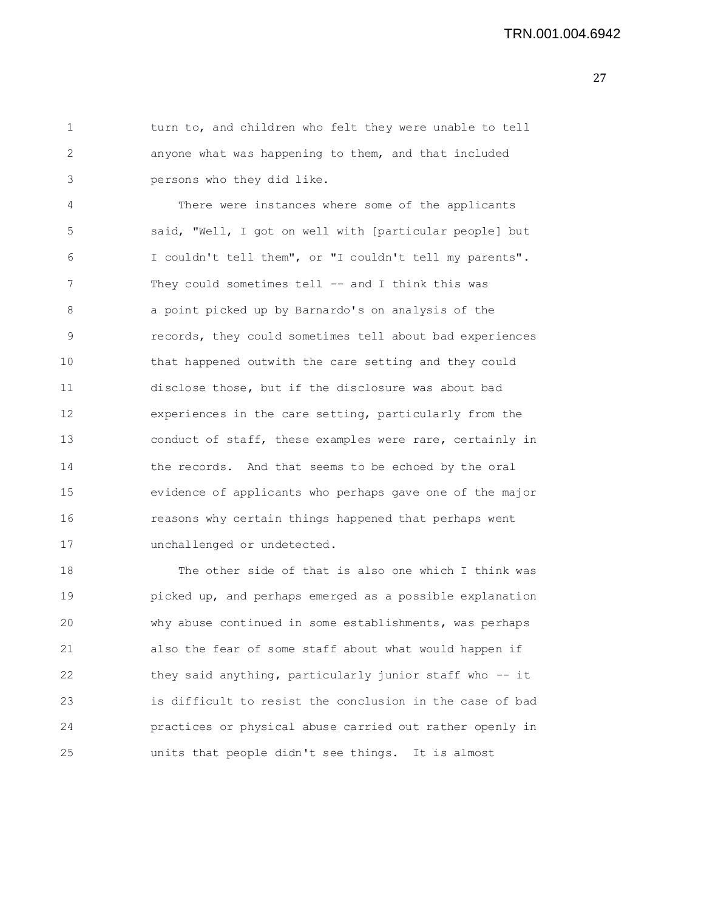turn to, and children who felt they were unable to tell anyone what was happening to them, and that included persons who they did like.

There were instances where some of the applicants said, "Well, I got on well with [particular people] but I couldn't tell them", or "I couldn't tell my parents". They could sometimes tell -- and I think this was a point picked up by Barnardo's on analysis of the records, they could sometimes tell about bad experiences that happened outwith the care setting and they could disclose those, but if the disclosure was about bad experiences in the care setting, particularly from the conduct of staff, these examples were rare, certainly in the records. And that seems to be echoed by the oral evidence of applicants who perhaps gave one of the major reasons why certain things happened that perhaps went unchallenged or undetected.

The other side of that is also one which I think was picked up, and perhaps emerged as a possible explanation why abuse continued in some establishments, was perhaps also the fear of some staff about what would happen if they said anything, particularly junior staff who -- it is difficult to resist the conclusion in the case of bad practices or physical abuse carried out rather openly in units that people didn't see things. It is almost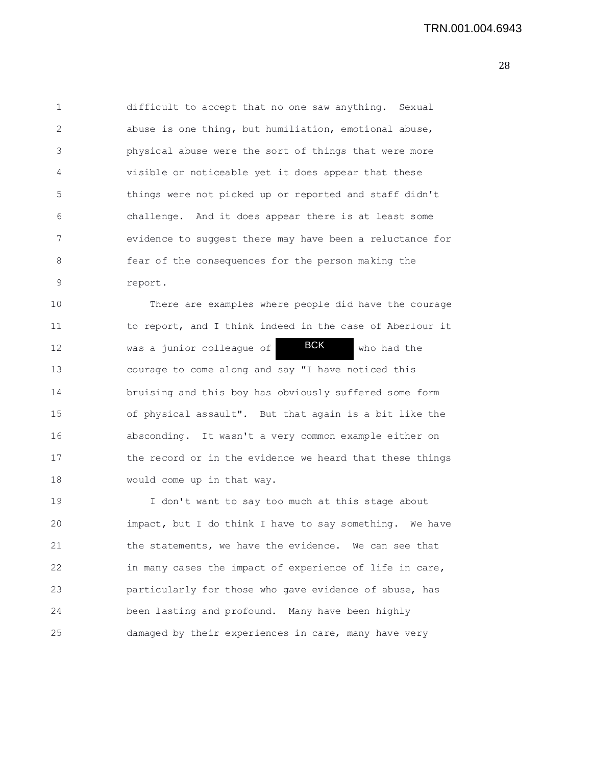difficult to accept that no one saw anything. Sexual abuse is one thing, but humiliation, emotional abuse, physical abuse were the sort of things that were more visible or noticeable yet it does appear that these things were not picked up or reported and staff didn't challenge. And it does appear there is at least some evidence to suggest there may have been a reluctance for fear of the consequences for the person making the report.

There are examples where people did have the courage to report, and I think indeed in the case of Aberlour it was a junior colleague of BCK who had the courage to come along and say "I have noticed this bruising and this boy has obviously suffered some form of physical assault". But that again is a bit like the absconding. It wasn't a very common example either on the record or in the evidence we heard that these things would come up in that way.

I don't want to say too much at this stage about impact, but I do think I have to say something. We have the statements, we have the evidence. We can see that in many cases the impact of experience of life in care, particularly for those who gave evidence of abuse, has been lasting and profound. Many have been highly damaged by their experiences in care, many have very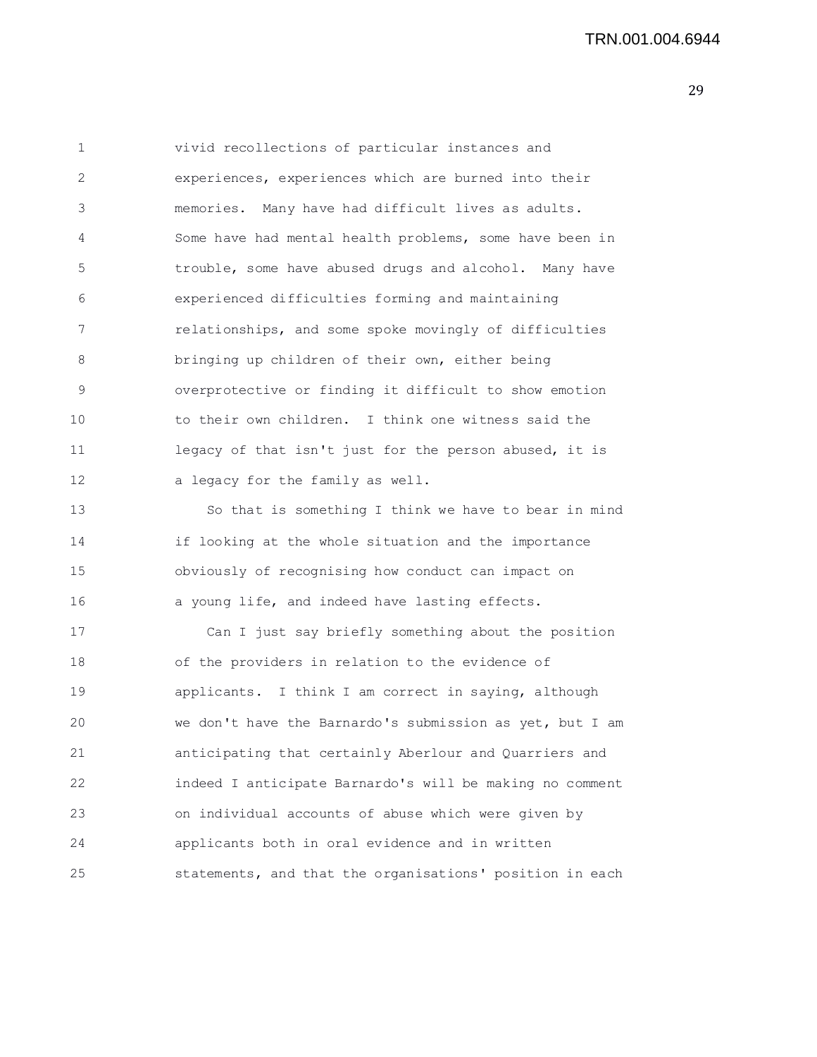vivid recollections of particular instances and experiences, experiences which are burned into their memories. Many have had difficult lives as adults. Some have had mental health problems, some have been in trouble, some have abused drugs and alcohol. Many have experienced difficulties forming and maintaining relationships, and some spoke movingly of difficulties bringing up children of their own, either being overprotective or finding it difficult to show emotion to their own children. I think one witness said the legacy of that isn't just for the person abused, it is a legacy for the family as well.

So that is something I think we have to bear in mind if looking at the whole situation and the importance obviously of recognising how conduct can impact on a young life, and indeed have lasting effects.

Can I just say briefly something about the position of the providers in relation to the evidence of applicants. I think I am correct in saying, although we don't have the Barnardo's submission as yet, but I am anticipating that certainly Aberlour and Quarriers and indeed I anticipate Barnardo's will be making no comment on individual accounts of abuse which were given by applicants both in oral evidence and in written statements, and that the organisations' position in each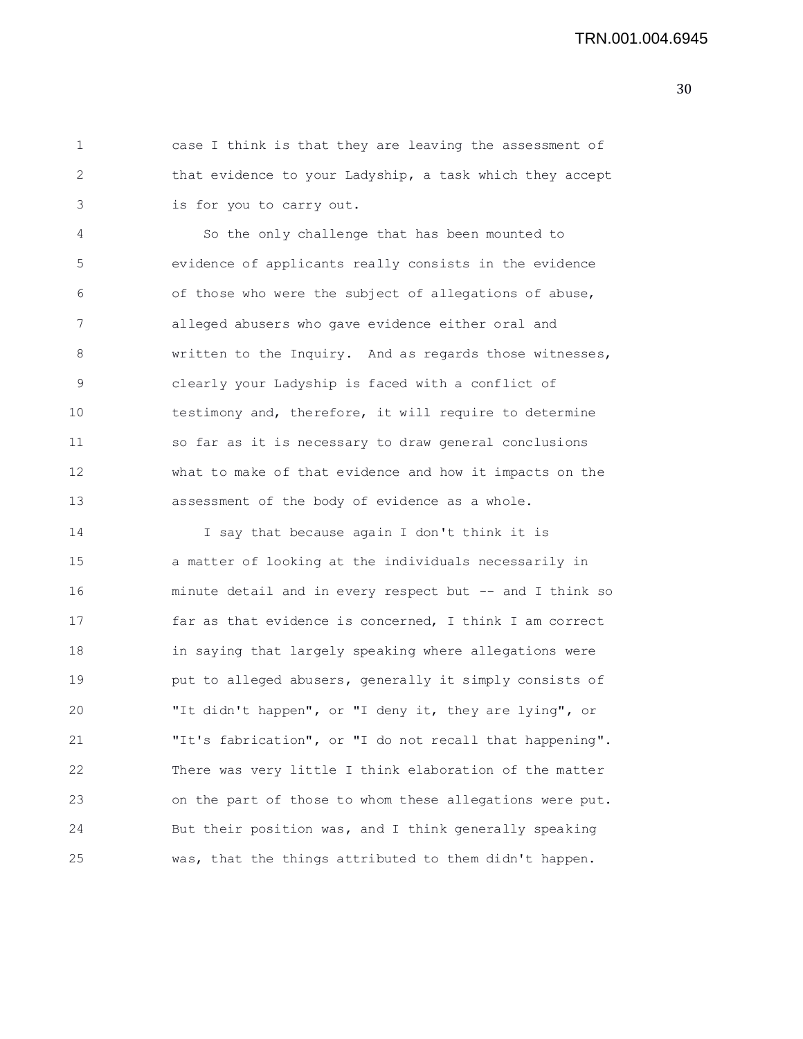case I think is that they are leaving the assessment of that evidence to your Ladyship, a task which they accept is for you to carry out.

So the only challenge that has been mounted to evidence of applicants really consists in the evidence of those who were the subject of allegations of abuse, alleged abusers who gave evidence either oral and written to the Inquiry. And as regards those witnesses, clearly your Ladyship is faced with a conflict of testimony and, therefore, it will require to determine so far as it is necessary to draw general conclusions what to make of that evidence and how it impacts on the assessment of the body of evidence as a whole.

I say that because again I don't think it is a matter of looking at the individuals necessarily in minute detail and in every respect but -- and I think so far as that evidence is concerned, I think I am correct in saying that largely speaking where allegations were put to alleged abusers, generally it simply consists of "It didn't happen", or "I deny it, they are lying", or "It's fabrication", or "I do not recall that happening". There was very little I think elaboration of the matter on the part of those to whom these allegations were put. But their position was, and I think generally speaking was, that the things attributed to them didn't happen.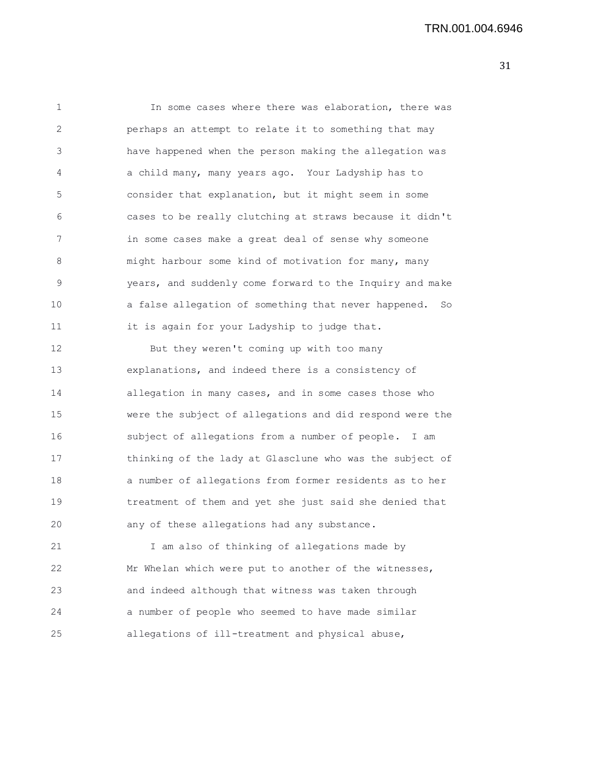In some cases where there was elaboration, there was perhaps an attempt to relate it to something that may have happened when the person making the allegation was a child many, many years ago. Your Ladyship has to consider that explanation, but it might seem in some cases to be really clutching at straws because it didn't in some cases make a great deal of sense why someone might harbour some kind of motivation for many, many years, and suddenly come forward to the Inquiry and make a false allegation of something that never happened. So it is again for your Ladyship to judge that.

But they weren't coming up with too many explanations, and indeed there is a consistency of allegation in many cases, and in some cases those who were the subject of allegations and did respond were the subject of allegations from a number of people. I am thinking of the lady at Glasclune who was the subject of a number of allegations from former residents as to her treatment of them and yet she just said she denied that any of these allegations had any substance.

I am also of thinking of allegations made by Mr Whelan which were put to another of the witnesses, and indeed although that witness was taken through a number of people who seemed to have made similar allegations of ill-treatment and physical abuse,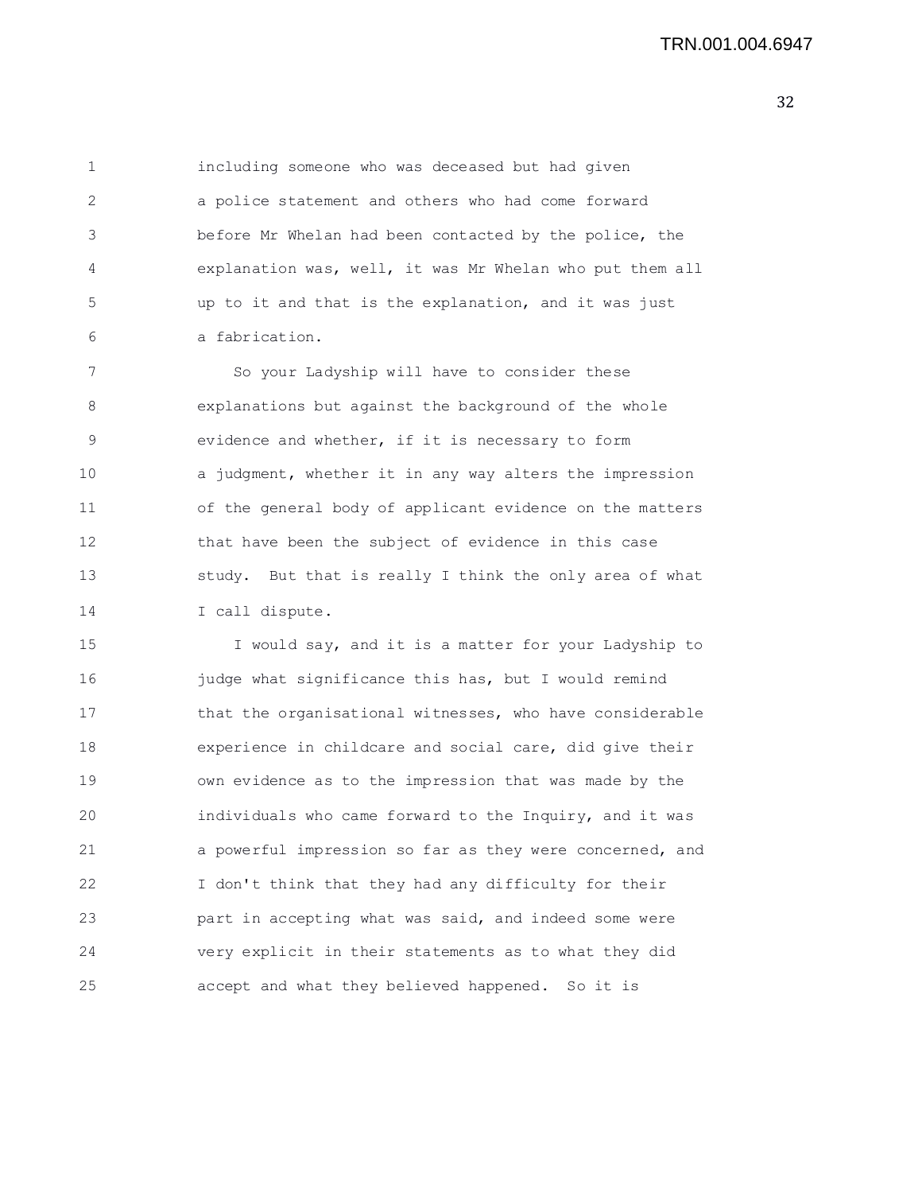including someone who was deceased but had given a police statement and others who had come forward before Mr Whelan had been contacted by the police, the explanation was, well, it was Mr Whelan who put them all up to it and that is the explanation, and it was just a fabrication.

So your Ladyship will have to consider these explanations but against the background of the whole evidence and whether, if it is necessary to form a judgment, whether it in any way alters the impression of the general body of applicant evidence on the matters that have been the subject of evidence in this case study. But that is really I think the only area of what I call dispute.

I would say, and it is a matter for your Ladyship to judge what significance this has, but I would remind that the organisational witnesses, who have considerable experience in childcare and social care, did give their own evidence as to the impression that was made by the individuals who came forward to the Inquiry, and it was a powerful impression so far as they were concerned, and I don't think that they had any difficulty for their part in accepting what was said, and indeed some were very explicit in their statements as to what they did accept and what they believed happened. So it is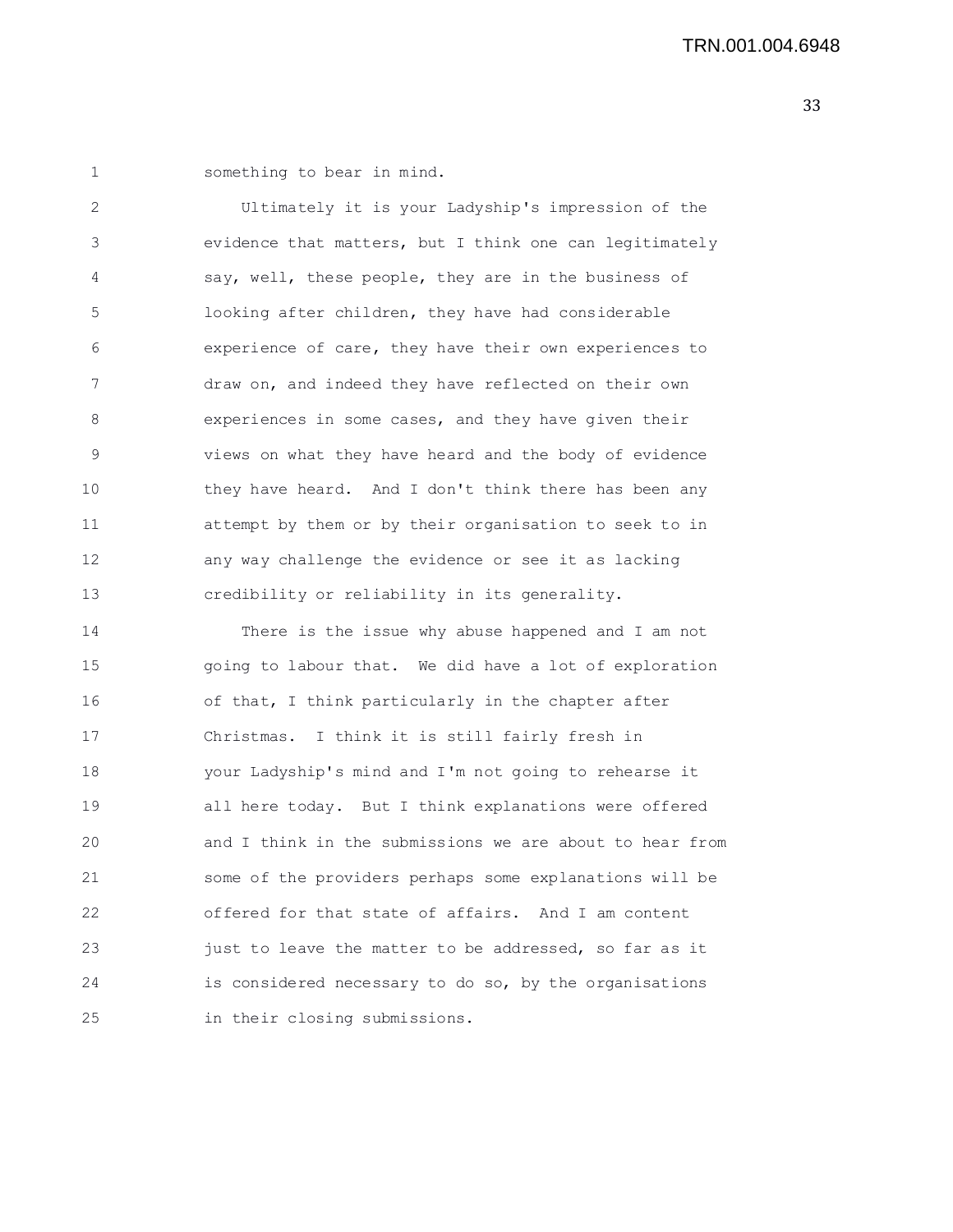something to bear in mind.

Ultimately it is your Ladyship's impression of the evidence that matters, but I think one can legitimately say, well, these people, they are in the business of looking after children, they have had considerable experience of care, they have their own experiences to draw on, and indeed they have reflected on their own experiences in some cases, and they have given their views on what they have heard and the body of evidence they have heard. And I don't think there has been any attempt by them or by their organisation to seek to in any way challenge the evidence or see it as lacking credibility or reliability in its generality.

There is the issue why abuse happened and I am not going to labour that. We did have a lot of exploration of that, I think particularly in the chapter after Christmas. I think it is still fairly fresh in your Ladyship's mind and I'm not going to rehearse it all here today. But I think explanations were offered and I think in the submissions we are about to hear from some of the providers perhaps some explanations will be offered for that state of affairs. And I am content just to leave the matter to be addressed, so far as it is considered necessary to do so, by the organisations in their closing submissions.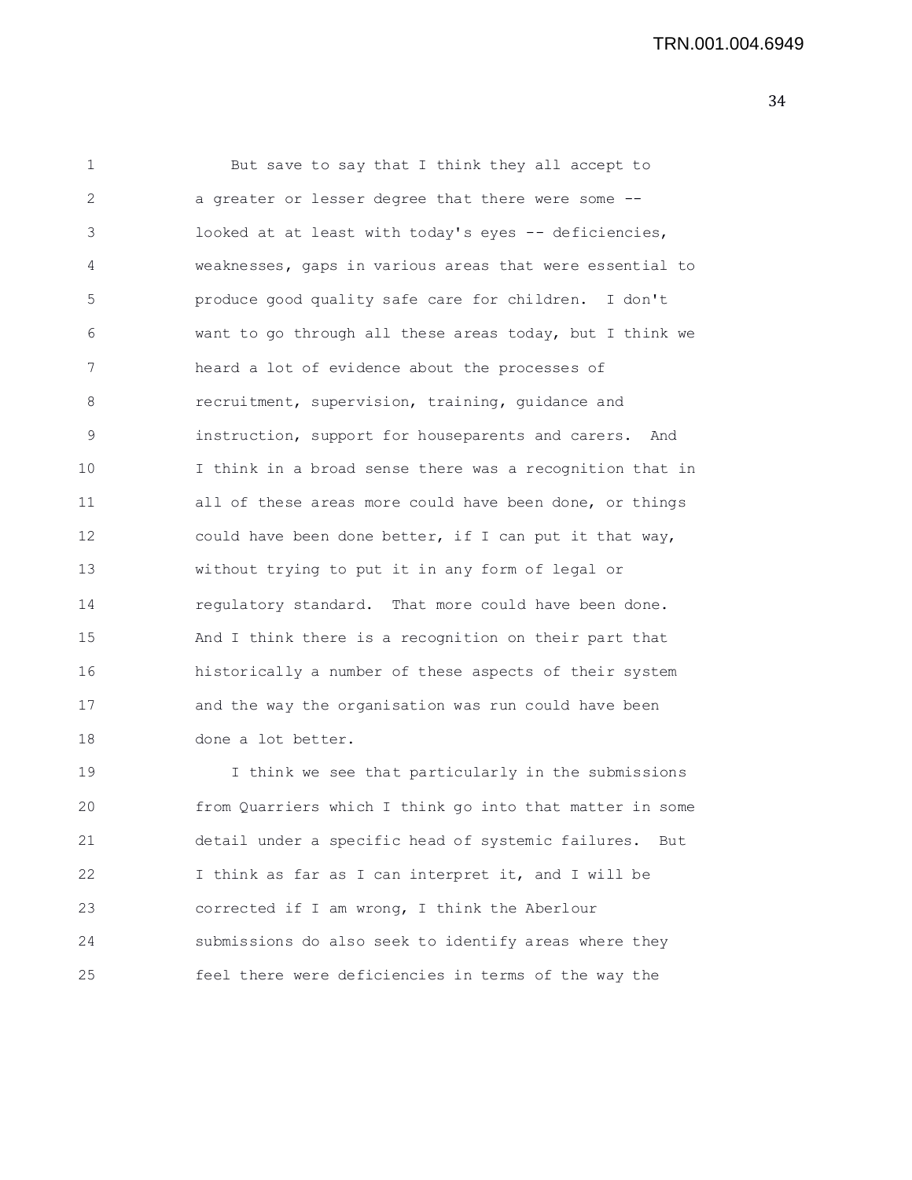But save to say that I think they all accept to a greater or lesser degree that there were some -- looked at at least with today's eyes -- deficiencies, weaknesses, gaps in various areas that were essential to produce good quality safe care for children. I don't want to go through all these areas today, but I think we heard a lot of evidence about the processes of recruitment, supervision, training, guidance and instruction, support for houseparents and carers. And I think in a broad sense there was a recognition that in all of these areas more could have been done, or things could have been done better, if I can put it that way, without trying to put it in any form of legal or regulatory standard. That more could have been done. And I think there is a recognition on their part that historically a number of these aspects of their system and the way the organisation was run could have been done a lot better.

I think we see that particularly in the submissions from Quarriers which I think go into that matter in some detail under a specific head of systemic failures. But I think as far as I can interpret it, and I will be corrected if I am wrong, I think the Aberlour submissions do also seek to identify areas where they feel there were deficiencies in terms of the way the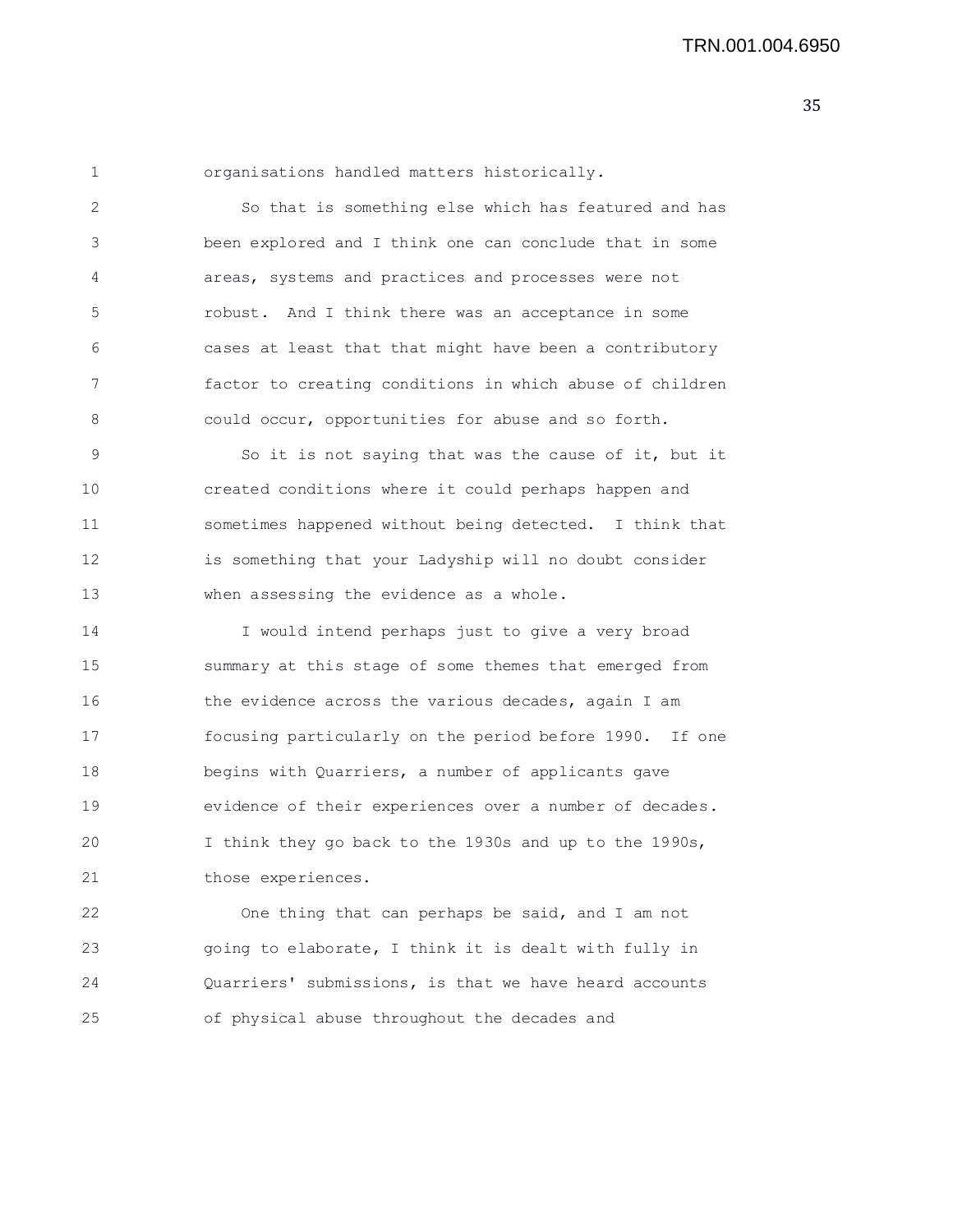organisations handled matters historically.

So that is something else which has featured and has been explored and I think one can conclude that in some areas, systems and practices and processes were not robust. And I think there was an acceptance in some cases at least that that might have been a contributory factor to creating conditions in which abuse of children could occur, opportunities for abuse and so forth.

So it is not saying that was the cause of it, but it created conditions where it could perhaps happen and sometimes happened without being detected. I think that is something that your Ladyship will no doubt consider when assessing the evidence as a whole.

I would intend perhaps just to give a very broad summary at this stage of some themes that emerged from the evidence across the various decades, again I am focusing particularly on the period before 1990. If one begins with Quarriers, a number of applicants gave evidence of their experiences over a number of decades. I think they go back to the 1930s and up to the 1990s, those experiences.

One thing that can perhaps be said, and I am not going to elaborate, I think it is dealt with fully in Quarriers' submissions, is that we have heard accounts of physical abuse throughout the decades and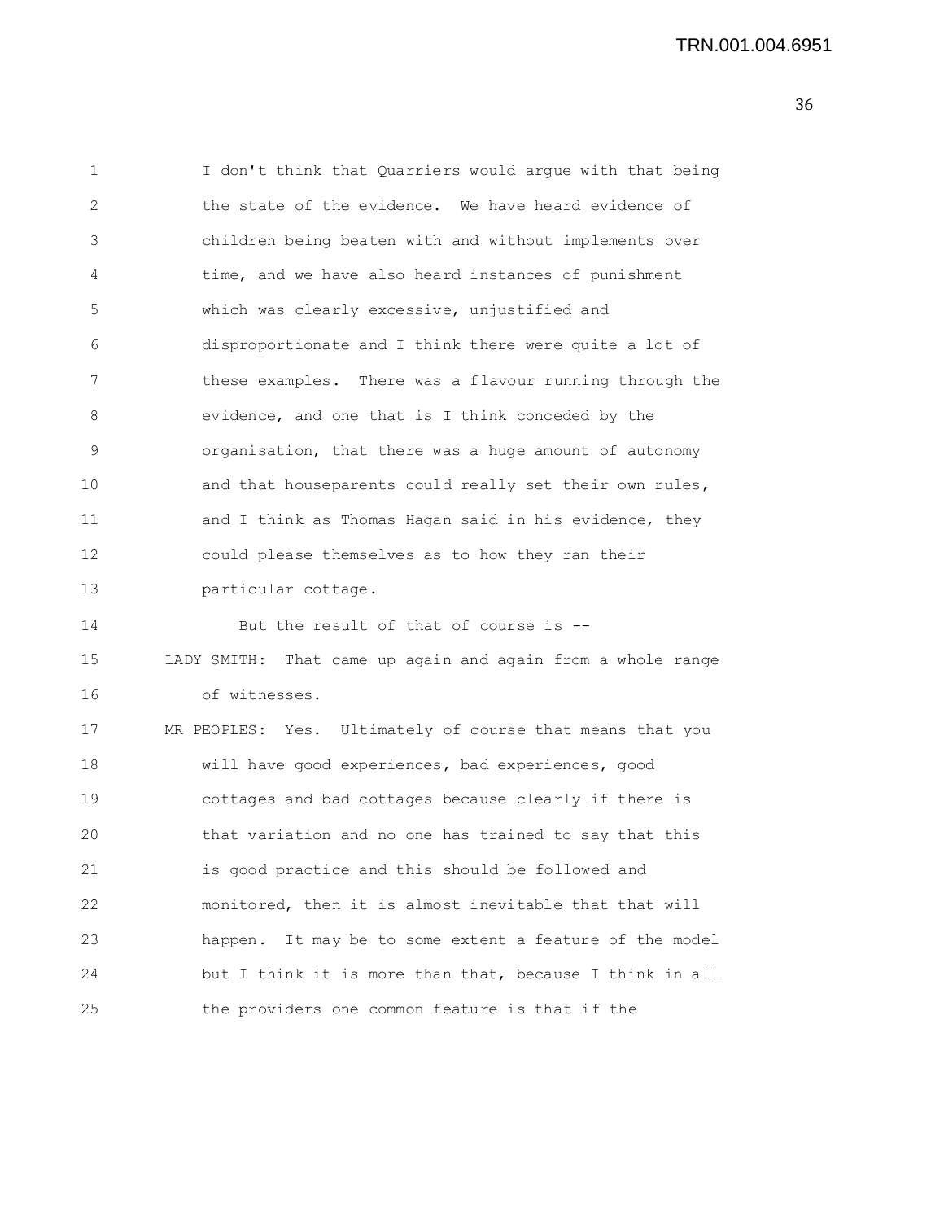I don't think that Quarriers would argue with that being the state of the evidence. We have heard evidence of children being beaten with and without implements over time, and we have also heard instances of punishment which was clearly excessive, unjustified and disproportionate and I think there were quite a lot of these examples. There was a flavour running through the evidence, and one that is I think conceded by the organisation, that there was a huge amount of autonomy and that houseparents could really set their own rules, and I think as Thomas Hagan said in his evidence, they could please themselves as to how they ran their particular cottage.

But the result of that of course is --

LADY SMITH: That came up again and again from a whole range of witnesses.

MR PEOPLES: Yes. Ultimately of course that means that you will have good experiences, bad experiences, good cottages and bad cottages because clearly if there is that variation and no one has trained to say that this is good practice and this should be followed and monitored, then it is almost inevitable that that will happen. It may be to some extent a feature of the model but I think it is more than that, because I think in all the providers one common feature is that if the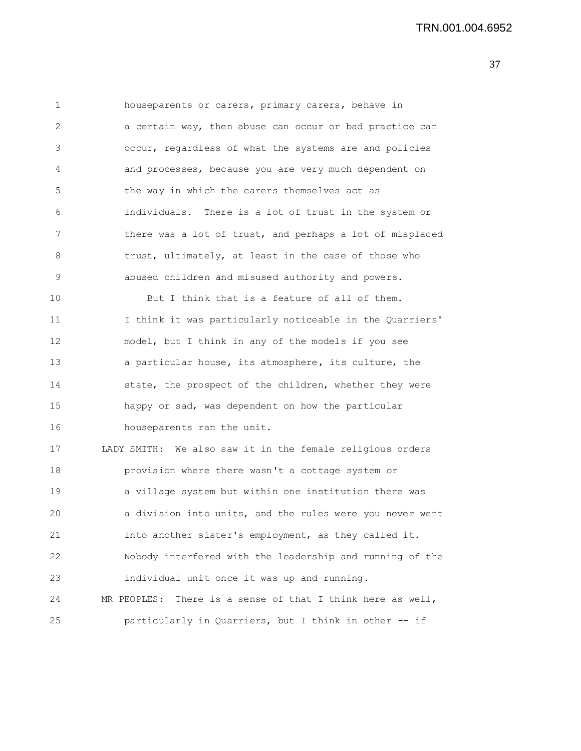houseparents or carers, primary carers, behave in a certain way, then abuse can occur or bad practice can occur, regardless of what the systems are and policies and processes, because you are very much dependent on the way in which the carers themselves act as individuals. There is a lot of trust in the system or there was a lot of trust, and perhaps a lot of misplaced trust, ultimately, at least in the case of those who abused children and misused authority and powers.

But I think that is a feature of all of them. I think it was particularly noticeable in the Quarriers' model, but I think in any of the models if you see a particular house, its atmosphere, its culture, the state, the prospect of the children, whether they were happy or sad, was dependent on how the particular houseparents ran the unit.

LADY SMITH: We also saw it in the female religious orders provision where there wasn't a cottage system or a village system but within one institution there was a division into units, and the rules were you never went into another sister's employment, as they called it. Nobody interfered with the leadership and running of the individual unit once it was up and running.

MR PEOPLES: There is a sense of that I think here as well, particularly in Quarriers, but I think in other -- if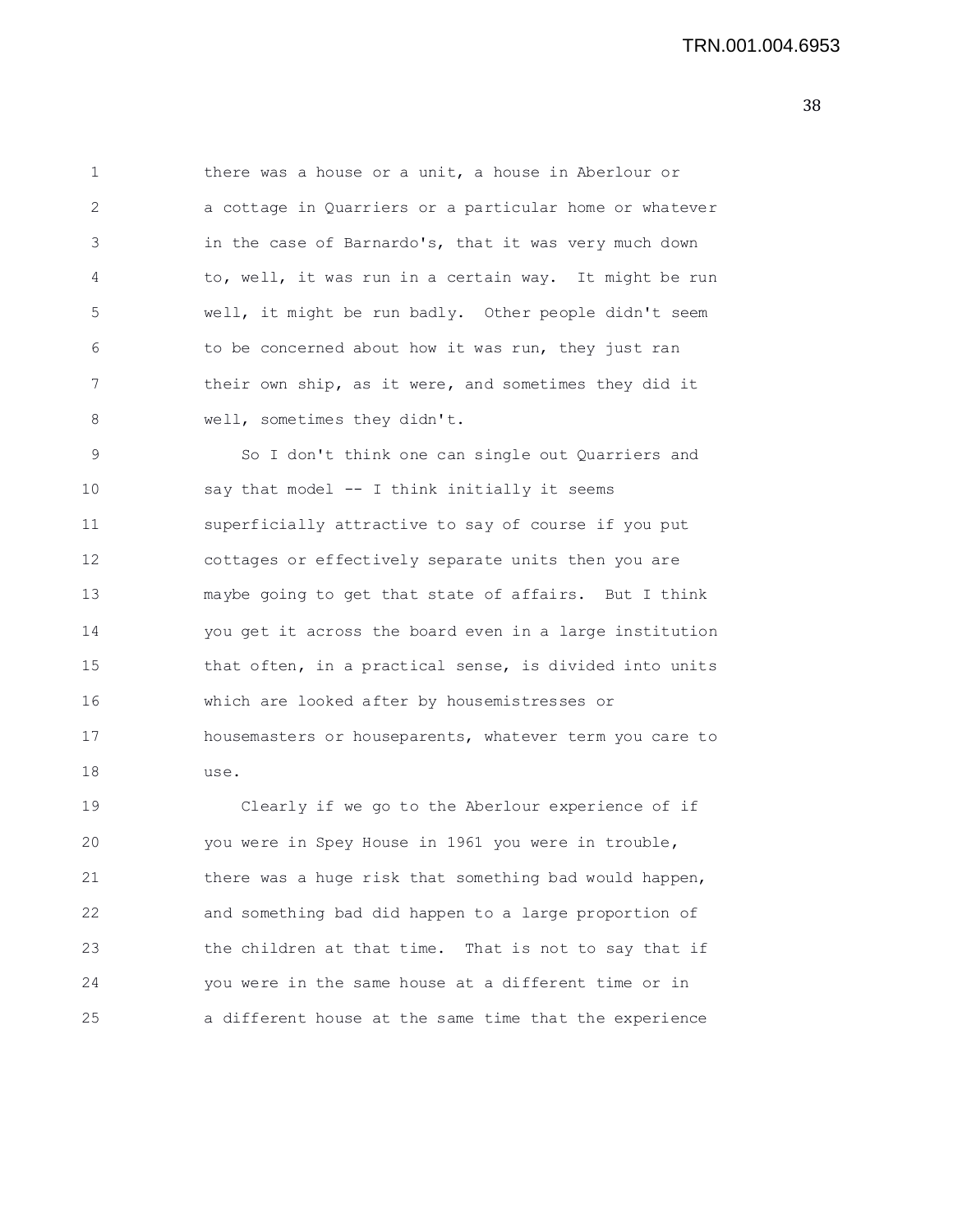there was a house or a unit, a house in Aberlour or a cottage in Quarriers or a particular home or whatever in the case of Barnardo's, that it was very much down to, well, it was run in a certain way. It might be run well, it might be run badly. Other people didn't seem to be concerned about how it was run, they just ran their own ship, as it were, and sometimes they did it well, sometimes they didn't.

So I don't think one can single out Quarriers and say that model -- I think initially it seems superficially attractive to say of course if you put cottages or effectively separate units then you are maybe going to get that state of affairs. But I think you get it across the board even in a large institution that often, in a practical sense, is divided into units which are looked after by housemistresses or housemasters or houseparents, whatever term you care to use.

Clearly if we go to the Aberlour experience of if you were in Spey House in 1961 you were in trouble, there was a huge risk that something bad would happen, and something bad did happen to a large proportion of the children at that time. That is not to say that if you were in the same house at a different time or in a different house at the same time that the experience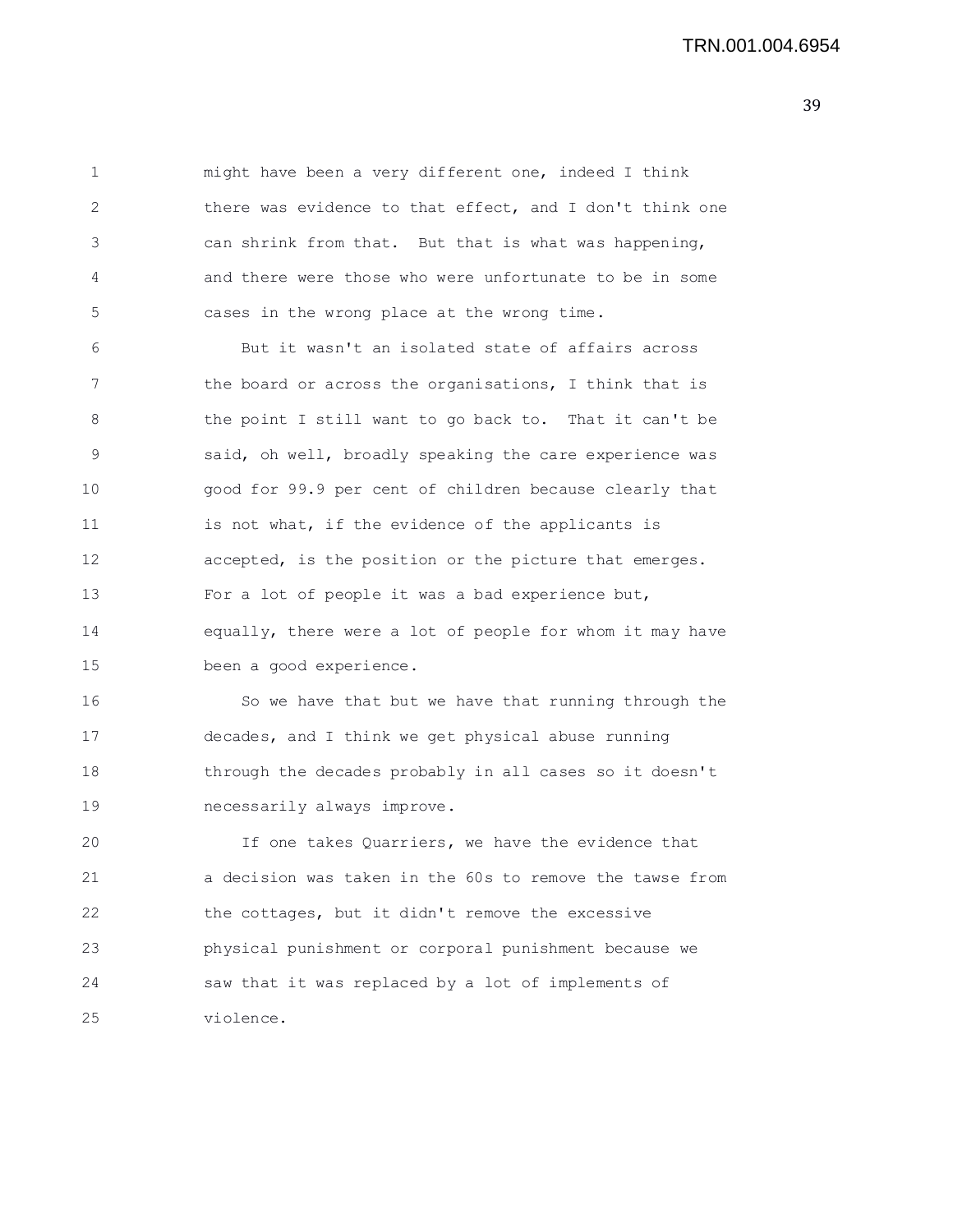might have been a very different one, indeed I think there was evidence to that effect, and I don't think one can shrink from that. But that is what was happening, and there were those who were unfortunate to be in some cases in the wrong place at the wrong time.

But it wasn't an isolated state of affairs across the board or across the organisations, I think that is the point I still want to go back to. That it can't be said, oh well, broadly speaking the care experience was good for 99.9 per cent of children because clearly that is not what, if the evidence of the applicants is accepted, is the position or the picture that emerges. For a lot of people it was a bad experience but, equally, there were a lot of people for whom it may have been a good experience.

So we have that but we have that running through the decades, and I think we get physical abuse running through the decades probably in all cases so it doesn't necessarily always improve.

If one takes Quarriers, we have the evidence that a decision was taken in the 60s to remove the tawse from the cottages, but it didn't remove the excessive physical punishment or corporal punishment because we saw that it was replaced by a lot of implements of violence.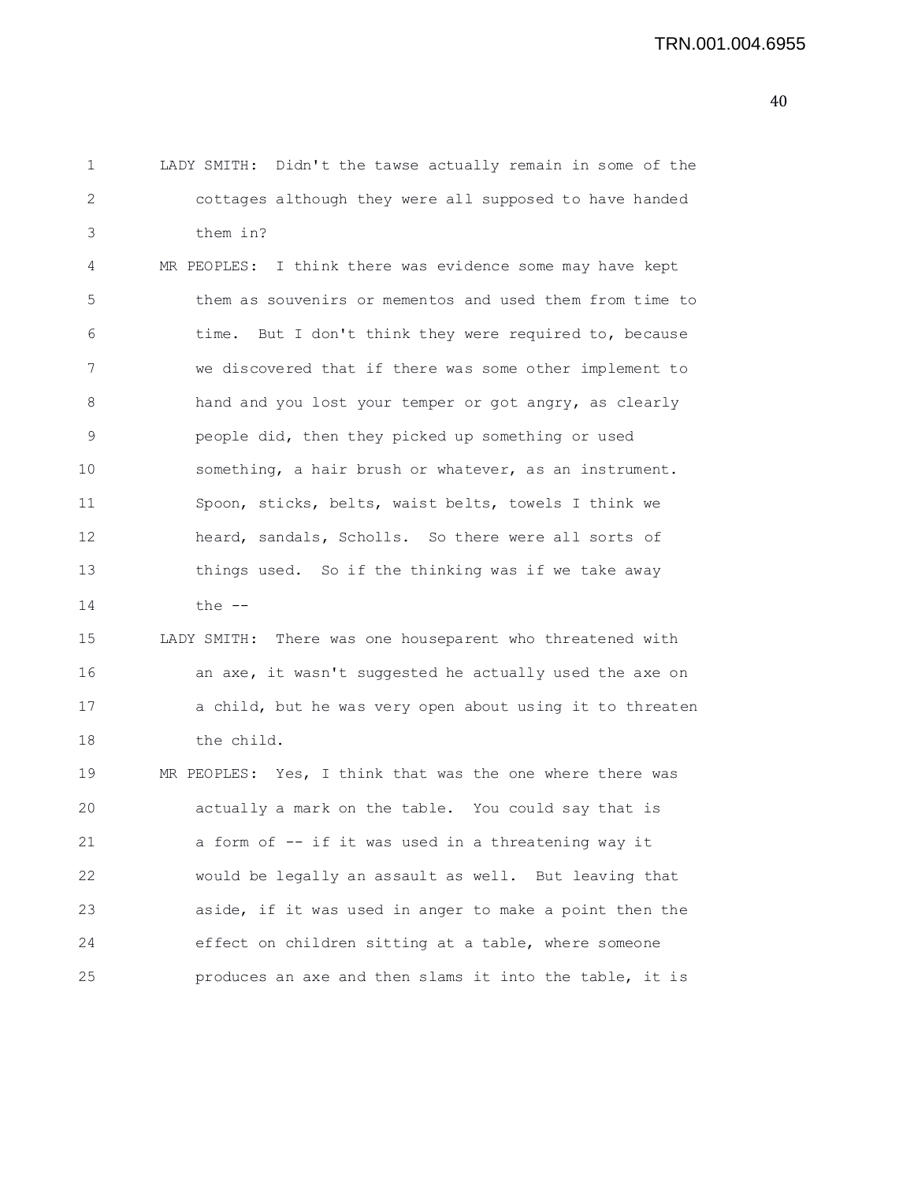LADY SMITH: Didn't the tawse actually remain in some of the cottages although they were all supposed to have handed them in?

MR PEOPLES: I think there was evidence some may have kept them as souvenirs or mementos and used them from time to time. But I don't think they were required to, because we discovered that if there was some other implement to hand and you lost your temper or got angry, as clearly people did, then they picked up something or used something, a hair brush or whatever, as an instrument. Spoon, sticks, belts, waist belts, towels I think we heard, sandals, Scholls. So there were all sorts of things used. So if the thinking was if we take away the --

LADY SMITH: There was one houseparent who threatened with an axe, it wasn't suggested he actually used the axe on a child, but he was very open about using it to threaten the child.

MR PEOPLES: Yes, I think that was the one where there was actually a mark on the table. You could say that is a form of -- if it was used in a threatening way it would be legally an assault as well. But leaving that aside, if it was used in anger to make a point then the effect on children sitting at a table, where someone produces an axe and then slams it into the table, it is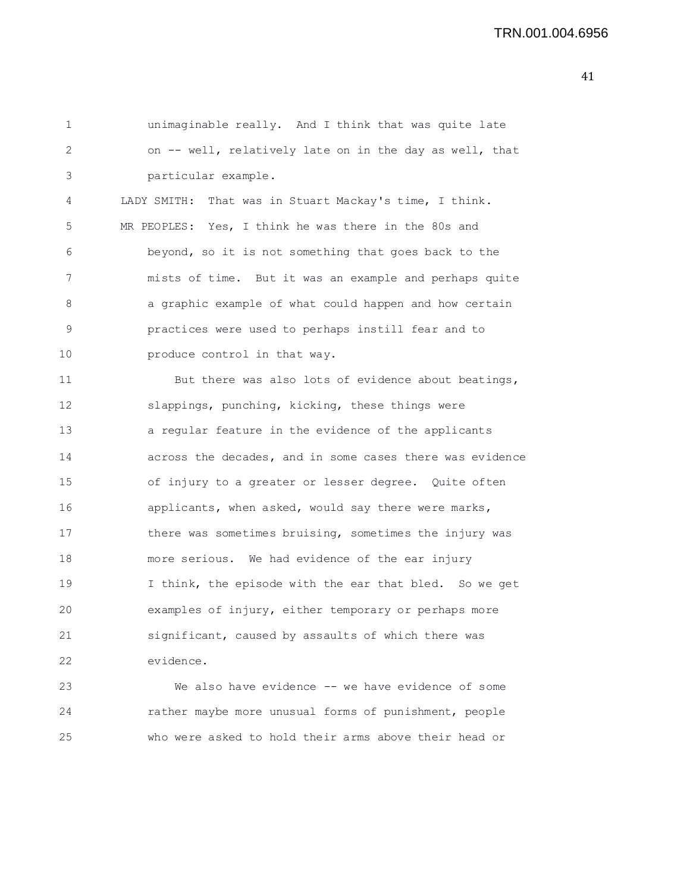unimaginable really. And I think that was quite late on -- well, relatively late on in the day as well, that particular example.

LADY SMITH: That was in Stuart Mackay's time, I think.

MR PEOPLES: Yes, I think he was there in the 80s and beyond, so it is not something that goes back to the mists of time. But it was an example and perhaps quite a graphic example of what could happen and how certain practices were used to perhaps instill fear and to produce control in that way.

But there was also lots of evidence about beatings, slappings, punching, kicking, these things were a regular feature in the evidence of the applicants across the decades, and in some cases there was evidence of injury to a greater or lesser degree. Quite often applicants, when asked, would say there were marks, there was sometimes bruising, sometimes the injury was more serious. We had evidence of the ear injury I think, the episode with the ear that bled. So we get examples of injury, either temporary or perhaps more significant, caused by assaults of which there was evidence.

We also have evidence -- we have evidence of some rather maybe more unusual forms of punishment, people who were asked to hold their arms above their head or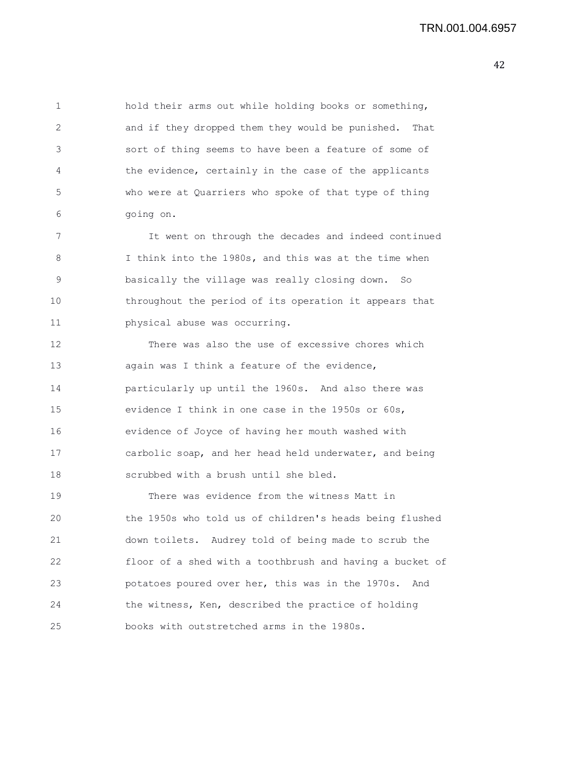hold their arms out while holding books or something, and if they dropped them they would be punished. That sort of thing seems to have been a feature of some of the evidence, certainly in the case of the applicants who were at Quarriers who spoke of that type of thing going on.

It went on through the decades and indeed continued I think into the 1980s, and this was at the time when basically the village was really closing down. So throughout the period of its operation it appears that physical abuse was occurring.

There was also the use of excessive chores which again was I think a feature of the evidence, particularly up until the 1960s. And also there was evidence I think in one case in the 1950s or 60s, evidence of Joyce of having her mouth washed with carbolic soap, and her head held underwater, and being scrubbed with a brush until she bled.

There was evidence from the witness Matt in the 1950s who told us of children's heads being flushed down toilets. Audrey told of being made to scrub the floor of a shed with a toothbrush and having a bucket of potatoes poured over her, this was in the 1970s. And the witness, Ken, described the practice of holding books with outstretched arms in the 1980s.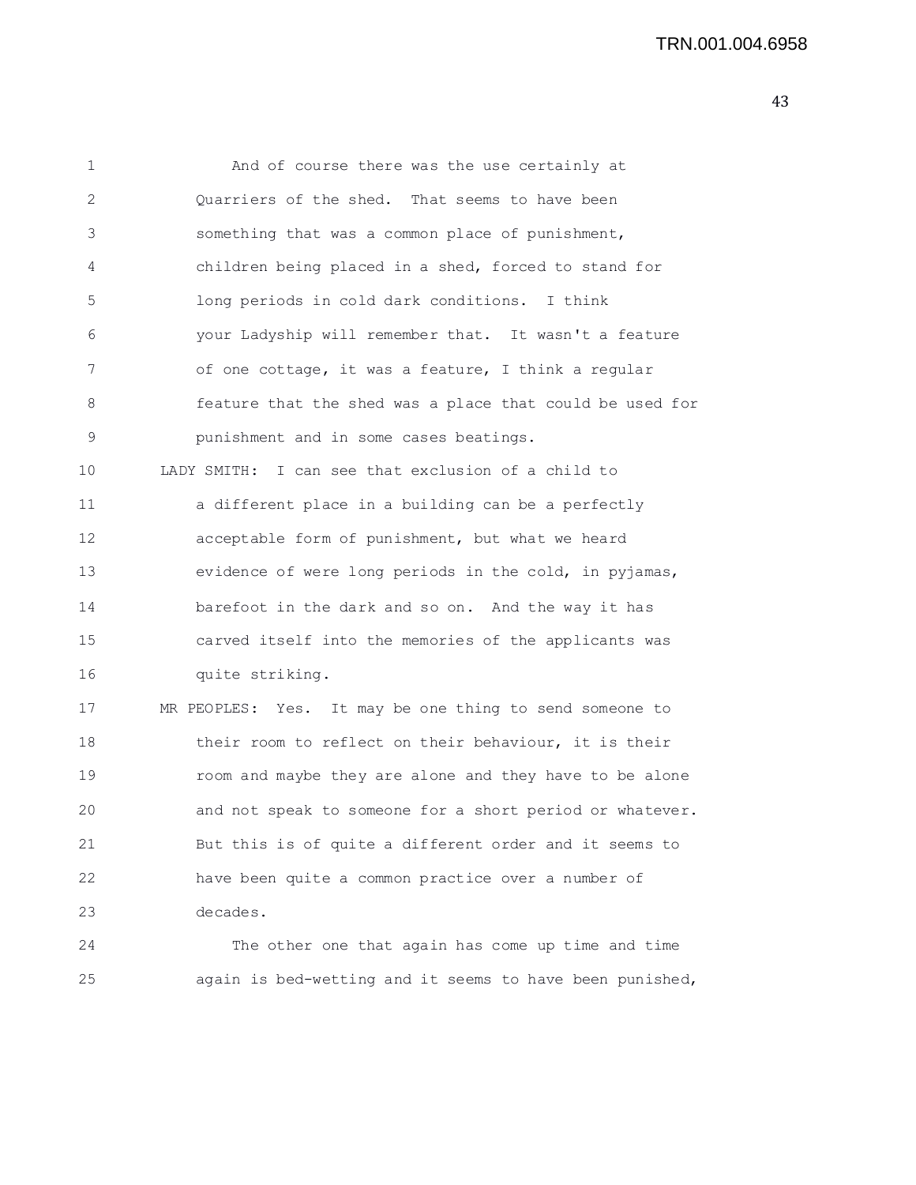And of course there was the use certainly at Quarriers of the shed. That seems to have been something that was a common place of punishment, children being placed in a shed, forced to stand for long periods in cold dark conditions. I think your Ladyship will remember that. It wasn't a feature of one cottage, it was a feature, I think a regular feature that the shed was a place that could be used for punishment and in some cases beatings.

LADY SMITH: I can see that exclusion of a child to a different place in a building can be a perfectly acceptable form of punishment, but what we heard evidence of were long periods in the cold, in pyjamas, barefoot in the dark and so on. And the way it has carved itself into the memories of the applicants was quite striking.

MR PEOPLES: Yes. It may be one thing to send someone to their room to reflect on their behaviour, it is their room and maybe they are alone and they have to be alone and not speak to someone for a short period or whatever. But this is of quite a different order and it seems to have been quite a common practice over a number of decades.

The other one that again has come up time and time again is bed-wetting and it seems to have been punished,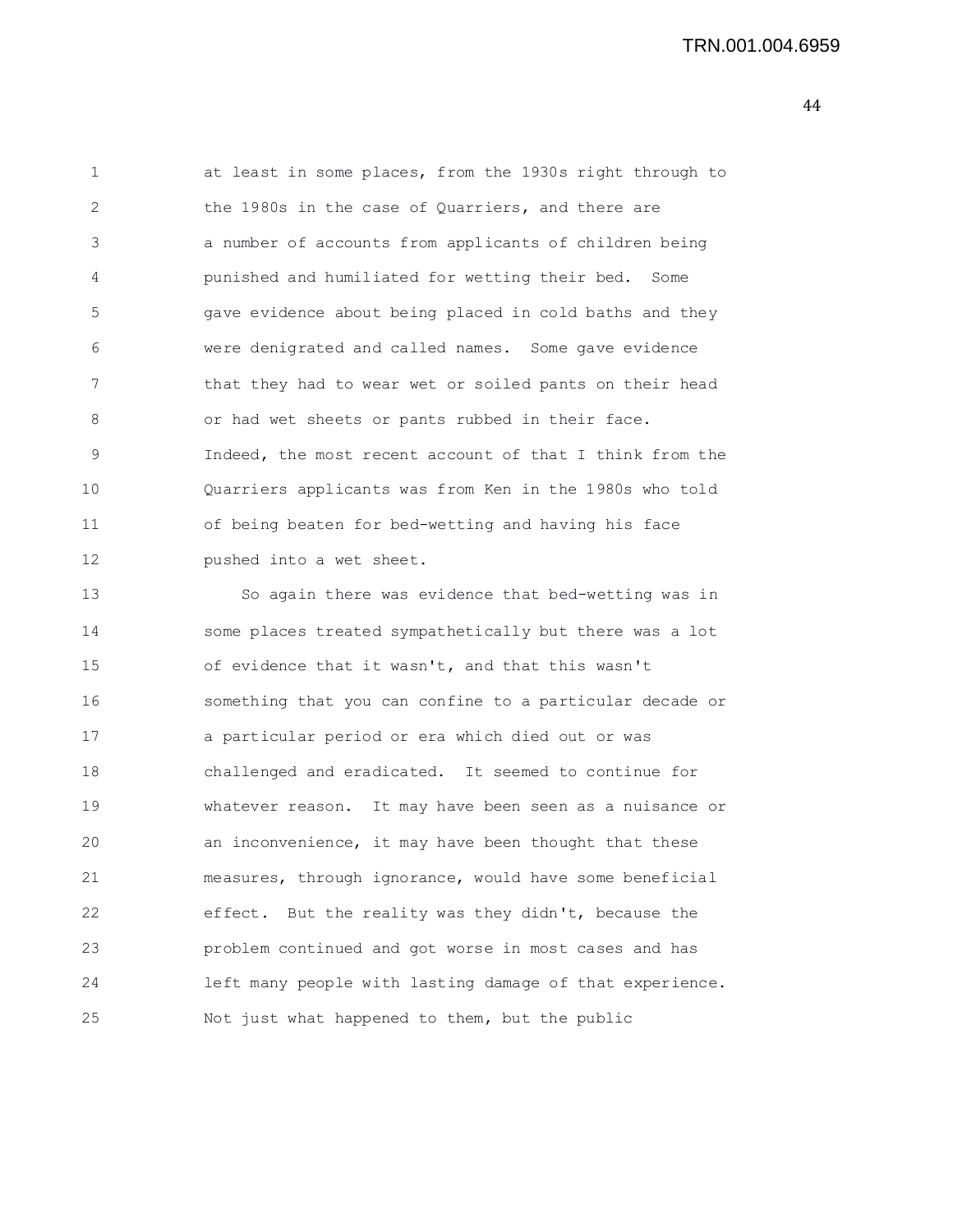at least in some places, from the 1930s right through to the 1980s in the case of Quarriers, and there are a number of accounts from applicants of children being punished and humiliated for wetting their bed. Some gave evidence about being placed in cold baths and they were denigrated and called names. Some gave evidence that they had to wear wet or soiled pants on their head or had wet sheets or pants rubbed in their face. Indeed, the most recent account of that I think from the Quarriers applicants was from Ken in the 1980s who told of being beaten for bed-wetting and having his face pushed into a wet sheet.

So again there was evidence that bed-wetting was in some places treated sympathetically but there was a lot of evidence that it wasn't, and that this wasn't something that you can confine to a particular decade or a particular period or era which died out or was challenged and eradicated. It seemed to continue for whatever reason. It may have been seen as a nuisance or an inconvenience, it may have been thought that these measures, through ignorance, would have some beneficial effect. But the reality was they didn't, because the problem continued and got worse in most cases and has left many people with lasting damage of that experience. Not just what happened to them, but the public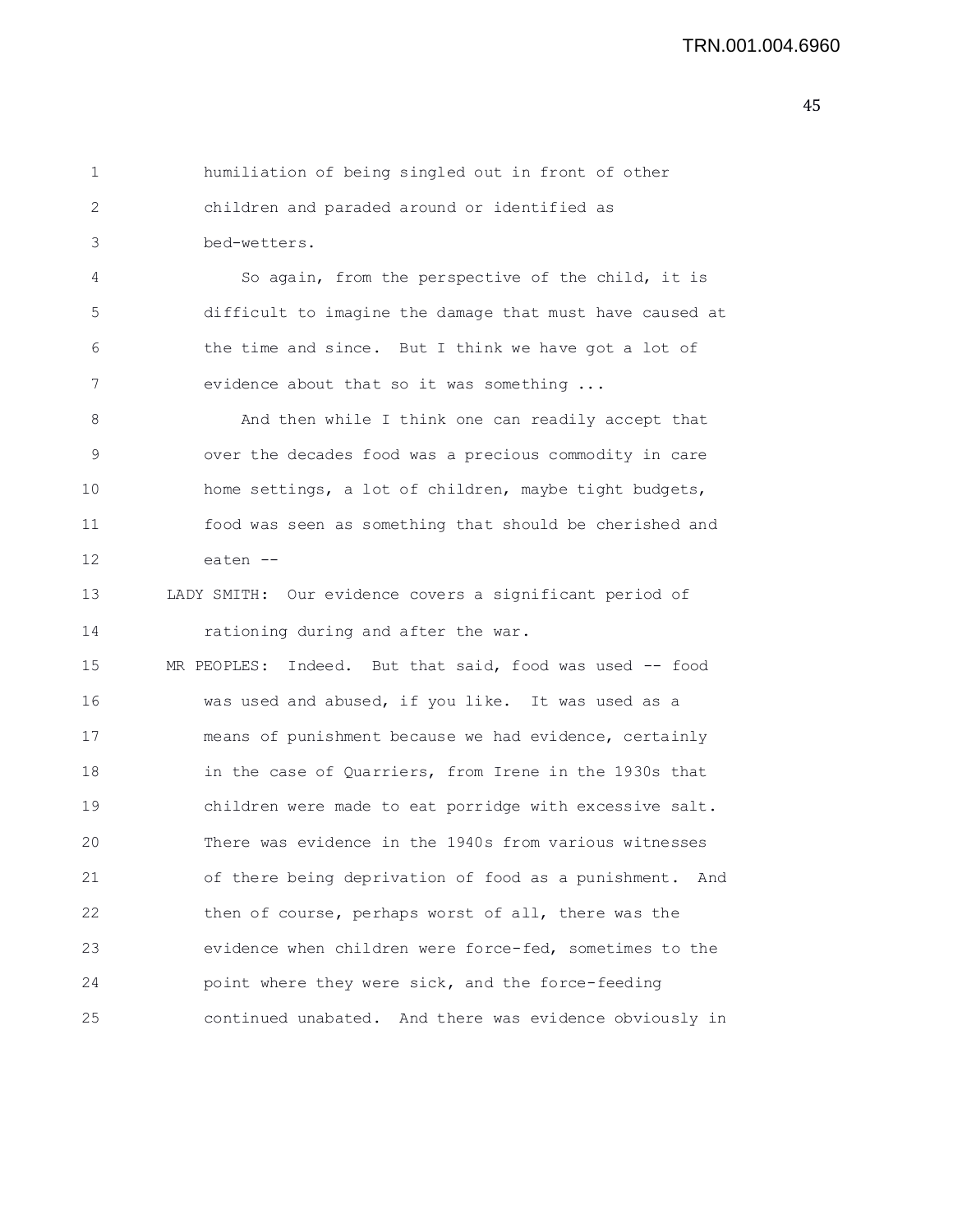humiliation of being singled out in front of other children and paraded around or identified as bed-wetters.

So again, from the perspective of the child, it is difficult to imagine the damage that must have caused at the time and since. But I think we have got a lot of evidence about that so it was something ...

And then while I think one can readily accept that over the decades food was a precious commodity in care home settings, a lot of children, maybe tight budgets, food was seen as something that should be cherished and eaten --

LADY SMITH: Our evidence covers a significant period of rationing during and after the war.

MR PEOPLES: Indeed. But that said, food was used -- food was used and abused, if you like. It was used as a means of punishment because we had evidence, certainly in the case of Quarriers, from Irene in the 1930s that children were made to eat porridge with excessive salt. There was evidence in the 1940s from various witnesses of there being deprivation of food as a punishment. And then of course, perhaps worst of all, there was the evidence when children were force-fed, sometimes to the point where they were sick, and the force-feeding continued unabated. And there was evidence obviously in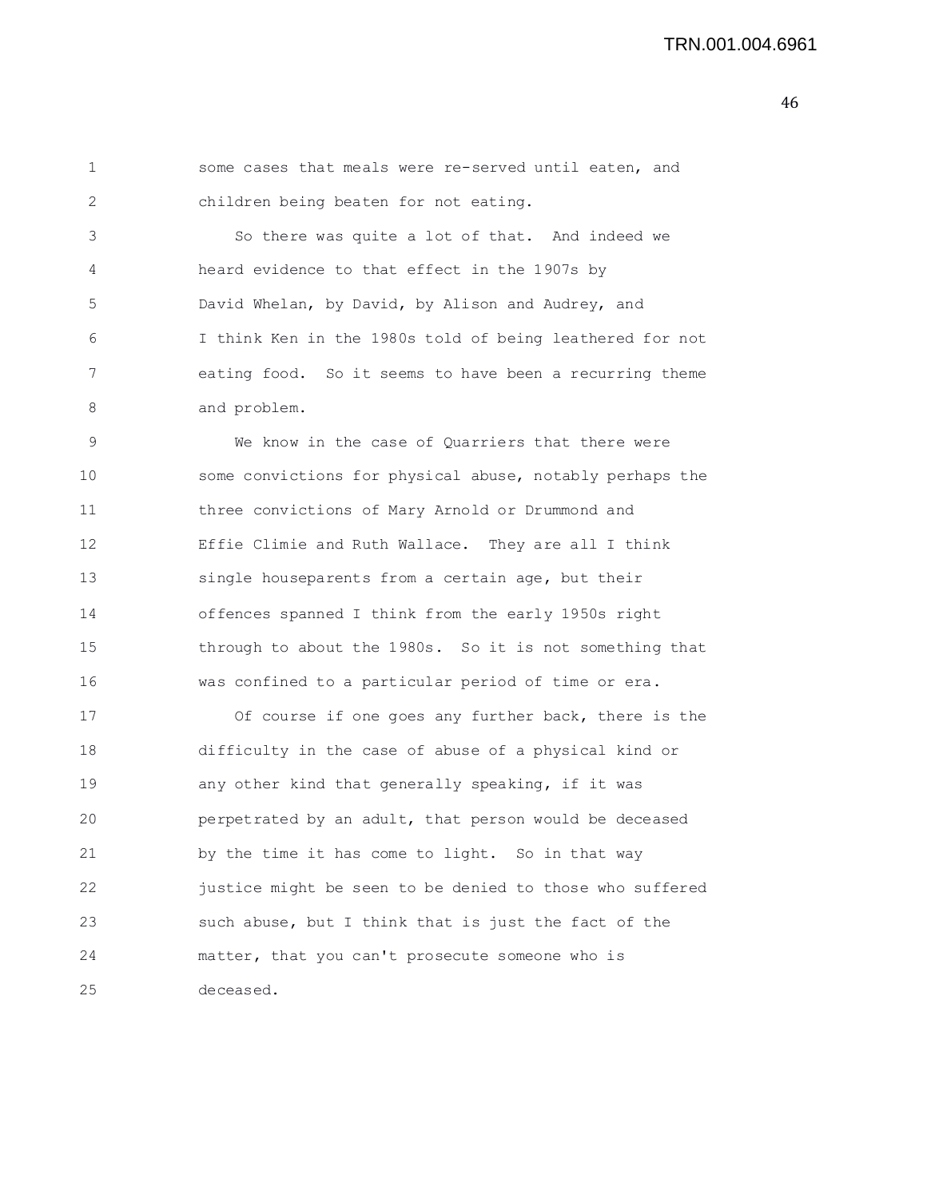some cases that meals were re-served until eaten, and children being beaten for not eating.

So there was quite a lot of that. And indeed we heard evidence to that effect in the 1907s by David Whelan, by David, by Alison and Audrey, and I think Ken in the 1980s told of being leathered for not eating food. So it seems to have been a recurring theme and problem.

We know in the case of Quarriers that there were some convictions for physical abuse, notably perhaps the three convictions of Mary Arnold or Drummond and Effie Climie and Ruth Wallace. They are all I think single houseparents from a certain age, but their offences spanned I think from the early 1950s right through to about the 1980s. So it is not something that was confined to a particular period of time or era.

Of course if one goes any further back, there is the difficulty in the case of abuse of a physical kind or any other kind that generally speaking, if it was perpetrated by an adult, that person would be deceased by the time it has come to light. So in that way justice might be seen to be denied to those who suffered such abuse, but I think that is just the fact of the matter, that you can't prosecute someone who is deceased.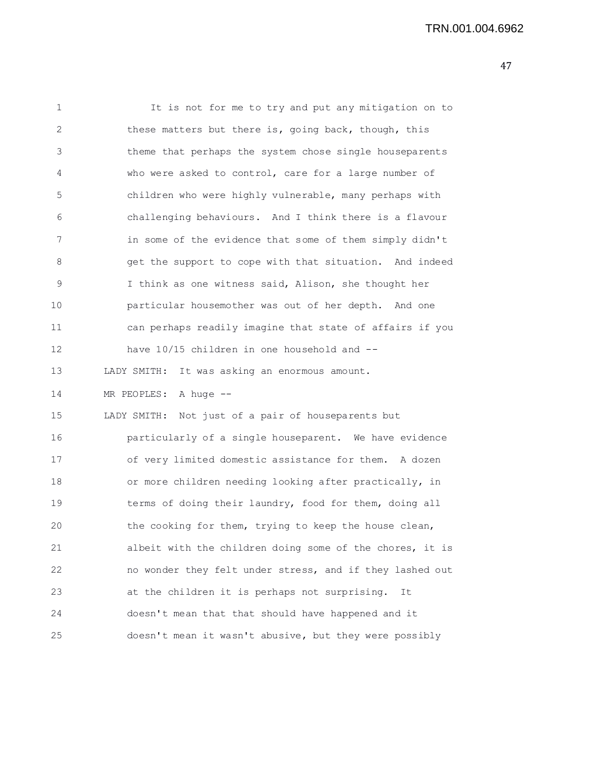It is not for me to try and put any mitigation on to these matters but there is, going back, though, this theme that perhaps the system chose single houseparents who were asked to control, care for a large number of children who were highly vulnerable, many perhaps with challenging behaviours. And I think there is a flavour in some of the evidence that some of them simply didn't get the support to cope with that situation. And indeed I think as one witness said, Alison, she thought her particular housemother was out of her depth. And one can perhaps readily imagine that state of affairs if you have 10/15 children in one household and --

LADY SMITH: It was asking an enormous amount.

MR PEOPLES: A huge --

LADY SMITH: Not just of a pair of houseparents but particularly of a single houseparent. We have evidence of very limited domestic assistance for them. A dozen or more children needing looking after practically, in terms of doing their laundry, food for them, doing all the cooking for them, trying to keep the house clean, albeit with the children doing some of the chores, it is no wonder they felt under stress, and if they lashed out at the children it is perhaps not surprising. It doesn't mean that that should have happened and it doesn't mean it wasn't abusive, but they were possibly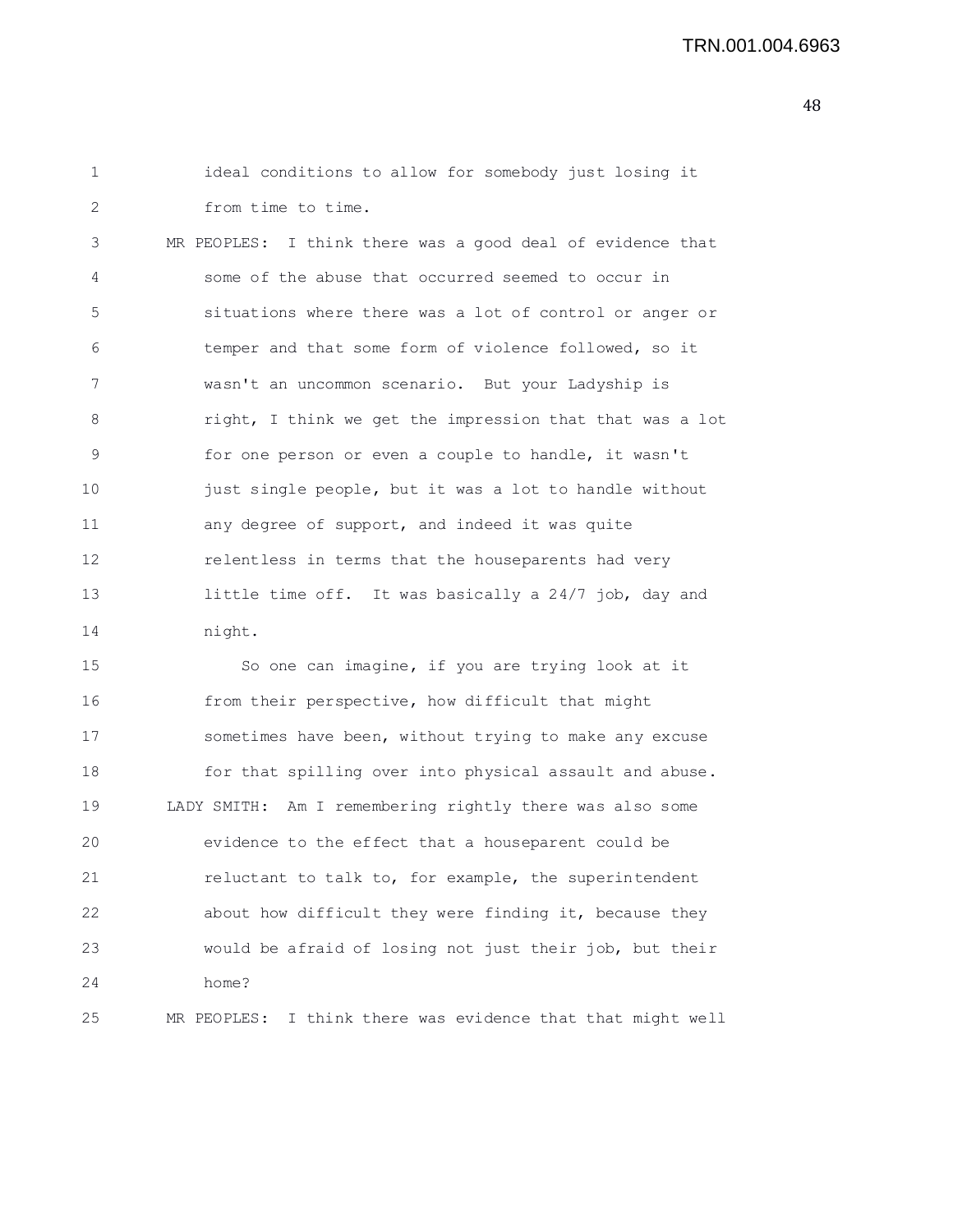ideal conditions to allow for somebody just losing it from time to time.

MR PEOPLES: I think there was a good deal of evidence that some of the abuse that occurred seemed to occur in situations where there was a lot of control or anger or temper and that some form of violence followed, so it wasn't an uncommon scenario. But your Ladyship is right, I think we get the impression that that was a lot for one person or even a couple to handle, it wasn't just single people, but it was a lot to handle without any degree of support, and indeed it was quite relentless in terms that the houseparents had very little time off. It was basically a 24/7 job, day and night.

So one can imagine, if you are trying look at it from their perspective, how difficult that might sometimes have been, without trying to make any excuse for that spilling over into physical assault and abuse.

LADY SMITH: Am I remembering rightly there was also some evidence to the effect that a houseparent could be reluctant to talk to, for example, the superintendent about how difficult they were finding it, because they would be afraid of losing not just their job, but their home?

MR PEOPLES: I think there was evidence that that might well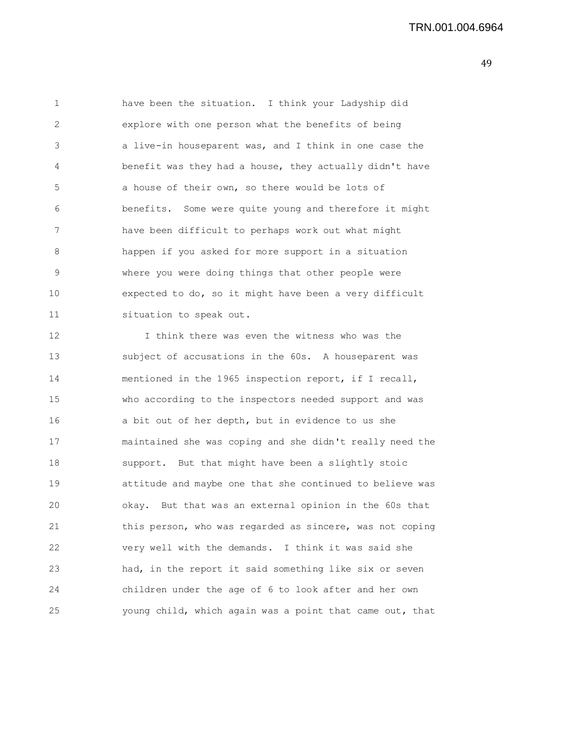have been the situation. I think your Ladyship did explore with one person what the benefits of being a live-in houseparent was, and I think in one case the benefit was they had a house, they actually didn't have a house of their own, so there would be lots of benefits. Some were quite young and therefore it might have been difficult to perhaps work out what might happen if you asked for more support in a situation where you were doing things that other people were expected to do, so it might have been a very difficult situation to speak out.

I think there was even the witness who was the subject of accusations in the 60s. A houseparent was mentioned in the 1965 inspection report, if I recall, who according to the inspectors needed support and was a bit out of her depth, but in evidence to us she maintained she was coping and she didn't really need the support. But that might have been a slightly stoic attitude and maybe one that she continued to believe was okay. But that was an external opinion in the 60s that this person, who was regarded as sincere, was not coping very well with the demands. I think it was said she had, in the report it said something like six or seven children under the age of 6 to look after and her own young child, which again was a point that came out, that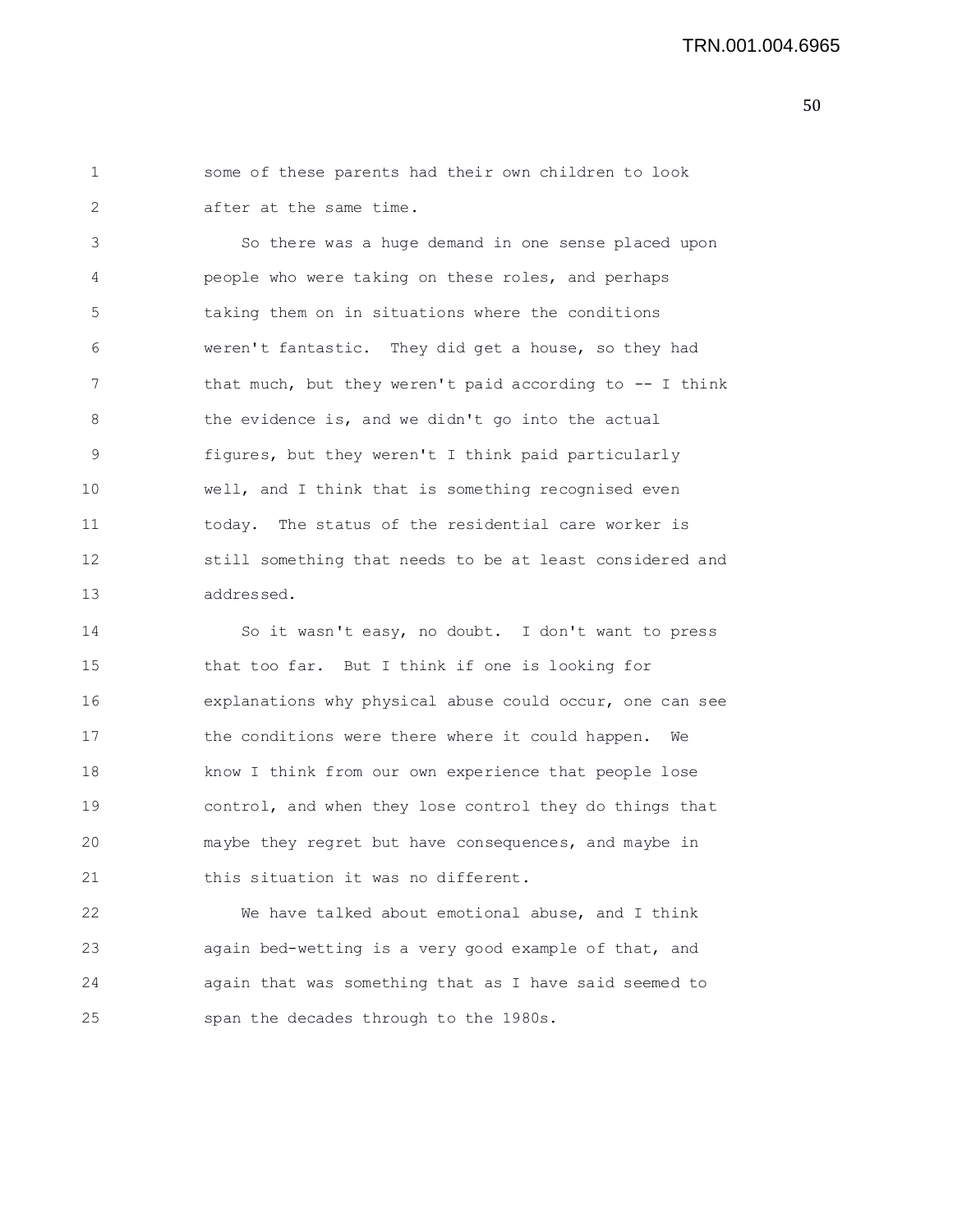some of these parents had their own children to look after at the same time.

So there was a huge demand in one sense placed upon people who were taking on these roles, and perhaps taking them on in situations where the conditions weren't fantastic. They did get a house, so they had that much, but they weren't paid according to -- I think the evidence is, and we didn't go into the actual figures, but they weren't I think paid particularly well, and I think that is something recognised even today. The status of the residential care worker is still something that needs to be at least considered and addressed.

So it wasn't easy, no doubt. I don't want to press that too far. But I think if one is looking for explanations why physical abuse could occur, one can see the conditions were there where it could happen. We know I think from our own experience that people lose control, and when they lose control they do things that maybe they regret but have consequences, and maybe in this situation it was no different.

We have talked about emotional abuse, and I think again bed-wetting is a very good example of that, and again that was something that as I have said seemed to span the decades through to the 1980s.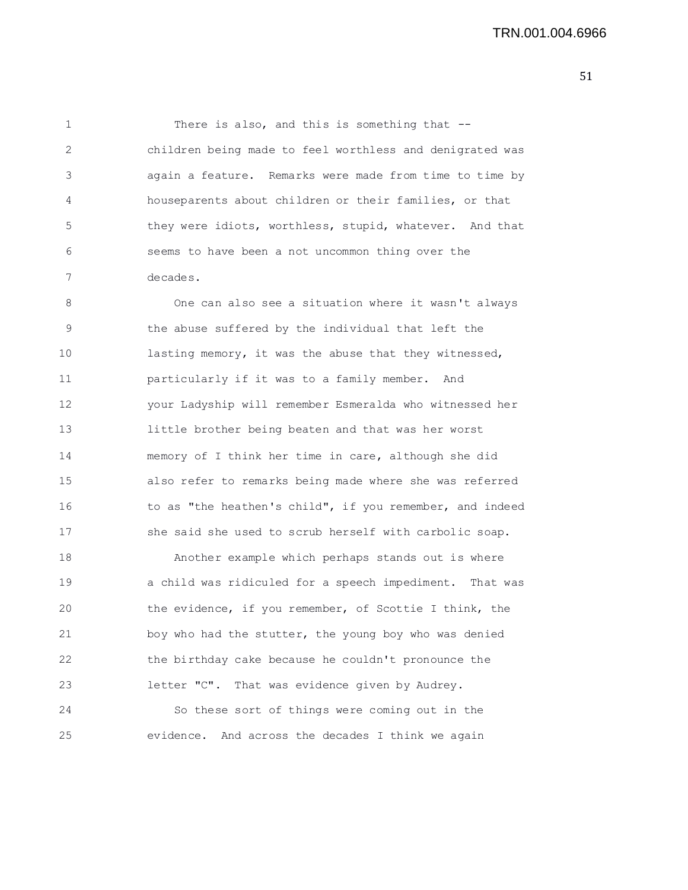There is also, and this is something that -- children being made to feel worthless and denigrated was again a feature. Remarks were made from time to time by houseparents about children or their families, or that they were idiots, worthless, stupid, whatever. And that seems to have been a not uncommon thing over the decades.

One can also see a situation where it wasn't always the abuse suffered by the individual that left the lasting memory, it was the abuse that they witnessed, particularly if it was to a family member. And your Ladyship will remember Esmeralda who witnessed her little brother being beaten and that was her worst memory of I think her time in care, although she did also refer to remarks being made where she was referred to as "the heathen's child", if you remember, and indeed she said she used to scrub herself with carbolic soap.

Another example which perhaps stands out is where a child was ridiculed for a speech impediment. That was the evidence, if you remember, of Scottie I think, the boy who had the stutter, the young boy who was denied the birthday cake because he couldn't pronounce the letter "C". That was evidence given by Audrey.

So these sort of things were coming out in the evidence. And across the decades I think we again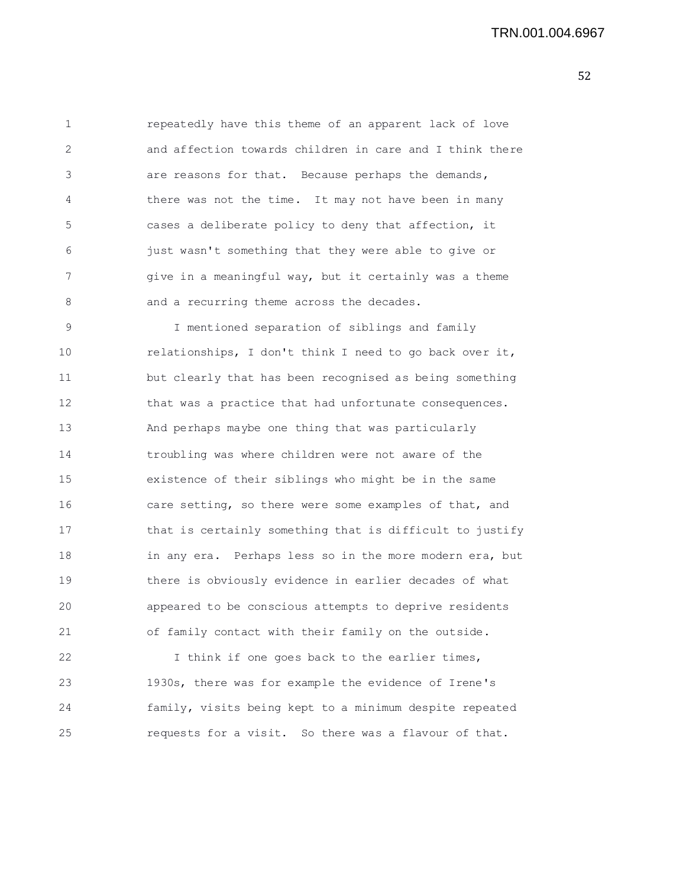repeatedly have this theme of an apparent lack of love and affection towards children in care and I think there are reasons for that. Because perhaps the demands, there was not the time. It may not have been in many cases a deliberate policy to deny that affection, it just wasn't something that they were able to give or give in a meaningful way, but it certainly was a theme and a recurring theme across the decades.

I mentioned separation of siblings and family relationships, I don't think I need to go back over it, but clearly that has been recognised as being something that was a practice that had unfortunate consequences. And perhaps maybe one thing that was particularly troubling was where children were not aware of the existence of their siblings who might be in the same care setting, so there were some examples of that, and that is certainly something that is difficult to justify in any era. Perhaps less so in the more modern era, but there is obviously evidence in earlier decades of what appeared to be conscious attempts to deprive residents of family contact with their family on the outside.

I think if one goes back to the earlier times, 1930s, there was for example the evidence of Irene's family, visits being kept to a minimum despite repeated requests for a visit. So there was a flavour of that.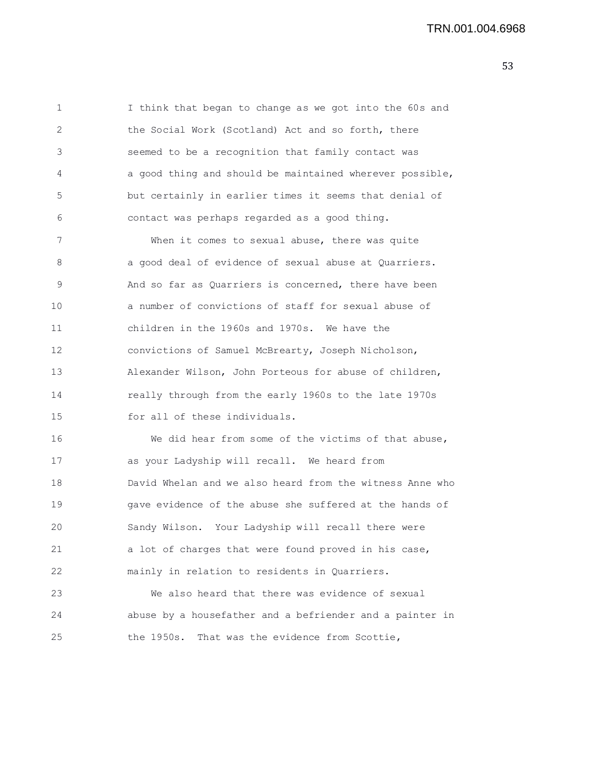I think that began to change as we got into the 60s and the Social Work (Scotland) Act and so forth, there seemed to be a recognition that family contact was a good thing and should be maintained wherever possible, but certainly in earlier times it seems that denial of contact was perhaps regarded as a good thing.

When it comes to sexual abuse, there was quite a good deal of evidence of sexual abuse at Quarriers. And so far as Quarriers is concerned, there have been a number of convictions of staff for sexual abuse of children in the 1960s and 1970s. We have the convictions of Samuel McBrearty, Joseph Nicholson, Alexander Wilson, John Porteous for abuse of children, really through from the early 1960s to the late 1970s for all of these individuals.

We did hear from some of the victims of that abuse, as your Ladyship will recall. We heard from David Whelan and we also heard from the witness Anne who gave evidence of the abuse she suffered at the hands of Sandy Wilson. Your Ladyship will recall there were a lot of charges that were found proved in his case, mainly in relation to residents in Quarriers.

We also heard that there was evidence of sexual abuse by a housefather and a befriender and a painter in the 1950s. That was the evidence from Scottie,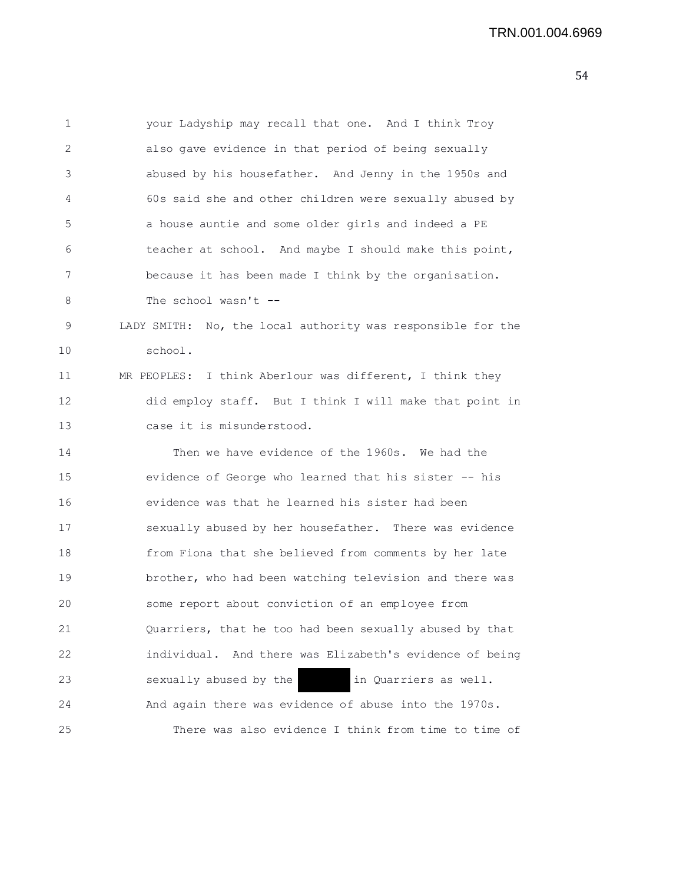your Ladyship may recall that one. And I think Troy also gave evidence in that period of being sexually abused by his housefather. And Jenny in the 1950s and 60s said she and other children were sexually abused by a house auntie and some older girls and indeed a PE teacher at school. And maybe I should make this point, because it has been made I think by the organisation. The school wasn't --

LADY SMITH: No, the local authority was responsible for the school.

MR PEOPLES: I think Aberlour was different, I think they did employ staff. But I think I will make that point in case it is misunderstood.

Then we have evidence of the 1960s. We had the evidence of George who learned that his sister -- his evidence was that he learned his sister had been sexually abused by her housefather. There was evidence from Fiona that she believed from comments by her late brother, who had been watching television and there was some report about conviction of an employee from Quarriers, that he too had been sexually abused by that individual. And there was Elizabeth's evidence of being sexually abused by the [REDACTED] in Quarriers as well. And again there was evidence of abuse into the 1970s.

There was also evidence I think from time to time of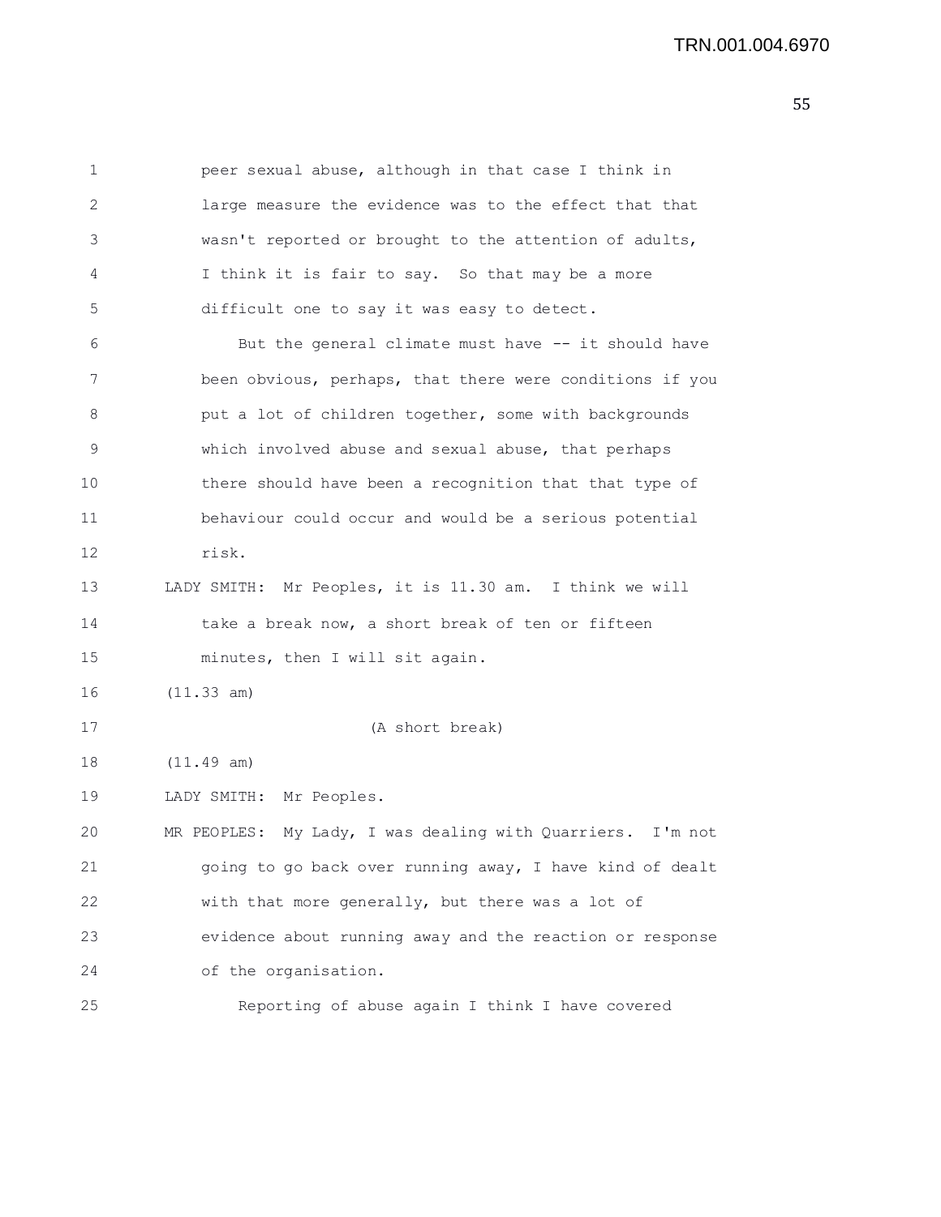peer sexual abuse, although in that case I think in large measure the evidence was to the effect that that wasn't reported or brought to the attention of adults, I think it is fair to say. So that may be a more difficult one to say it was easy to detect.

But the general climate must have -- it should have been obvious, perhaps, that there were conditions if you put a lot of children together, some with backgrounds which involved abuse and sexual abuse, that perhaps there should have been a recognition that that type of behaviour could occur and would be a serious potential risk.

LADY SMITH: Mr Peoples, it is 11.30 am. I think we will take a break now, a short break of ten or fifteen minutes, then I will sit again.

(11.33 am)

(A short break)

(11.49 am)

LADY SMITH: Mr Peoples.

MR PEOPLES: My Lady, I was dealing with Quarriers. I'm not going to go back over running away, I have kind of dealt with that more generally, but there was a lot of evidence about running away and the reaction or response of the organisation.

Reporting of abuse again I think I have covered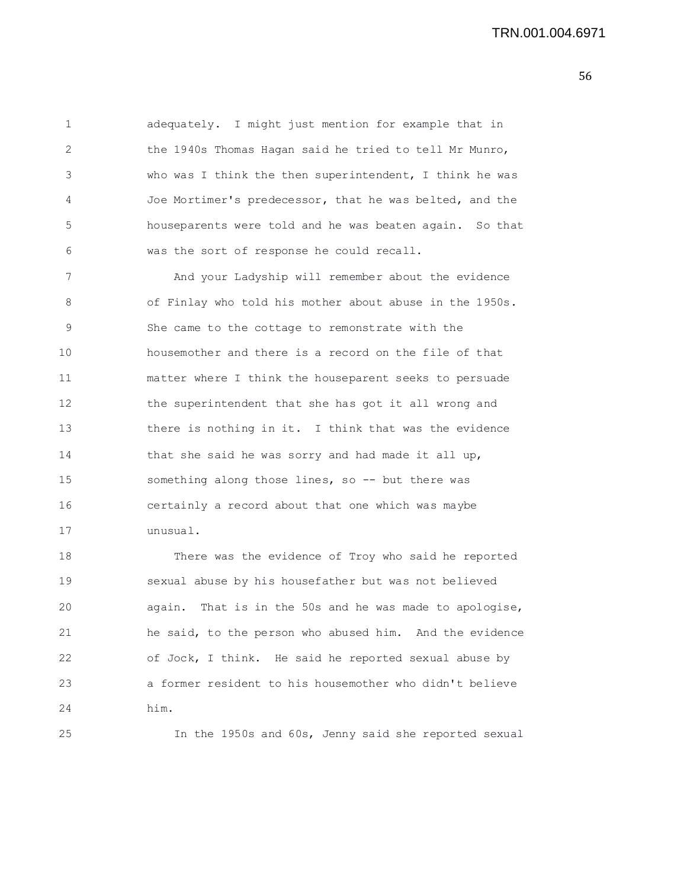adequately. I might just mention for example that in the 1940s Thomas Hagan said he tried to tell Mr Munro, who was I think the then superintendent, I think he was Joe Mortimer's predecessor, that he was belted, and the houseparents were told and he was beaten again. So that was the sort of response he could recall.

And your Ladyship will remember about the evidence of Finlay who told his mother about abuse in the 1950s. She came to the cottage to remonstrate with the housemother and there is a record on the file of that matter where I think the houseparent seeks to persuade the superintendent that she has got it all wrong and there is nothing in it. I think that was the evidence that she said he was sorry and had made it all up, something along those lines, so -- but there was certainly a record about that one which was maybe unusual.

There was the evidence of Troy who said he reported sexual abuse by his housefather but was not believed again. That is in the 50s and he was made to apologise, he said, to the person who abused him. And the evidence of Jock, I think. He said he reported sexual abuse by a former resident to his housemother who didn't believe him.

In the 1950s and 60s, Jenny said she reported sexual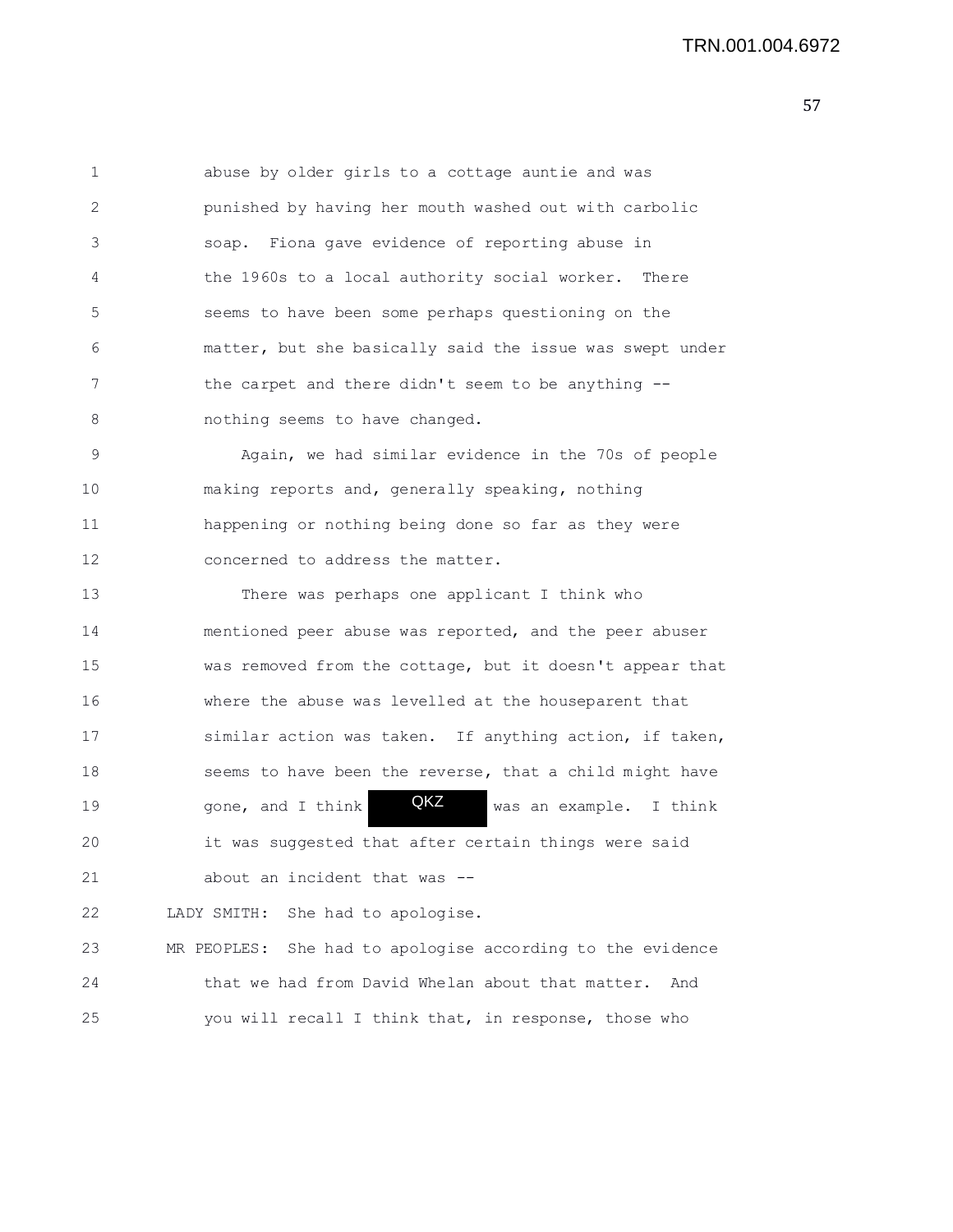abuse by older girls to a cottage auntie and was punished by having her mouth washed out with carbolic soap. Fiona gave evidence of reporting abuse in the 1960s to a local authority social worker. There seems to have been some perhaps questioning on the matter, but she basically said the issue was swept under the carpet and there didn't seem to be anything -- nothing seems to have changed.

Again, we had similar evidence in the 70s of people making reports and, generally speaking, nothing happening or nothing being done so far as they were concerned to address the matter.

There was perhaps one applicant I think who mentioned peer abuse was reported, and the peer abuser was removed from the cottage, but it doesn't appear that where the abuse was levelled at the houseparent that similar action was taken. If anything action, if taken, seems to have been the reverse, that a child might have gone, and I think QKZ was an example. I think it was suggested that after certain things were said about an incident that was --

LADY SMITH: She had to apologise.

MR PEOPLES: She had to apologise according to the evidence that we had from David Whelan about that matter. And you will recall I think that, in response, those who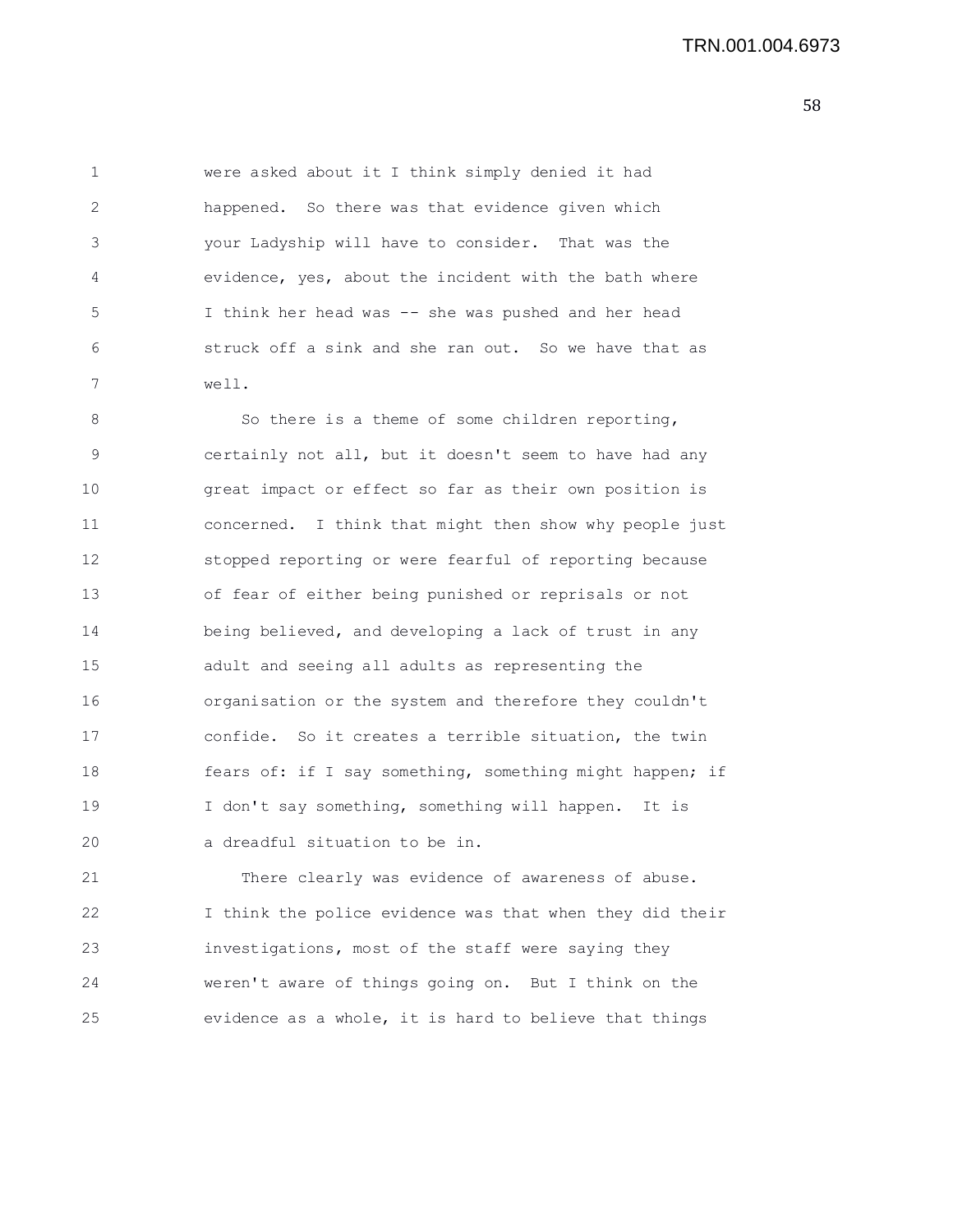were asked about it I think simply denied it had happened. So there was that evidence given which your Ladyship will have to consider. That was the evidence, yes, about the incident with the bath where I think her head was -- she was pushed and her head struck off a sink and she ran out. So we have that as well.

So there is a theme of some children reporting, certainly not all, but it doesn't seem to have had any great impact or effect so far as their own position is concerned. I think that might then show why people just stopped reporting or were fearful of reporting because of fear of either being punished or reprisals or not being believed, and developing a lack of trust in any adult and seeing all adults as representing the organisation or the system and therefore they couldn't confide. So it creates a terrible situation, the twin fears of: if I say something, something might happen; if I don't say something, something will happen. It is a dreadful situation to be in.

There clearly was evidence of awareness of abuse. I think the police evidence was that when they did their investigations, most of the staff were saying they weren't aware of things going on. But I think on the evidence as a whole, it is hard to believe that things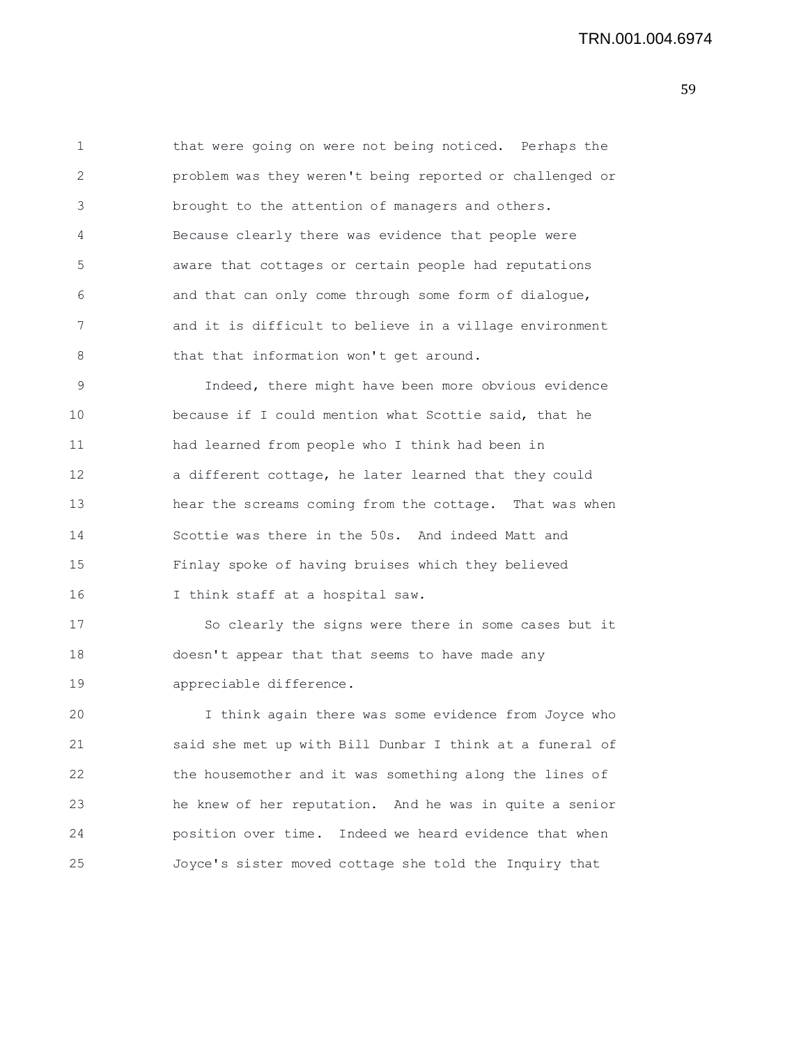that were going on were not being noticed. Perhaps the problem was they weren't being reported or challenged or brought to the attention of managers and others. Because clearly there was evidence that people were aware that cottages or certain people had reputations and that can only come through some form of dialogue, and it is difficult to believe in a village environment that that information won't get around.

Indeed, there might have been more obvious evidence because if I could mention what Scottie said, that he had learned from people who I think had been in a different cottage, he later learned that they could hear the screams coming from the cottage. That was when Scottie was there in the 50s. And indeed Matt and Finlay spoke of having bruises which they believed I think staff at a hospital saw.

So clearly the signs were there in some cases but it doesn't appear that that seems to have made any appreciable difference.

I think again there was some evidence from Joyce who said she met up with Bill Dunbar I think at a funeral of the housemother and it was something along the lines of he knew of her reputation. And he was in quite a senior position over time. Indeed we heard evidence that when Joyce's sister moved cottage she told the Inquiry that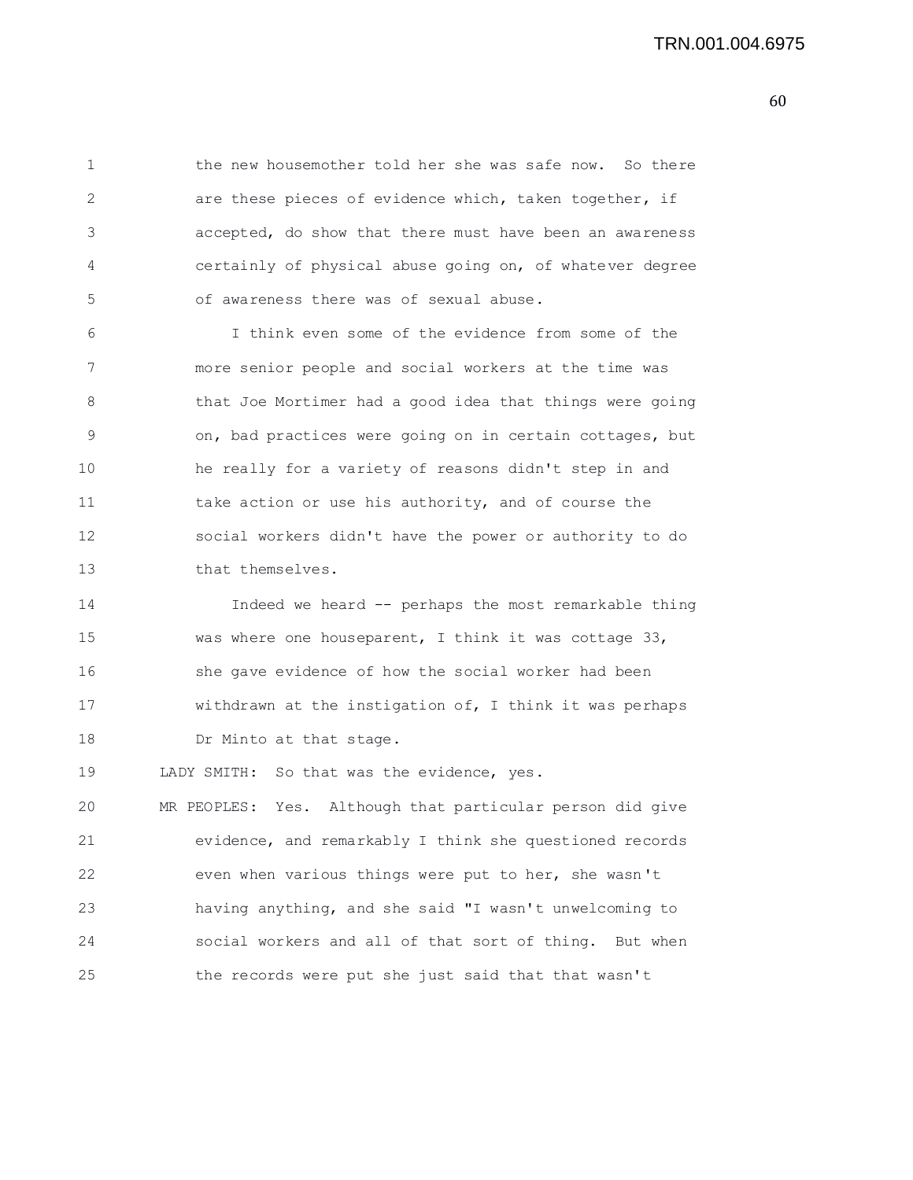the new housemother told her she was safe now. So there are these pieces of evidence which, taken together, if accepted, do show that there must have been an awareness certainly of physical abuse going on, of whatever degree of awareness there was of sexual abuse.

I think even some of the evidence from some of the more senior people and social workers at the time was that Joe Mortimer had a good idea that things were going on, bad practices were going on in certain cottages, but he really for a variety of reasons didn't step in and take action or use his authority, and of course the social workers didn't have the power or authority to do that themselves.

Indeed we heard -- perhaps the most remarkable thing was where one houseparent, I think it was cottage 33, she gave evidence of how the social worker had been withdrawn at the instigation of, I think it was perhaps Dr Minto at that stage.

LADY SMITH: So that was the evidence, yes.

MR PEOPLES: Yes. Although that particular person did give evidence, and remarkably I think she questioned records even when various things were put to her, she wasn't having anything, and she said "I wasn't unwelcoming to social workers and all of that sort of thing. But when the records were put she just said that that wasn't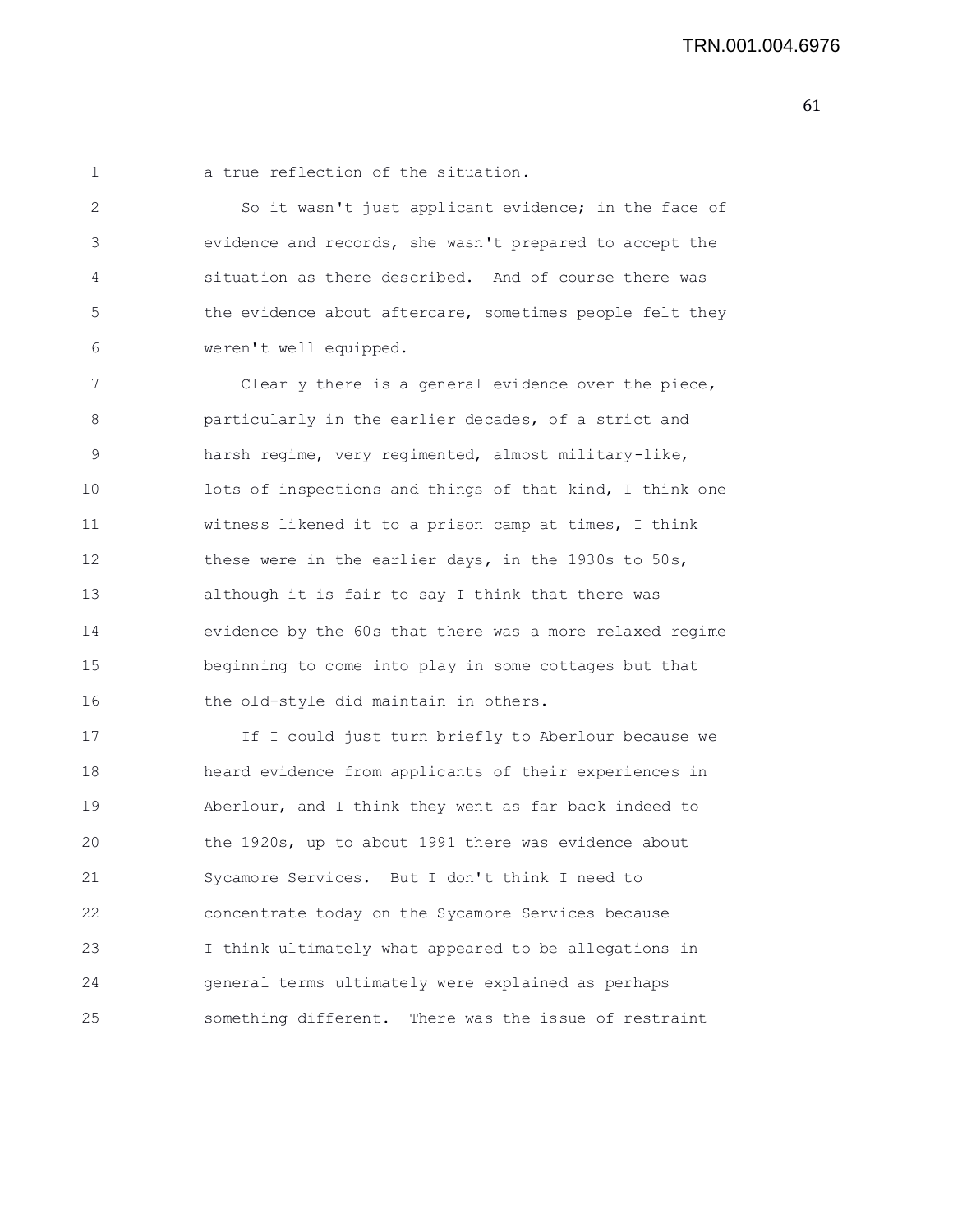a true reflection of the situation.

So it wasn't just applicant evidence; in the face of evidence and records, she wasn't prepared to accept the situation as there described. And of course there was the evidence about aftercare, sometimes people felt they weren't well equipped.

Clearly there is a general evidence over the piece, particularly in the earlier decades, of a strict and harsh regime, very regimented, almost military-like, lots of inspections and things of that kind, I think one witness likened it to a prison camp at times, I think these were in the earlier days, in the 1930s to 50s, although it is fair to say I think that there was evidence by the 60s that there was a more relaxed regime beginning to come into play in some cottages but that the old-style did maintain in others.

If I could just turn briefly to Aberlour because we heard evidence from applicants of their experiences in Aberlour, and I think they went as far back indeed to the 1920s, up to about 1991 there was evidence about Sycamore Services. But I don't think I need to concentrate today on the Sycamore Services because I think ultimately what appeared to be allegations in general terms ultimately were explained as perhaps something different. There was the issue of restraint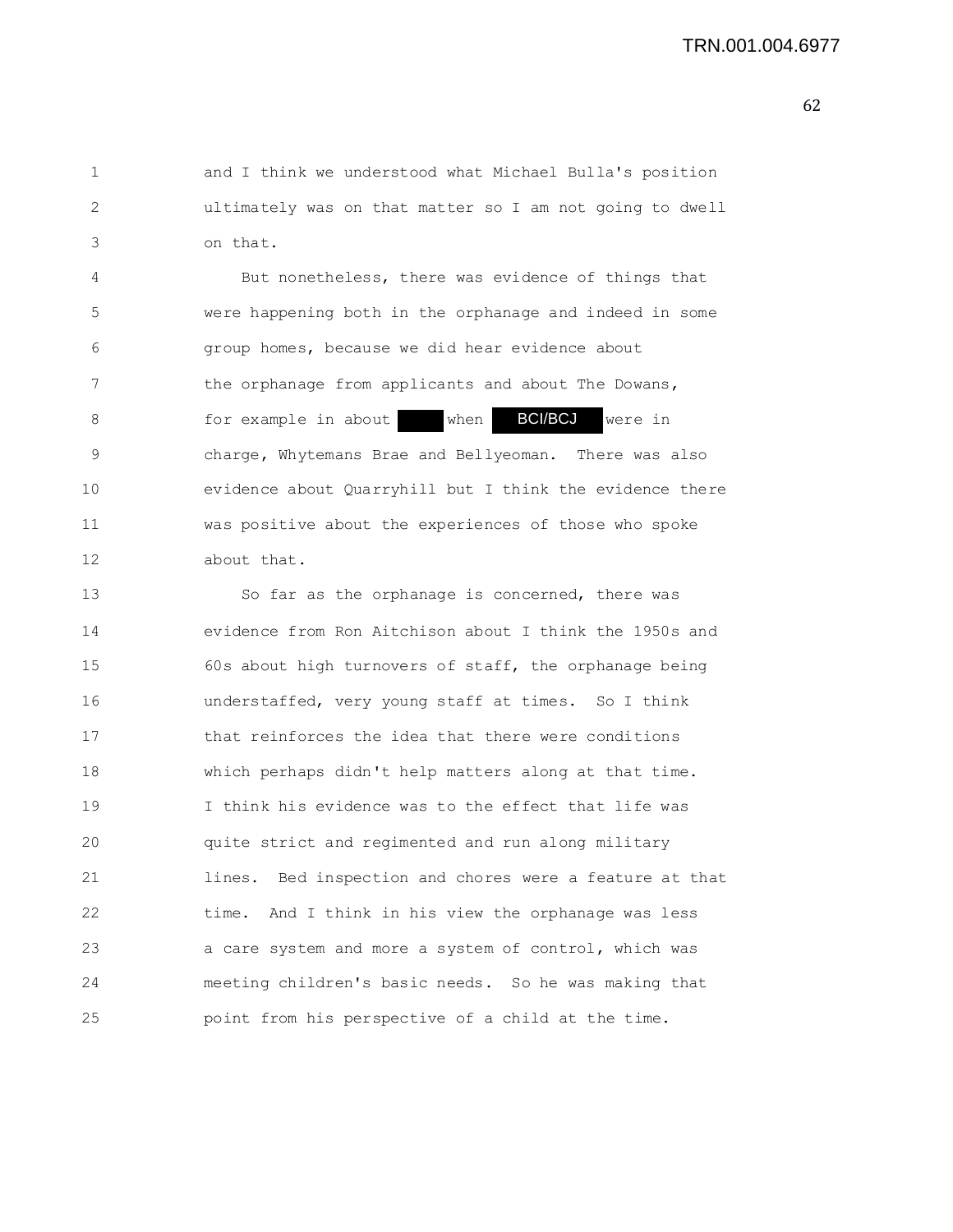and I think we understood what Michael Bulla's position ultimately was on that matter so I am not going to dwell on that.

But nonetheless, there was evidence of things that were happening both in the orphanage and indeed in some group homes, because we did hear evidence about the orphanage from applicants and about The Dowans, for example in about [redacted] when BCI/BCJ were in charge, Whytemans Brae and Bellyeoman. There was also evidence about Quarryhill but I think the evidence there was positive about the experiences of those who spoke about that.

So far as the orphanage is concerned, there was evidence from Ron Aitchison about I think the 1950s and 60s about high turnovers of staff, the orphanage being understaffed, very young staff at times. So I think that reinforces the idea that there were conditions which perhaps didn't help matters along at that time. I think his evidence was to the effect that life was quite strict and regimented and run along military lines. Bed inspection and chores were a feature at that time. And I think in his view the orphanage was less a care system and more a system of control, which was meeting children's basic needs. So he was making that point from his perspective of a child at the time.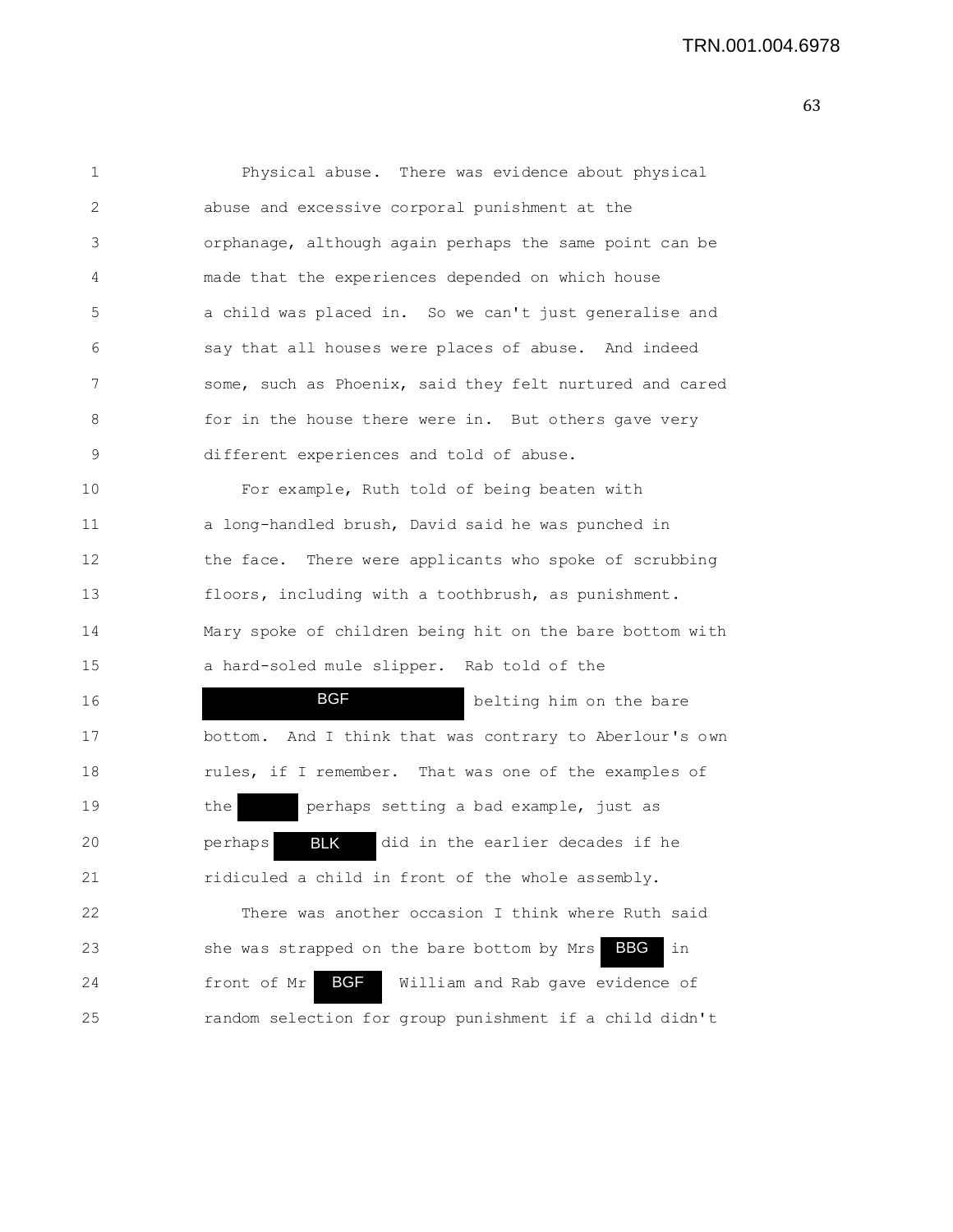Physical abuse. There was evidence about physical abuse and excessive corporal punishment at the orphanage, although again perhaps the same point can be made that the experiences depended on which house a child was placed in. So we can't just generalise and say that all houses were places of abuse. And indeed some, such as Phoenix, said they felt nurtured and cared for in the house there were in. But others gave very different experiences and told of abuse.

For example, Ruth told of being beaten with a long-handled brush, David said he was punched in the face. There were applicants who spoke of scrubbing floors, including with a toothbrush, as punishment. Mary spoke of children being hit on the bare bottom with a hard-soled mule slipper. Rab told of the BGF belting him on the bare bottom. And I think that was contrary to Aberlour's own rules, if I remember. That was one of the examples of the [redacted] perhaps setting a bad example, just as perhaps BLK did in the earlier decades if he ridiculed a child in front of the whole assembly.

There was another occasion I think where Ruth said she was strapped on the bare bottom by Mrs BBG in front of Mr BGF. William and Rab gave evidence of random selection for group punishment if a child didn't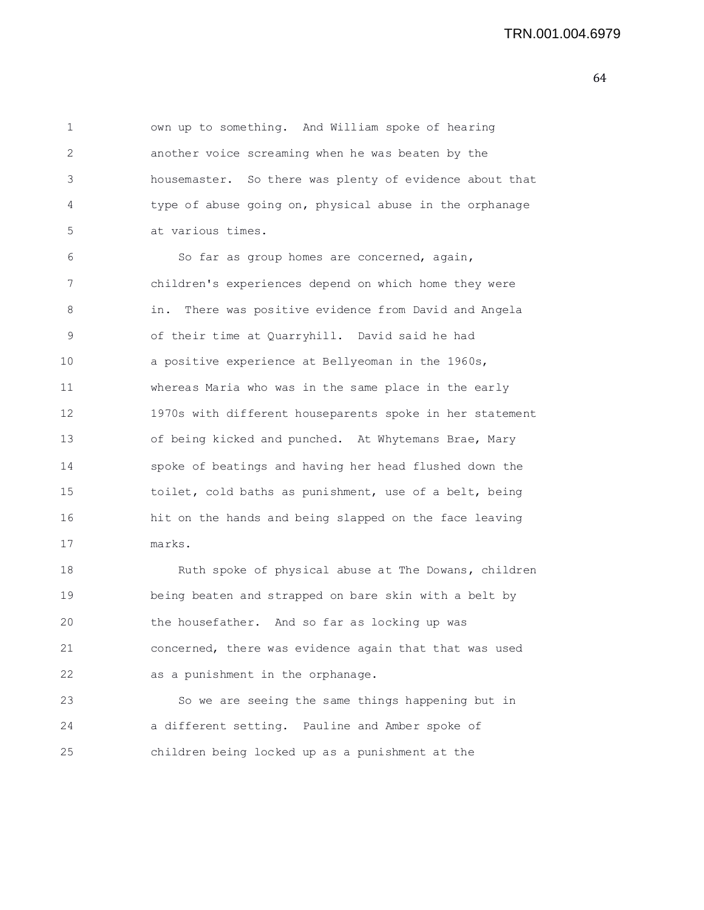own up to something. And William spoke of hearing another voice screaming when he was beaten by the housemaster. So there was plenty of evidence about that type of abuse going on, physical abuse in the orphanage at various times.

So far as group homes are concerned, again, children's experiences depend on which home they were in. There was positive evidence from David and Angela of their time at Quarryhill. David said he had a positive experience at Bellyeoman in the 1960s, whereas Maria who was in the same place in the early 1970s with different houseparents spoke in her statement of being kicked and punched. At Whytemans Brae, Mary spoke of beatings and having her head flushed down the toilet, cold baths as punishment, use of a belt, being hit on the hands and being slapped on the face leaving marks.

Ruth spoke of physical abuse at The Dowans, children being beaten and strapped on bare skin with a belt by the housefather. And so far as locking up was concerned, there was evidence again that that was used as a punishment in the orphanage.

So we are seeing the same things happening but in a different setting. Pauline and Amber spoke of children being locked up as a punishment at the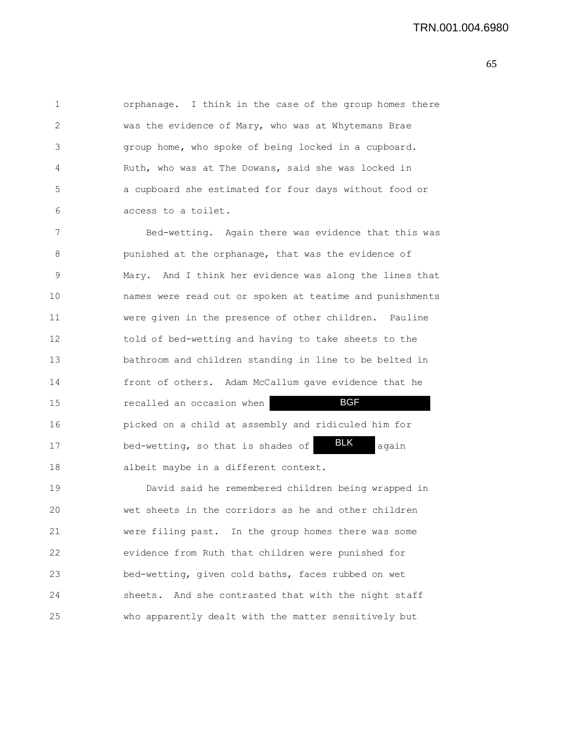orphanage. I think in the case of the group homes there was the evidence of Mary, who was at Whytemans Brae group home, who spoke of being locked in a cupboard. Ruth, who was at The Dowans, said she was locked in a cupboard she estimated for four days without food or access to a toilet.

Bed-wetting. Again there was evidence that this was punished at the orphanage, that was the evidence of Mary. And I think her evidence was along the lines that names were read out or spoken at teatime and punishments were given in the presence of other children. Pauline told of bed-wetting and having to take sheets to the bathroom and children standing in line to be belted in front of others. Adam McCallum gave evidence that he recalled an occasion when BGF picked on a child at assembly and ridiculed him for bed-wetting, so that is shades of BLK again albeit maybe in a different context.

David said he remembered children being wrapped in wet sheets in the corridors as he and other children were filing past. In the group homes there was some evidence from Ruth that children were punished for bed-wetting, given cold baths, faces rubbed on wet sheets. And she contrasted that with the night staff who apparently dealt with the matter sensitively but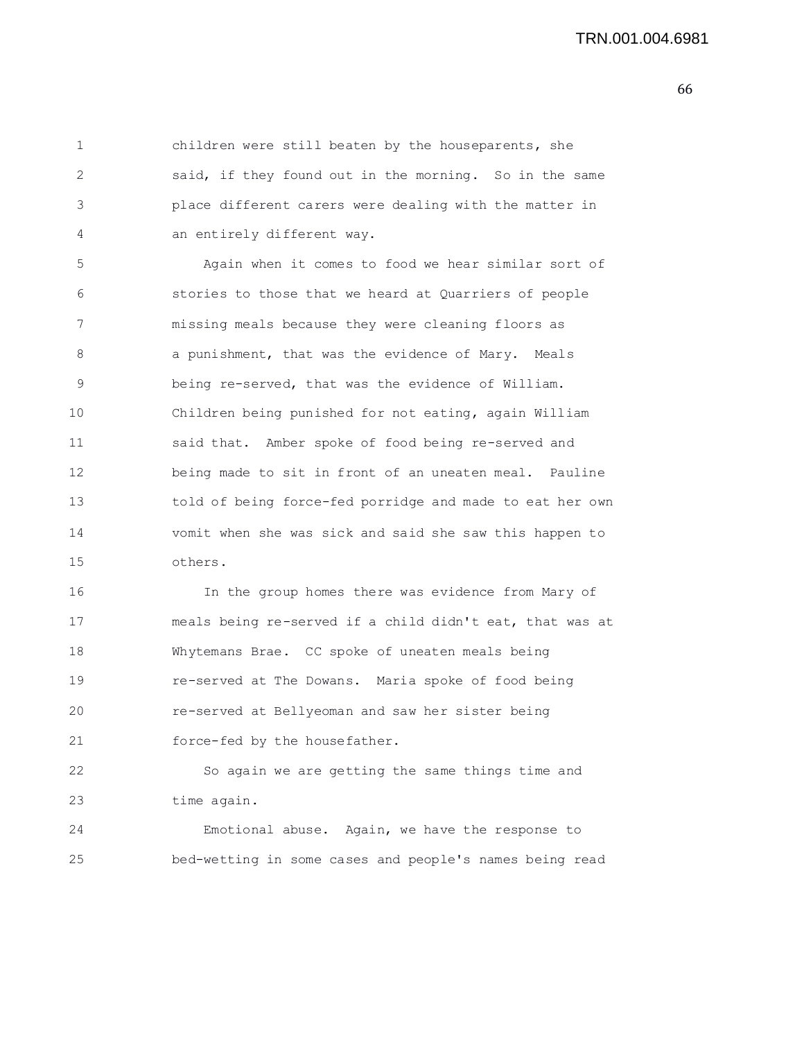children were still beaten by the houseparents, she said, if they found out in the morning. So in the same place different carers were dealing with the matter in an entirely different way.

Again when it comes to food we hear similar sort of stories to those that we heard at Quarriers of people missing meals because they were cleaning floors as a punishment, that was the evidence of Mary. Meals being re-served, that was the evidence of William. Children being punished for not eating, again William said that. Amber spoke of food being re-served and being made to sit in front of an uneaten meal. Pauline told of being force-fed porridge and made to eat her own vomit when she was sick and said she saw this happen to others.

In the group homes there was evidence from Mary of meals being re-served if a child didn't eat, that was at Whytemans Brae. CC spoke of uneaten meals being re-served at The Dowans. Maria spoke of food being re-served at Bellyeoman and saw her sister being force-fed by the housefather.

So again we are getting the same things time and time again.

Emotional abuse. Again, we have the response to bed-wetting in some cases and people's names being read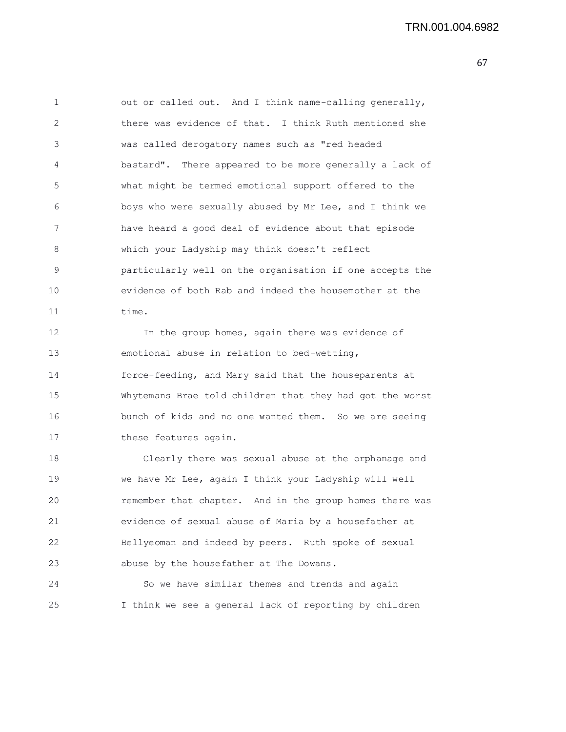out or called out. And I think name-calling generally, there was evidence of that. I think Ruth mentioned she was called derogatory names such as "red headed bastard". There appeared to be more generally a lack of what might be termed emotional support offered to the boys who were sexually abused by Mr Lee, and I think we have heard a good deal of evidence about that episode which your Ladyship may think doesn't reflect particularly well on the organisation if one accepts the evidence of both Rab and indeed the housemother at the time.

In the group homes, again there was evidence of emotional abuse in relation to bed-wetting, force-feeding, and Mary said that the houseparents at Whytemans Brae told children that they had got the worst bunch of kids and no one wanted them. So we are seeing these features again.

Clearly there was sexual abuse at the orphanage and we have Mr Lee, again I think your Ladyship will well remember that chapter. And in the group homes there was evidence of sexual abuse of Maria by a housefather at Bellyeoman and indeed by peers. Ruth spoke of sexual abuse by the housefather at The Dowans.

So we have similar themes and trends and again I think we see a general lack of reporting by children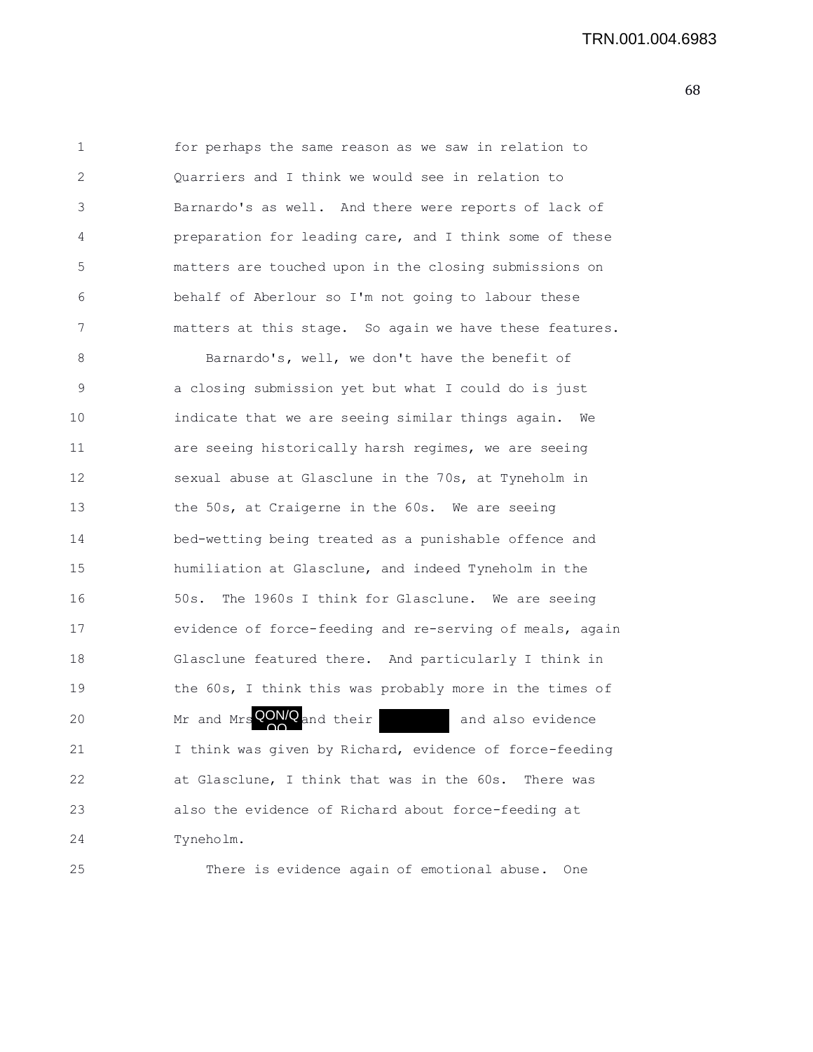for perhaps the same reason as we saw in relation to Quarriers and I think we would see in relation to Barnardo's as well. And there were reports of lack of preparation for leading care, and I think some of these matters are touched upon in the closing submissions on behalf of Aberlour so I'm not going to labour these matters at this stage. So again we have these features.

Barnardo's, well, we don't have the benefit of a closing submission yet but what I could do is just indicate that we are seeing similar things again. We are seeing historically harsh regimes, we are seeing sexual abuse at Glasclune in the 70s, at Tyneholm in the 50s, at Craigerne in the 60s. We are seeing bed-wetting being treated as a punishable offence and humiliation at Glasclune, and indeed Tyneholm in the 50s. The 1960s I think for Glasclune. We are seeing evidence of force-feeding and re-serving of meals, again Glasclune featured there. And particularly I think in the 60s, I think this was probably more in the times of Mr and Mrs QON/QOO and their [redacted] and also evidence I think was given by Richard, evidence of force-feeding at Glasclune, I think that was in the 60s. There was also the evidence of Richard about force-feeding at Tyneholm.

There is evidence again of emotional abuse. One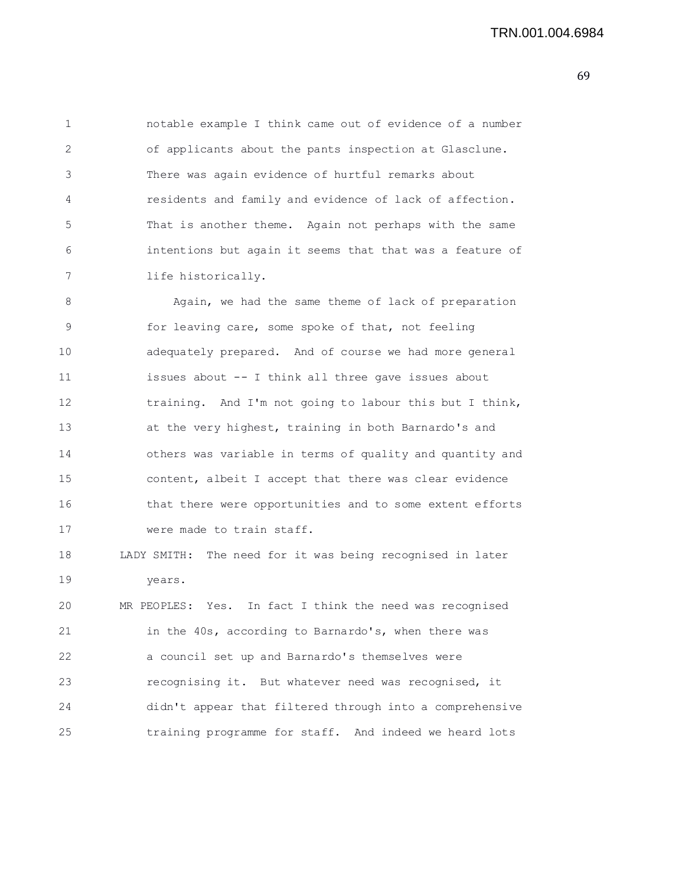notable example I think came out of evidence of a number of applicants about the pants inspection at Glasclune. There was again evidence of hurtful remarks about residents and family and evidence of lack of affection. That is another theme. Again not perhaps with the same intentions but again it seems that that was a feature of life historically.

Again, we had the same theme of lack of preparation for leaving care, some spoke of that, not feeling adequately prepared. And of course we had more general issues about -- I think all three gave issues about training. And I'm not going to labour this but I think, at the very highest, training in both Barnardo's and others was variable in terms of quality and quantity and content, albeit I accept that there was clear evidence that there were opportunities and to some extent efforts were made to train staff.

LADY SMITH: The need for it was being recognised in later years.

MR PEOPLES: Yes. In fact I think the need was recognised in the 40s, according to Barnardo's, when there was a council set up and Barnardo's themselves were recognising it. But whatever need was recognised, it didn't appear that filtered through into a comprehensive training programme for staff. And indeed we heard lots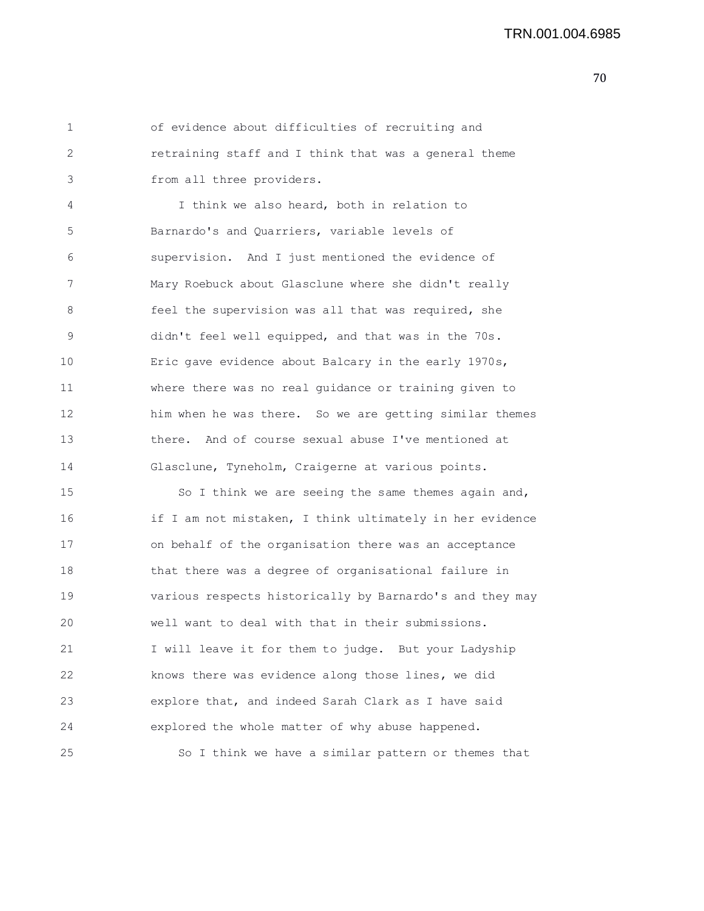of evidence about difficulties of recruiting and retraining staff and I think that was a general theme from all three providers.

I think we also heard, both in relation to Barnardo's and Quarriers, variable levels of supervision. And I just mentioned the evidence of Mary Roebuck about Glasclune where she didn't really feel the supervision was all that was required, she didn't feel well equipped, and that was in the 70s. Eric gave evidence about Balcary in the early 1970s, where there was no real guidance or training given to him when he was there. So we are getting similar themes there. And of course sexual abuse I've mentioned at Glasclune, Tyneholm, Craigerne at various points.

So I think we are seeing the same themes again and, if I am not mistaken, I think ultimately in her evidence on behalf of the organisation there was an acceptance that there was a degree of organisational failure in various respects historically by Barnardo's and they may well want to deal with that in their submissions. I will leave it for them to judge. But your Ladyship knows there was evidence along those lines, we did explore that, and indeed Sarah Clark as I have said explored the whole matter of why abuse happened.

So I think we have a similar pattern or themes that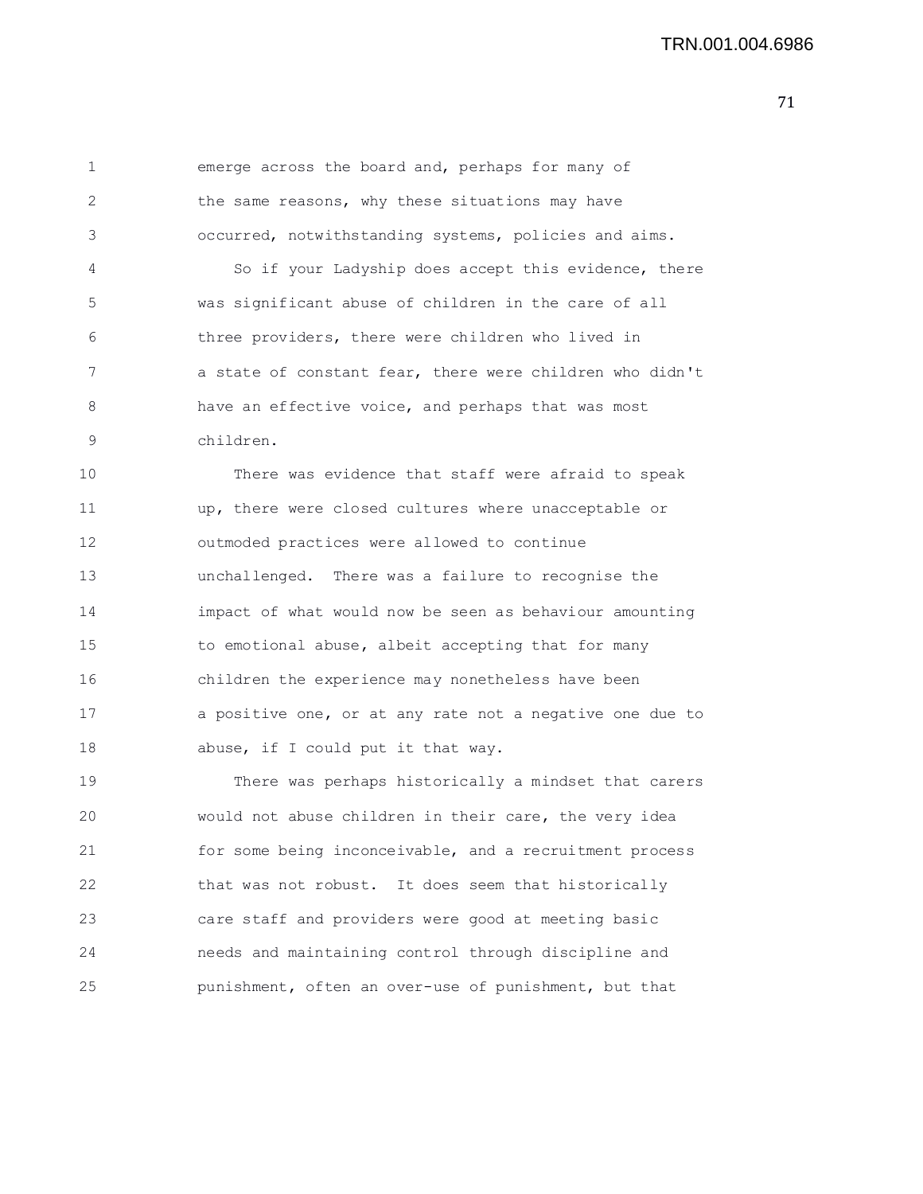emerge across the board and, perhaps for many of the same reasons, why these situations may have occurred, notwithstanding systems, policies and aims.

So if your Ladyship does accept this evidence, there was significant abuse of children in the care of all three providers, there were children who lived in a state of constant fear, there were children who didn't have an effective voice, and perhaps that was most children.

There was evidence that staff were afraid to speak up, there were closed cultures where unacceptable or outmoded practices were allowed to continue unchallenged. There was a failure to recognise the impact of what would now be seen as behaviour amounting to emotional abuse, albeit accepting that for many children the experience may nonetheless have been a positive one, or at any rate not a negative one due to abuse, if I could put it that way.

There was perhaps historically a mindset that carers would not abuse children in their care, the very idea for some being inconceivable, and a recruitment process that was not robust. It does seem that historically care staff and providers were good at meeting basic needs and maintaining control through discipline and punishment, often an over-use of punishment, but that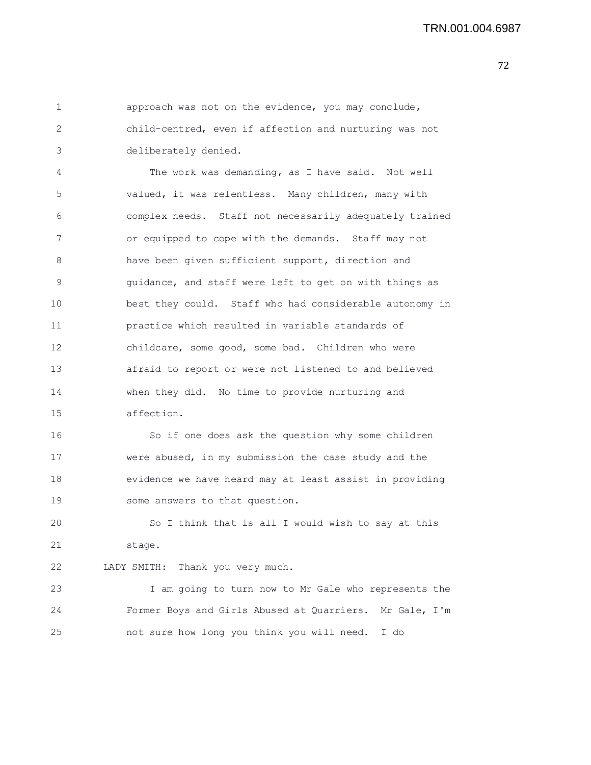approach was not on the evidence, you may conclude, child-centred, even if affection and nurturing was not deliberately denied.

The work was demanding, as I have said. Not well valued, it was relentless. Many children, many with complex needs. Staff not necessarily adequately trained or equipped to cope with the demands. Staff may not have been given sufficient support, direction and guidance, and staff were left to get on with things as best they could. Staff who had considerable autonomy in practice which resulted in variable standards of childcare, some good, some bad. Children who were afraid to report or were not listened to and believed when they did. No time to provide nurturing and affection.

So if one does ask the question why some children were abused, in my submission the case study and the evidence we have heard may at least assist in providing some answers to that question.

So I think that is all I would wish to say at this stage.

LADY SMITH: Thank you very much.

I am going to turn now to Mr Gale who represents the Former Boys and Girls Abused at Quarriers. Mr Gale, I'm not sure how long you think you will need. I do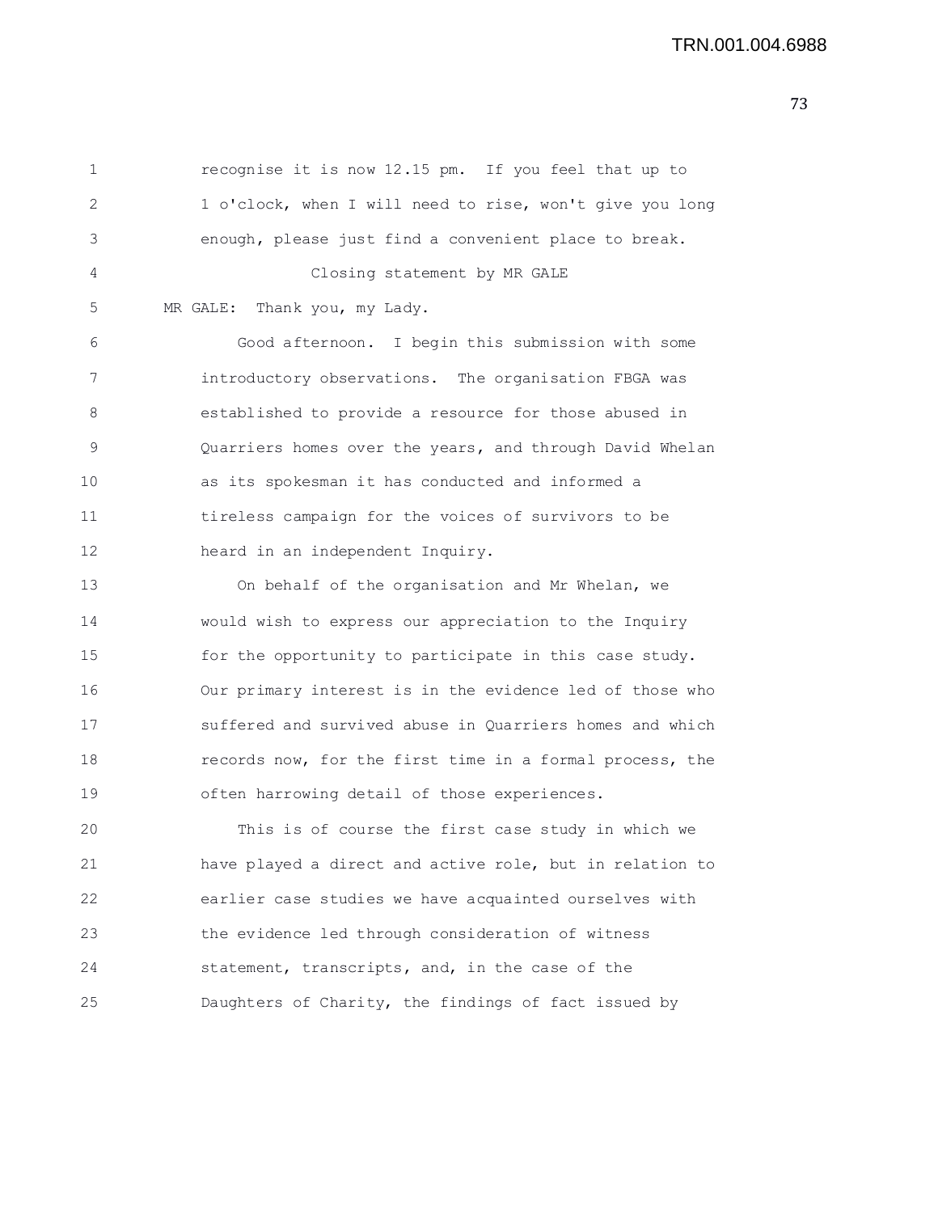recognise it is now 12.15 pm. If you feel that up to 1 o'clock, when I will need to rise, won't give you long enough, please just find a convenient place to break.

Closing statement by MR GALE

MR GALE: Thank you, my Lady.

Good afternoon. I begin this submission with some introductory observations. The organisation FBGA was established to provide a resource for those abused in Quarriers homes over the years, and through David Whelan as its spokesman it has conducted and informed a tireless campaign for the voices of survivors to be heard in an independent Inquiry.

On behalf of the organisation and Mr Whelan, we would wish to express our appreciation to the Inquiry for the opportunity to participate in this case study. Our primary interest is in the evidence led of those who suffered and survived abuse in Quarriers homes and which records now, for the first time in a formal process, the often harrowing detail of those experiences.

This is of course the first case study in which we have played a direct and active role, but in relation to earlier case studies we have acquainted ourselves with the evidence led through consideration of witness statement, transcripts, and, in the case of the Daughters of Charity, the findings of fact issued by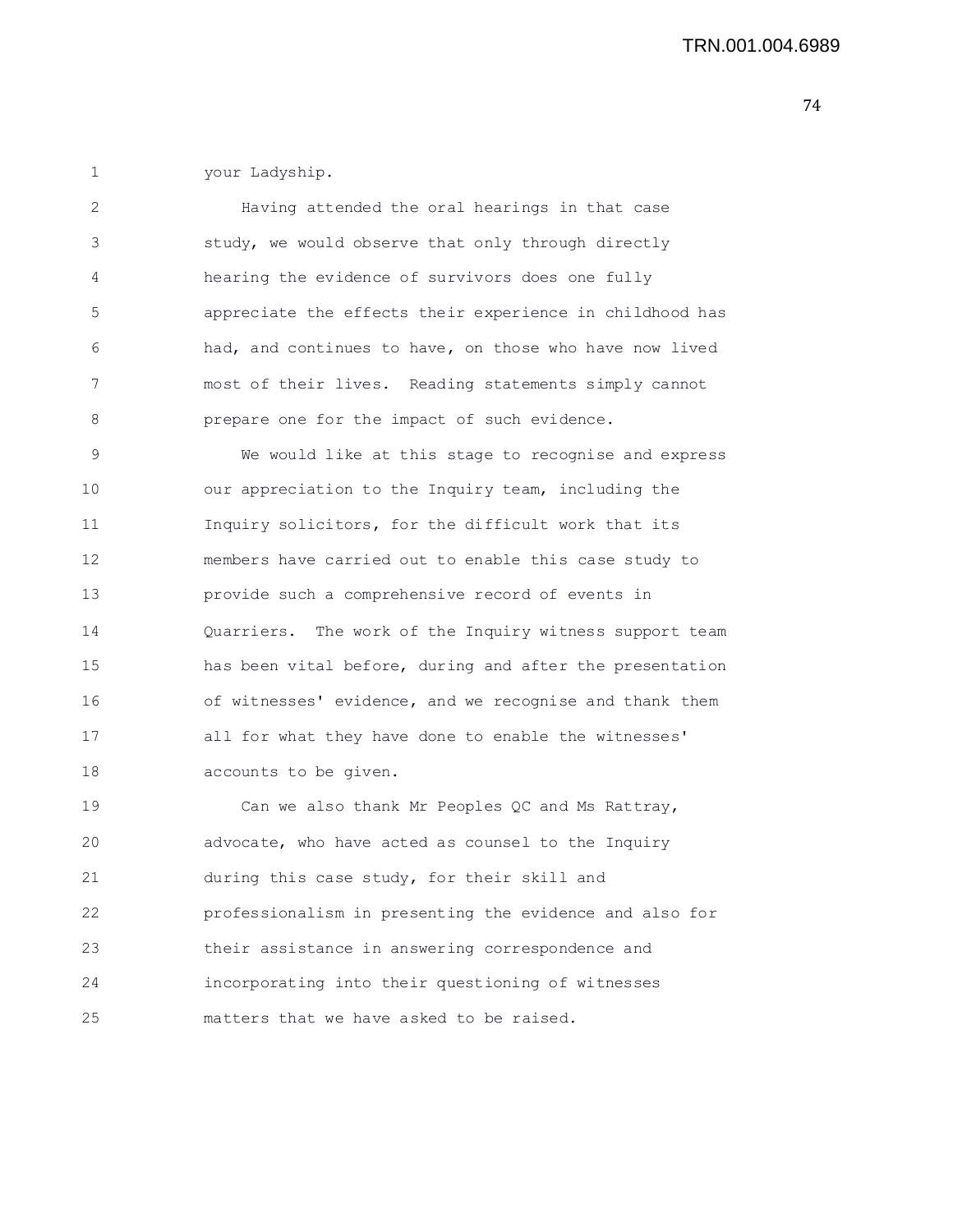your Ladyship.

Having attended the oral hearings in that case study, we would observe that only through directly hearing the evidence of survivors does one fully appreciate the effects their experience in childhood has had, and continues to have, on those who have now lived most of their lives. Reading statements simply cannot prepare one for the impact of such evidence.

We would like at this stage to recognise and express our appreciation to the Inquiry team, including the Inquiry solicitors, for the difficult work that its members have carried out to enable this case study to provide such a comprehensive record of events in Quarriers. The work of the Inquiry witness support team has been vital before, during and after the presentation of witnesses' evidence, and we recognise and thank them all for what they have done to enable the witnesses' accounts to be given.

Can we also thank Mr Peoples QC and Ms Rattray, advocate, who have acted as counsel to the Inquiry during this case study, for their skill and professionalism in presenting the evidence and also for their assistance in answering correspondence and incorporating into their questioning of witnesses matters that we have asked to be raised.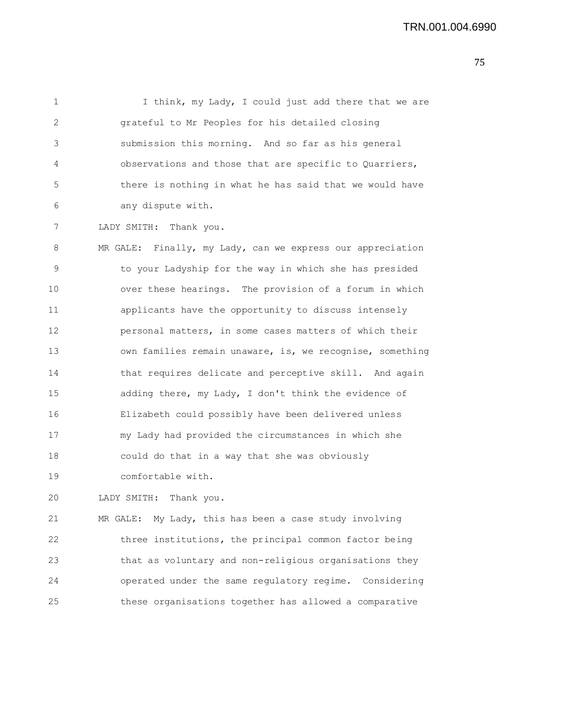I think, my Lady, I could just add there that we are grateful to Mr Peoples for his detailed closing submission this morning. And so far as his general observations and those that are specific to Quarriers, there is nothing in what he has said that we would have any dispute with.

LADY SMITH: Thank you.

MR GALE: Finally, my Lady, can we express our appreciation to your Ladyship for the way in which she has presided over these hearings. The provision of a forum in which applicants have the opportunity to discuss intensely personal matters, in some cases matters of which their own families remain unaware, is, we recognise, something that requires delicate and perceptive skill. And again adding there, my Lady, I don't think the evidence of Elizabeth could possibly have been delivered unless my Lady had provided the circumstances in which she could do that in a way that she was obviously comfortable with.

LADY SMITH: Thank you.

MR GALE: My Lady, this has been a case study involving three institutions, the principal common factor being that as voluntary and non-religious organisations they operated under the same regulatory regime. Considering these organisations together has allowed a comparative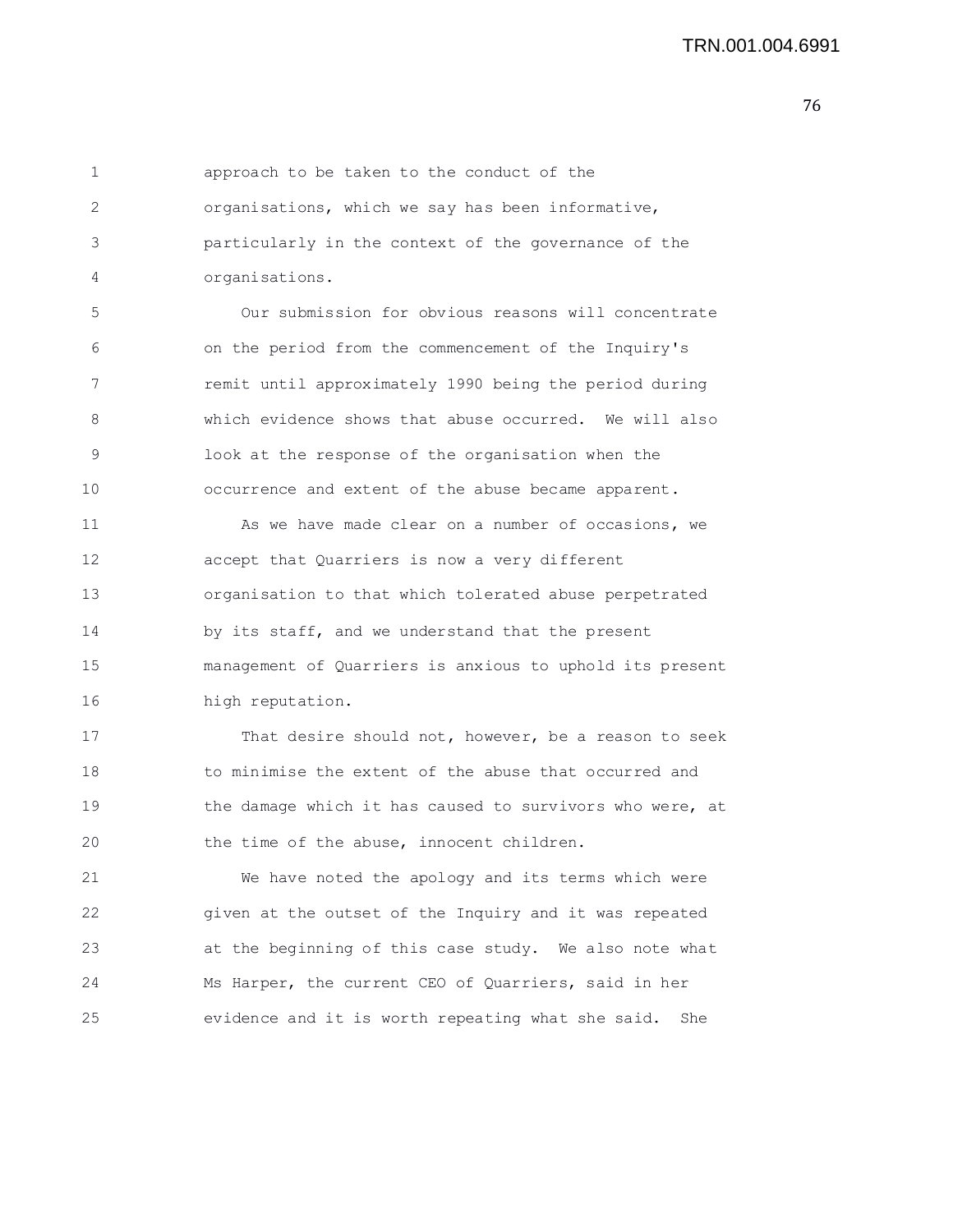approach to be taken to the conduct of the organisations, which we say has been informative, particularly in the context of the governance of the organisations.

Our submission for obvious reasons will concentrate on the period from the commencement of the Inquiry's remit until approximately 1990 being the period during which evidence shows that abuse occurred. We will also look at the response of the organisation when the occurrence and extent of the abuse became apparent.

As we have made clear on a number of occasions, we accept that Quarriers is now a very different organisation to that which tolerated abuse perpetrated by its staff, and we understand that the present management of Quarriers is anxious to uphold its present high reputation.

That desire should not, however, be a reason to seek to minimise the extent of the abuse that occurred and the damage which it has caused to survivors who were, at the time of the abuse, innocent children.

We have noted the apology and its terms which were given at the outset of the Inquiry and it was repeated at the beginning of this case study. We also note what Ms Harper, the current CEO of Quarriers, said in her evidence and it is worth repeating what she said. She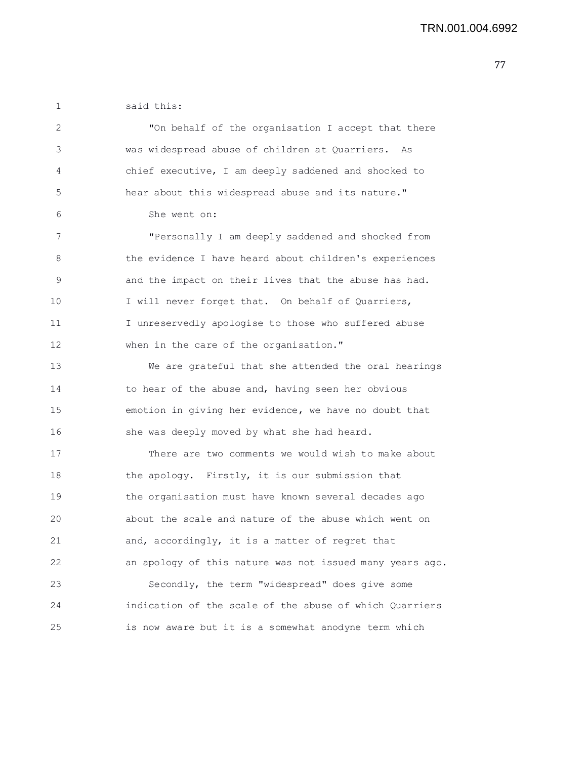said this:

"On behalf of the organisation I accept that there was widespread abuse of children at Quarriers. As chief executive, I am deeply saddened and shocked to hear about this widespread abuse and its nature."

She went on:

"Personally I am deeply saddened and shocked from the evidence I have heard about children's experiences and the impact on their lives that the abuse has had. I will never forget that. On behalf of Quarriers, I unreservedly apologise to those who suffered abuse when in the care of the organisation."

We are grateful that she attended the oral hearings to hear of the abuse and, having seen her obvious emotion in giving her evidence, we have no doubt that she was deeply moved by what she had heard.

There are two comments we would wish to make about the apology. Firstly, it is our submission that the organisation must have known several decades ago about the scale and nature of the abuse which went on and, accordingly, it is a matter of regret that an apology of this nature was not issued many years ago.

Secondly, the term "widespread" does give some indication of the scale of the abuse of which Quarriers is now aware but it is a somewhat anodyne term which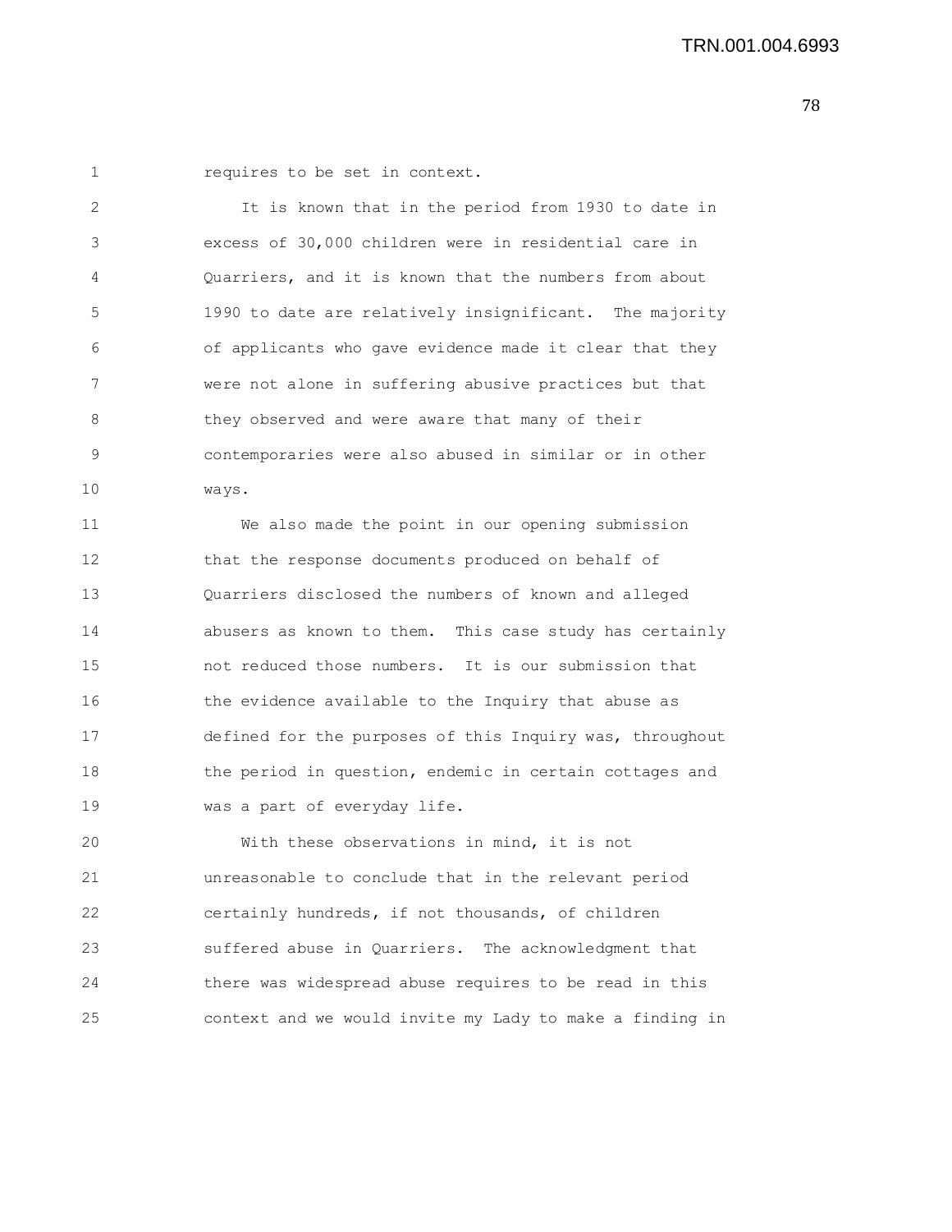requires to be set in context.

It is known that in the period from 1930 to date in excess of 30,000 children were in residential care in Quarriers, and it is known that the numbers from about 1990 to date are relatively insignificant. The majority of applicants who gave evidence made it clear that they were not alone in suffering abusive practices but that they observed and were aware that many of their contemporaries were also abused in similar or in other ways.

We also made the point in our opening submission that the response documents produced on behalf of Quarriers disclosed the numbers of known and alleged abusers as known to them. This case study has certainly not reduced those numbers. It is our submission that the evidence available to the Inquiry that abuse as defined for the purposes of this Inquiry was, throughout the period in question, endemic in certain cottages and was a part of everyday life.

With these observations in mind, it is not unreasonable to conclude that in the relevant period certainly hundreds, if not thousands, of children suffered abuse in Quarriers. The acknowledgment that there was widespread abuse requires to be read in this context and we would invite my Lady to make a finding in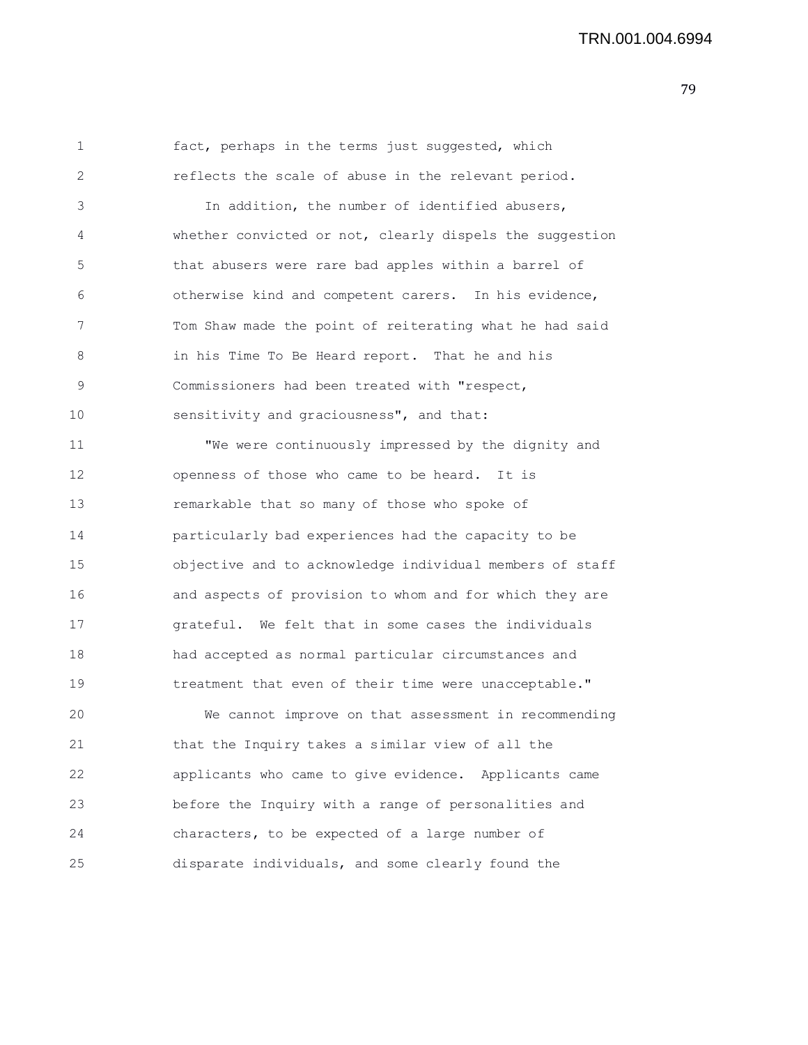fact, perhaps in the terms just suggested, which reflects the scale of abuse in the relevant period.

In addition, the number of identified abusers, whether convicted or not, clearly dispels the suggestion that abusers were rare bad apples within a barrel of otherwise kind and competent carers. In his evidence, Tom Shaw made the point of reiterating what he had said in his Time To Be Heard report. That he and his Commissioners had been treated with "respect, sensitivity and graciousness", and that:

"We were continuously impressed by the dignity and openness of those who came to be heard. It is remarkable that so many of those who spoke of particularly bad experiences had the capacity to be objective and to acknowledge individual members of staff and aspects of provision to whom and for which they are grateful. We felt that in some cases the individuals had accepted as normal particular circumstances and treatment that even of their time were unacceptable."

We cannot improve on that assessment in recommending that the Inquiry takes a similar view of all the applicants who came to give evidence. Applicants came before the Inquiry with a range of personalities and characters, to be expected of a large number of disparate individuals, and some clearly found the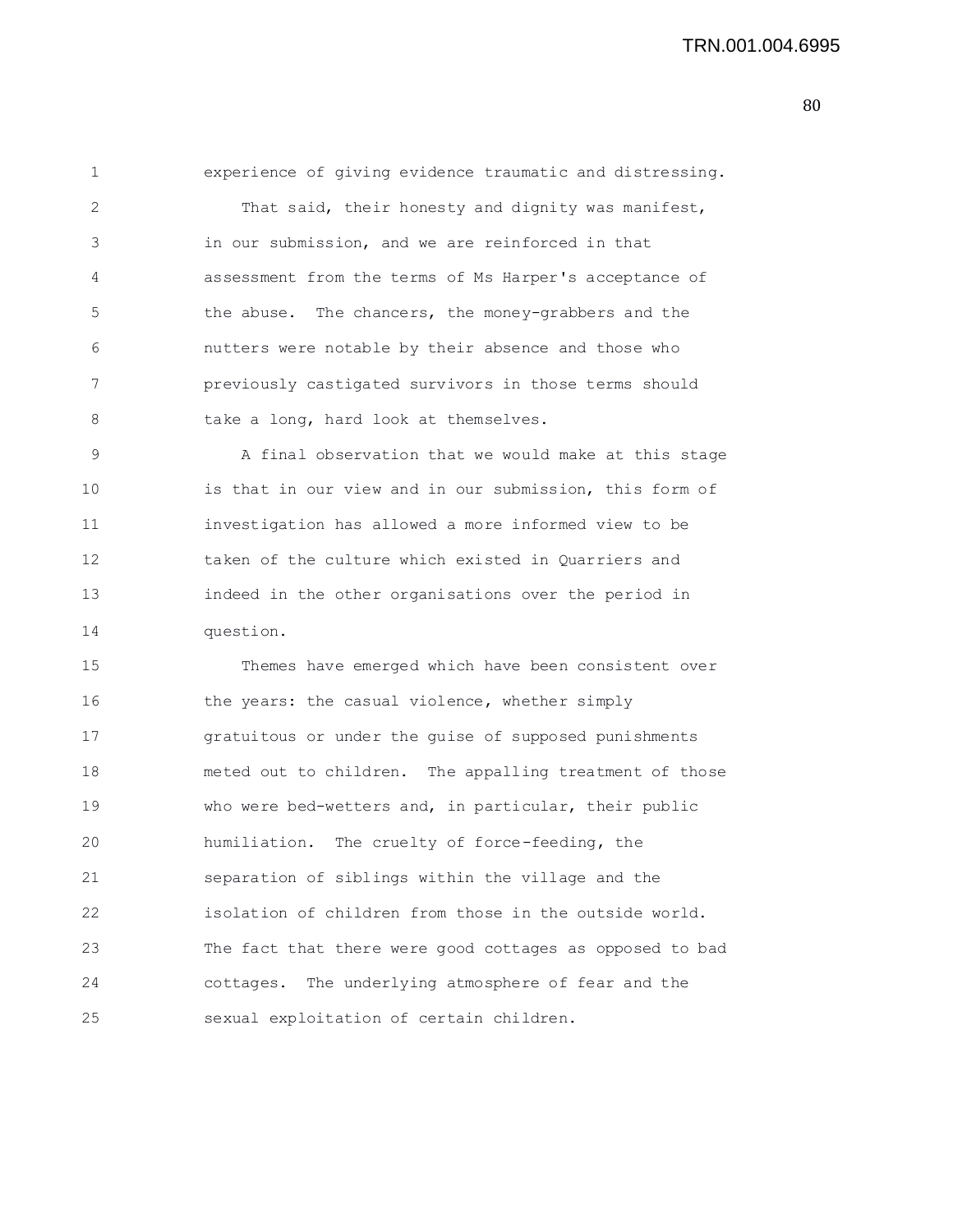experience of giving evidence traumatic and distressing.

That said, their honesty and dignity was manifest, in our submission, and we are reinforced in that assessment from the terms of Ms Harper's acceptance of the abuse. The chancers, the money-grabbers and the nutters were notable by their absence and those who previously castigated survivors in those terms should take a long, hard look at themselves.

A final observation that we would make at this stage is that in our view and in our submission, this form of investigation has allowed a more informed view to be taken of the culture which existed in Quarriers and indeed in the other organisations over the period in question.

Themes have emerged which have been consistent over the years: the casual violence, whether simply gratuitous or under the guise of supposed punishments meted out to children. The appalling treatment of those who were bed-wetters and, in particular, their public humiliation. The cruelty of force-feeding, the separation of siblings within the village and the isolation of children from those in the outside world. The fact that there were good cottages as opposed to bad cottages. The underlying atmosphere of fear and the sexual exploitation of certain children.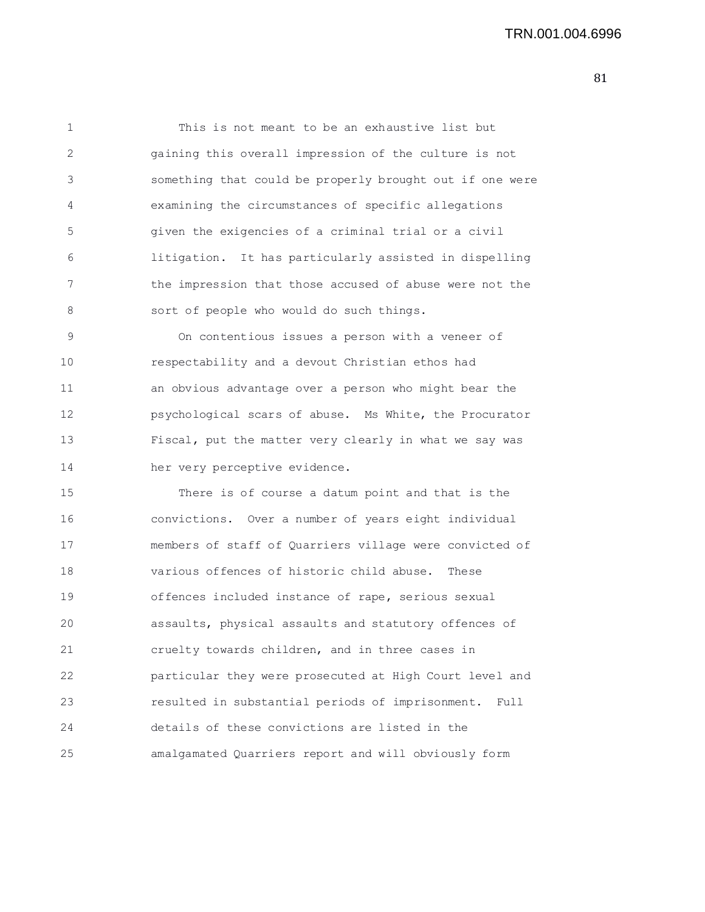This is not meant to be an exhaustive list but gaining this overall impression of the culture is not something that could be properly brought out if one were examining the circumstances of specific allegations given the exigencies of a criminal trial or a civil litigation. It has particularly assisted in dispelling the impression that those accused of abuse were not the sort of people who would do such things.

On contentious issues a person with a veneer of respectability and a devout Christian ethos had an obvious advantage over a person who might bear the psychological scars of abuse. Ms White, the Procurator Fiscal, put the matter very clearly in what we say was her very perceptive evidence.

There is of course a datum point and that is the convictions. Over a number of years eight individual members of staff of Quarriers village were convicted of various offences of historic child abuse. These offences included instance of rape, serious sexual assaults, physical assaults and statutory offences of cruelty towards children, and in three cases in particular they were prosecuted at High Court level and resulted in substantial periods of imprisonment. Full details of these convictions are listed in the amalgamated Quarriers report and will obviously form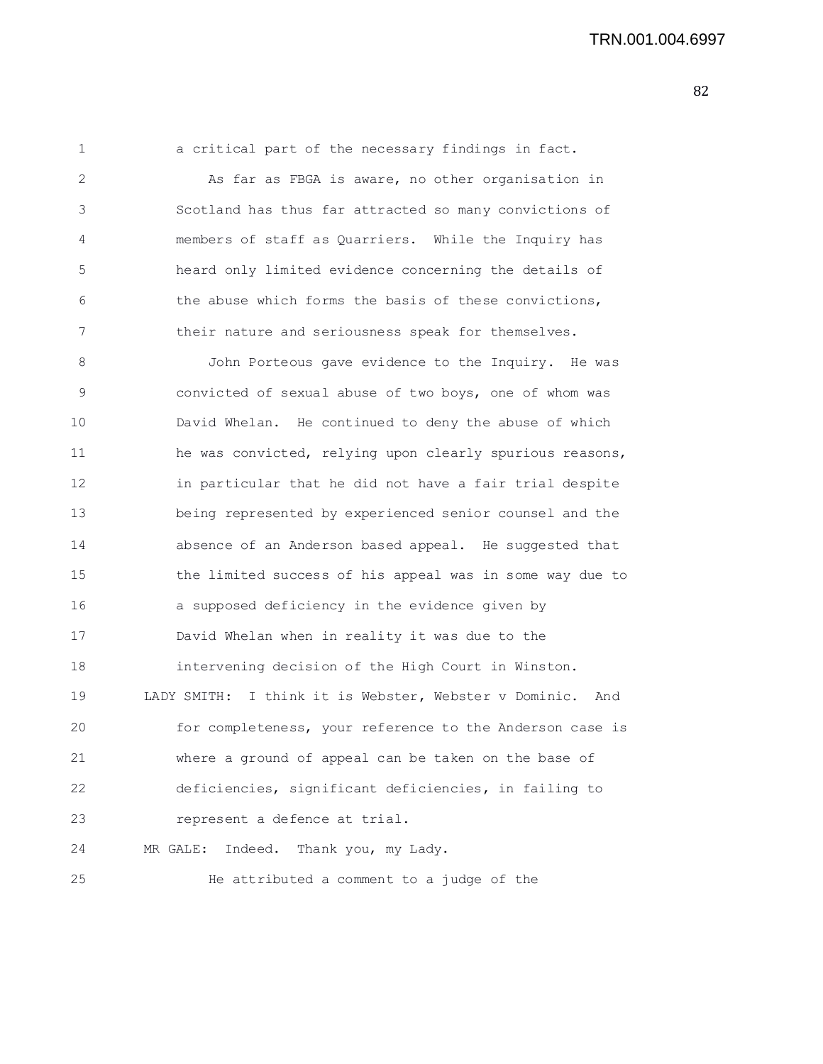a critical part of the necessary findings in fact.

As far as FBGA is aware, no other organisation in Scotland has thus far attracted so many convictions of members of staff as Quarriers. While the Inquiry has heard only limited evidence concerning the details of the abuse which forms the basis of these convictions, their nature and seriousness speak for themselves.

John Porteous gave evidence to the Inquiry. He was convicted of sexual abuse of two boys, one of whom was David Whelan. He continued to deny the abuse of which he was convicted, relying upon clearly spurious reasons, in particular that he did not have a fair trial despite being represented by experienced senior counsel and the absence of an Anderson based appeal. He suggested that the limited success of his appeal was in some way due to a supposed deficiency in the evidence given by David Whelan when in reality it was due to the intervening decision of the High Court in Winston.

LADY SMITH: I think it is Webster, Webster v Dominic. And for completeness, your reference to the Anderson case is where a ground of appeal can be taken on the base of deficiencies, significant deficiencies, in failing to represent a defence at trial.

MR GALE: Indeed. Thank you, my Lady.

He attributed a comment to a judge of the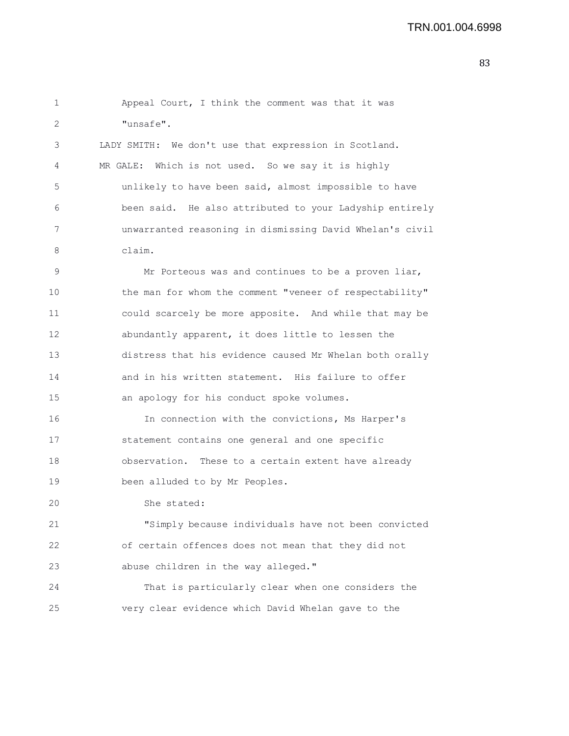Appeal Court, I think the comment was that it was "unsafe".

LADY SMITH: We don't use that expression in Scotland.

MR GALE: Which is not used. So we say it is highly unlikely to have been said, almost impossible to have been said. He also attributed to your Ladyship entirely unwarranted reasoning in dismissing David Whelan's civil claim.

Mr Porteous was and continues to be a proven liar, the man for whom the comment "veneer of respectability" could scarcely be more apposite. And while that may be abundantly apparent, it does little to lessen the distress that his evidence caused Mr Whelan both orally and in his written statement. His failure to offer an apology for his conduct spoke volumes.

In connection with the convictions, Ms Harper's statement contains one general and one specific observation. These to a certain extent have already been alluded to by Mr Peoples.

She stated:

"Simply because individuals have not been convicted of certain offences does not mean that they did not abuse children in the way alleged."

That is particularly clear when one considers the very clear evidence which David Whelan gave to the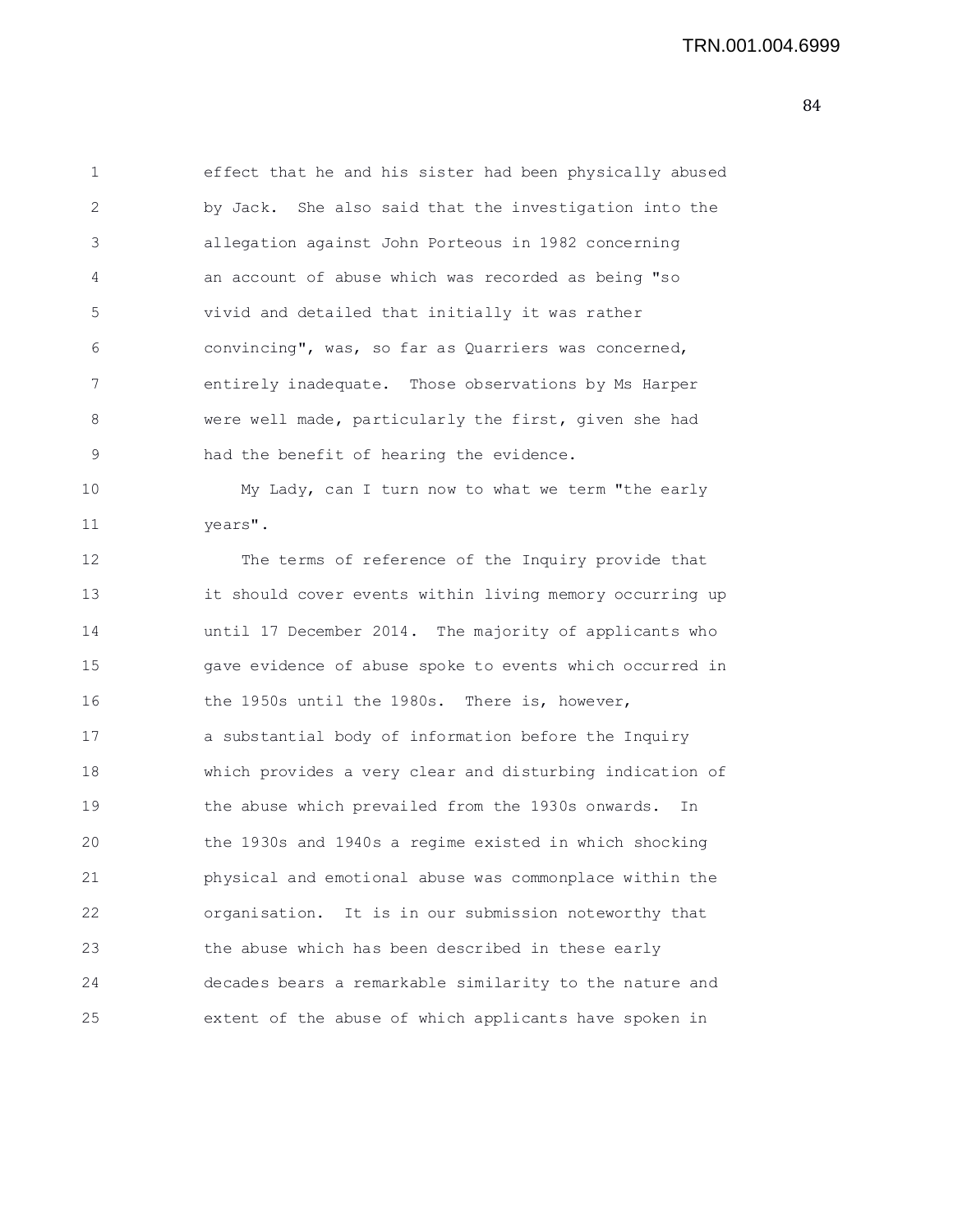effect that he and his sister had been physically abused by Jack. She also said that the investigation into the allegation against John Porteous in 1982 concerning an account of abuse which was recorded as being "so vivid and detailed that initially it was rather convincing", was, so far as Quarriers was concerned, entirely inadequate. Those observations by Ms Harper were well made, particularly the first, given she had had the benefit of hearing the evidence.

My Lady, can I turn now to what we term "the early years".

The terms of reference of the Inquiry provide that it should cover events within living memory occurring up until 17 December 2014. The majority of applicants who gave evidence of abuse spoke to events which occurred in the 1950s until the 1980s. There is, however, a substantial body of information before the Inquiry which provides a very clear and disturbing indication of the abuse which prevailed from the 1930s onwards. In the 1930s and 1940s a regime existed in which shocking physical and emotional abuse was commonplace within the organisation. It is in our submission noteworthy that the abuse which has been described in these early decades bears a remarkable similarity to the nature and extent of the abuse of which applicants have spoken in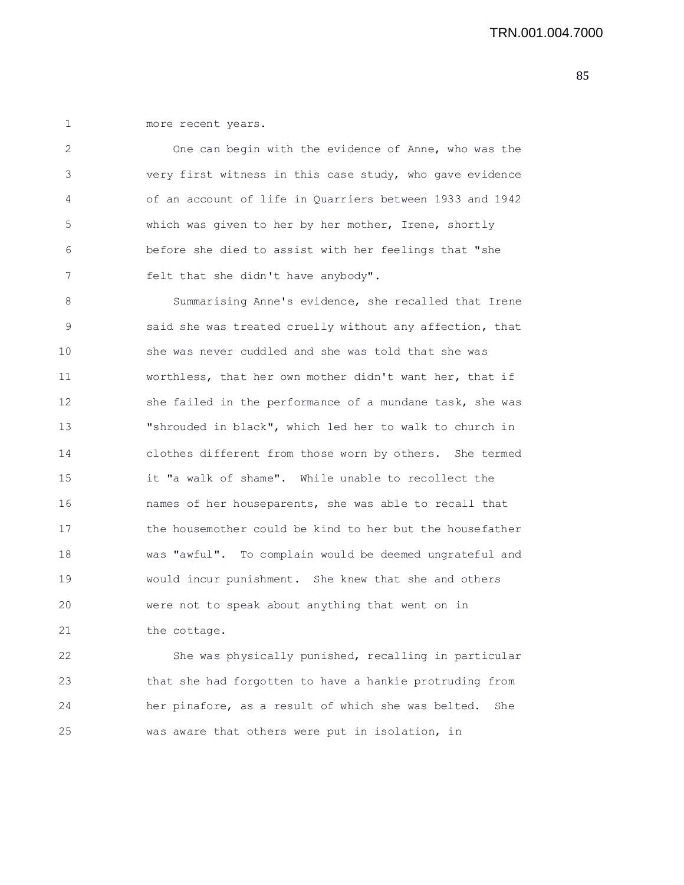more recent years.

One can begin with the evidence of Anne, who was the very first witness in this case study, who gave evidence of an account of life in Quarriers between 1933 and 1942 which was given to her by her mother, Irene, shortly before she died to assist with her feelings that "she felt that she didn't have anybody".

Summarising Anne's evidence, she recalled that Irene said she was treated cruelly without any affection, that she was never cuddled and she was told that she was worthless, that her own mother didn't want her, that if she failed in the performance of a mundane task, she was "shrouded in black", which led her to walk to church in clothes different from those worn by others. She termed it "a walk of shame". While unable to recollect the names of her houseparents, she was able to recall that the housemother could be kind to her but the housefather was "awful". To complain would be deemed ungrateful and would incur punishment. She knew that she and others were not to speak about anything that went on in the cottage.

She was physically punished, recalling in particular that she had forgotten to have a hankie protruding from her pinafore, as a result of which she was belted. She was aware that others were put in isolation, in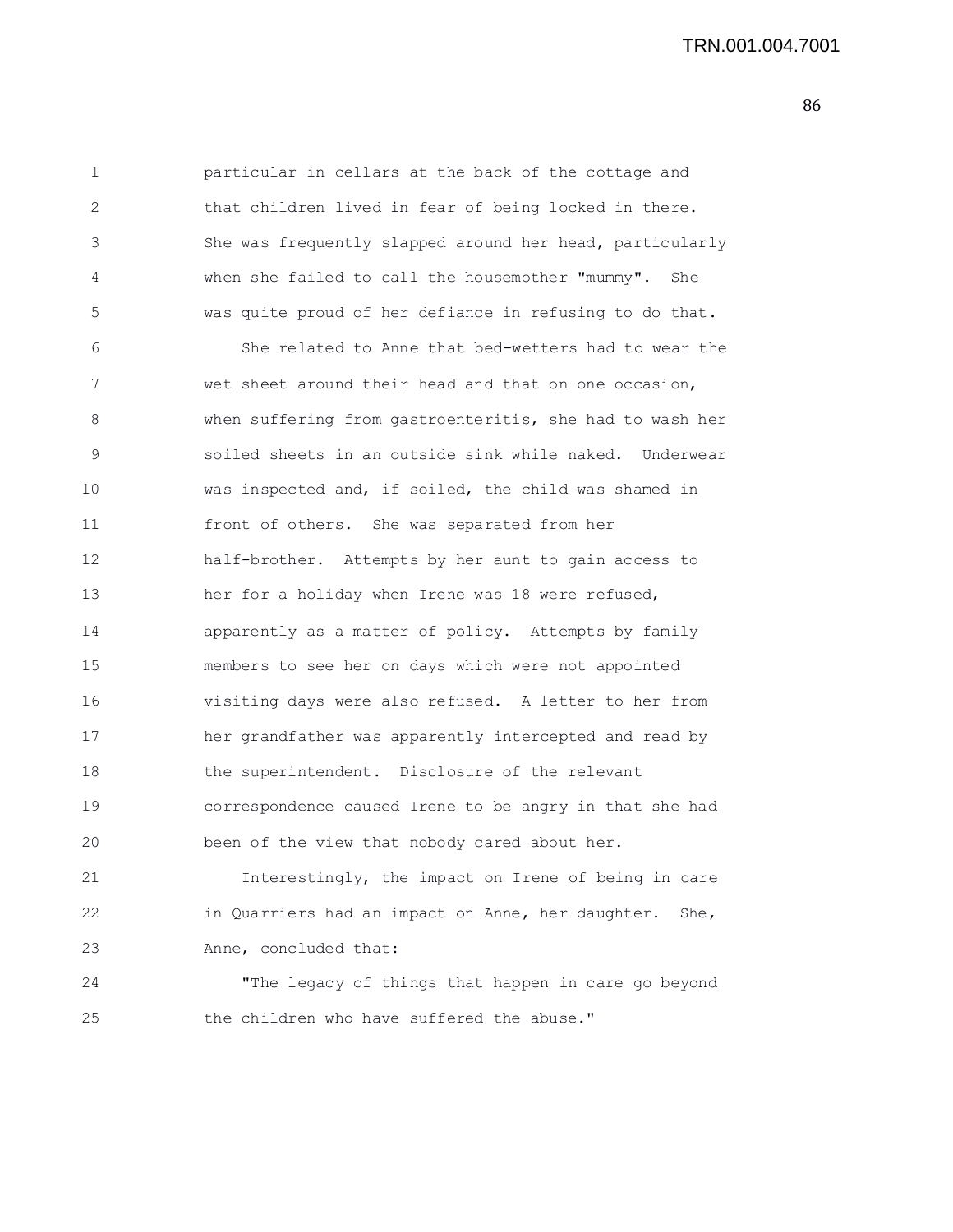particular in cellars at the back of the cottage and that children lived in fear of being locked in there. She was frequently slapped around her head, particularly when she failed to call the housemother "mummy". She was quite proud of her defiance in refusing to do that.

She related to Anne that bed-wetters had to wear the wet sheet around their head and that on one occasion, when suffering from gastroenteritis, she had to wash her soiled sheets in an outside sink while naked. Underwear was inspected and, if soiled, the child was shamed in front of others. She was separated from her half-brother. Attempts by her aunt to gain access to her for a holiday when Irene was 18 were refused, apparently as a matter of policy. Attempts by family members to see her on days which were not appointed visiting days were also refused. A letter to her from her grandfather was apparently intercepted and read by the superintendent. Disclosure of the relevant correspondence caused Irene to be angry in that she had been of the view that nobody cared about her.

Interestingly, the impact on Irene of being in care in Quarriers had an impact on Anne, her daughter. She, Anne, concluded that:

"The legacy of things that happen in care go beyond the children who have suffered the abuse."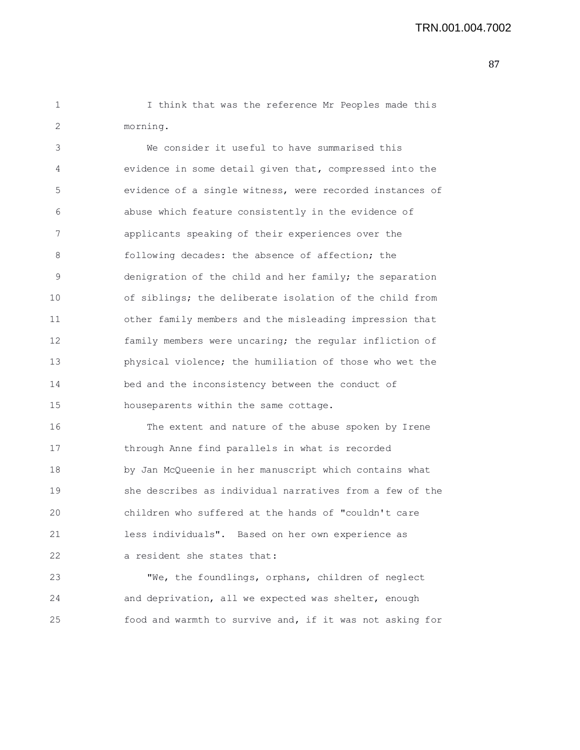I think that was the reference Mr Peoples made this morning.

We consider it useful to have summarised this evidence in some detail given that, compressed into the evidence of a single witness, were recorded instances of abuse which feature consistently in the evidence of applicants speaking of their experiences over the following decades: the absence of affection; the denigration of the child and her family; the separation of siblings; the deliberate isolation of the child from other family members and the misleading impression that family members were uncaring; the regular infliction of physical violence; the humiliation of those who wet the bed and the inconsistency between the conduct of houseparents within the same cottage.

The extent and nature of the abuse spoken by Irene through Anne find parallels in what is recorded by Jan McQueenie in her manuscript which contains what she describes as individual narratives from a few of the children who suffered at the hands of "couldn't care less individuals". Based on her own experience as a resident she states that:

"We, the foundlings, orphans, children of neglect and deprivation, all we expected was shelter, enough food and warmth to survive and, if it was not asking for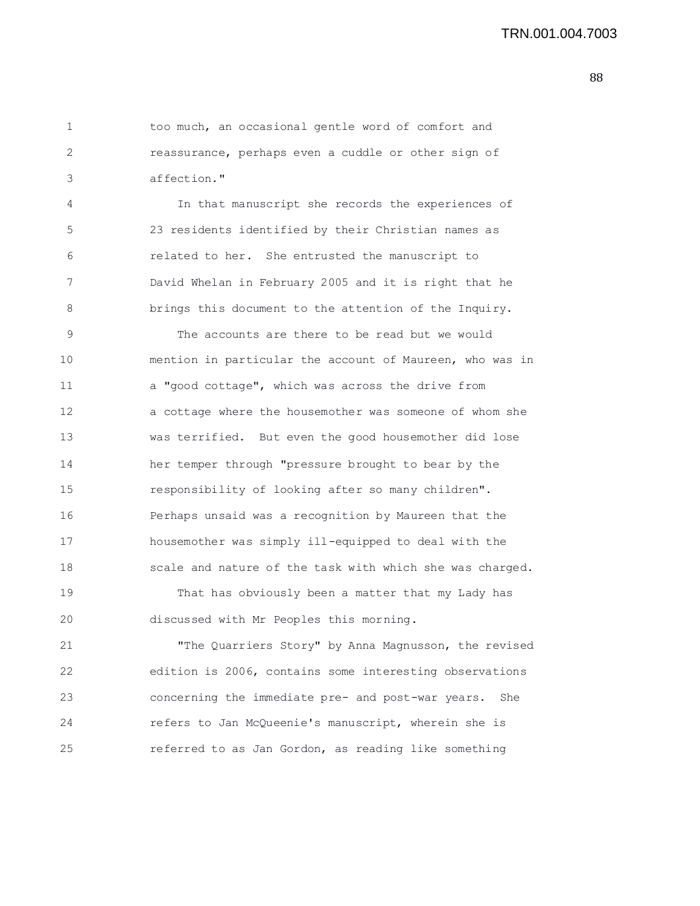too much, an occasional gentle word of comfort and reassurance, perhaps even a cuddle or other sign of affection."

In that manuscript she records the experiences of 23 residents identified by their Christian names as related to her. She entrusted the manuscript to David Whelan in February 2005 and it is right that he brings this document to the attention of the Inquiry.

The accounts are there to be read but we would mention in particular the account of Maureen, who was in a "good cottage", which was across the drive from a cottage where the housemother was someone of whom she was terrified. But even the good housemother did lose her temper through "pressure brought to bear by the responsibility of looking after so many children". Perhaps unsaid was a recognition by Maureen that the housemother was simply ill-equipped to deal with the scale and nature of the task with which she was charged.

That has obviously been a matter that my Lady has discussed with Mr Peoples this morning.

"The Quarriers Story" by Anna Magnusson, the revised edition is 2006, contains some interesting observations concerning the immediate pre- and post-war years. She refers to Jan McQueenie's manuscript, wherein she is referred to as Jan Gordon, as reading like something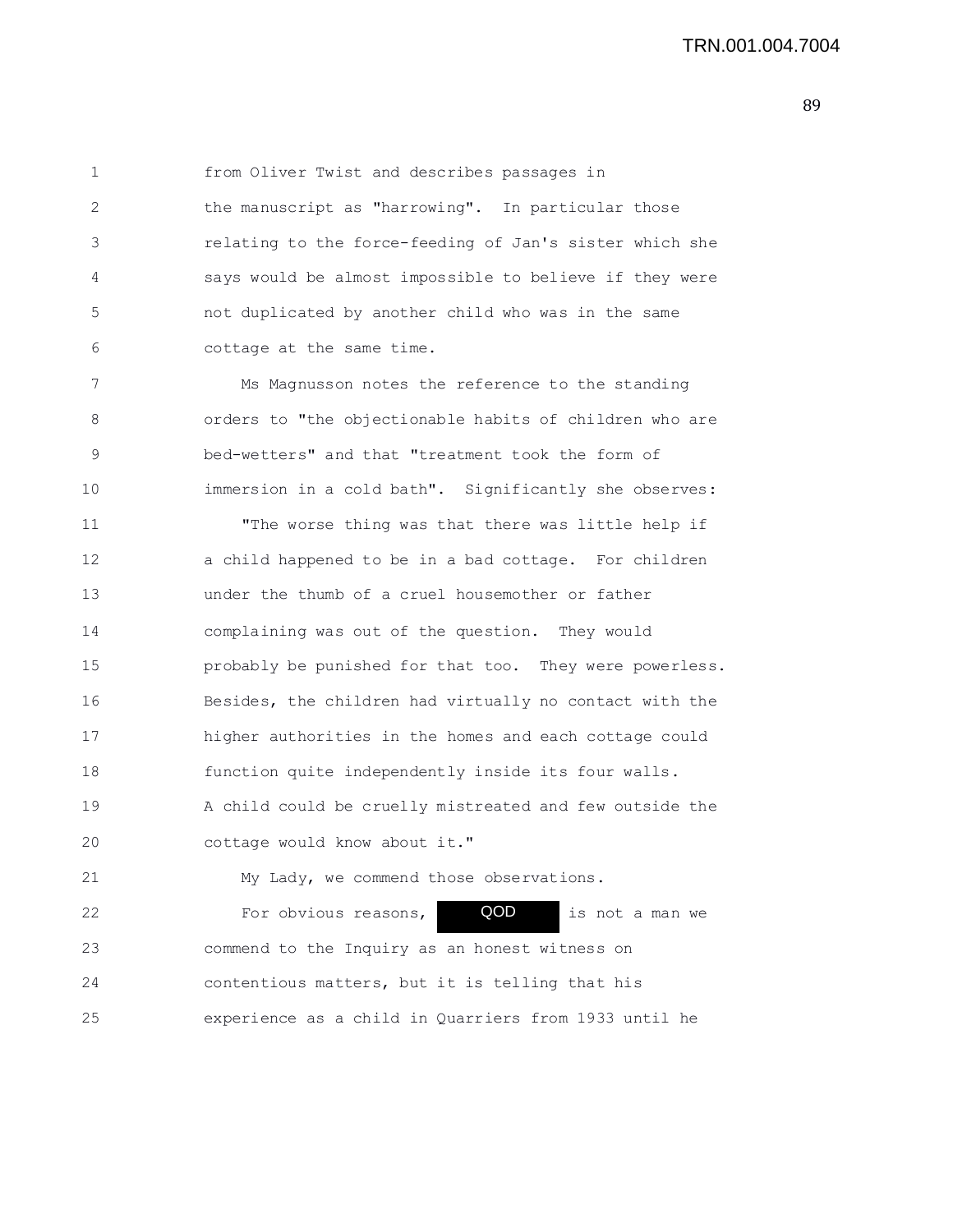from Oliver Twist and describes passages in the manuscript as "harrowing". In particular those relating to the force-feeding of Jan's sister which she says would be almost impossible to believe if they were not duplicated by another child who was in the same cottage at the same time.

Ms Magnusson notes the reference to the standing orders to "the objectionable habits of children who are bed-wetters" and that "treatment took the form of immersion in a cold bath". Significantly she observes:

"The worse thing was that there was little help if a child happened to be in a bad cottage. For children under the thumb of a cruel housemother or father complaining was out of the question. They would probably be punished for that too. They were powerless. Besides, the children had virtually no contact with the higher authorities in the homes and each cottage could function quite independently inside its four walls. A child could be cruelly mistreated and few outside the cottage would know about it."

My Lady, we commend those observations.

For obvious reasons, QOD is not a man we commend to the Inquiry as an honest witness on contentious matters, but it is telling that his experience as a child in Quarriers from 1933 until he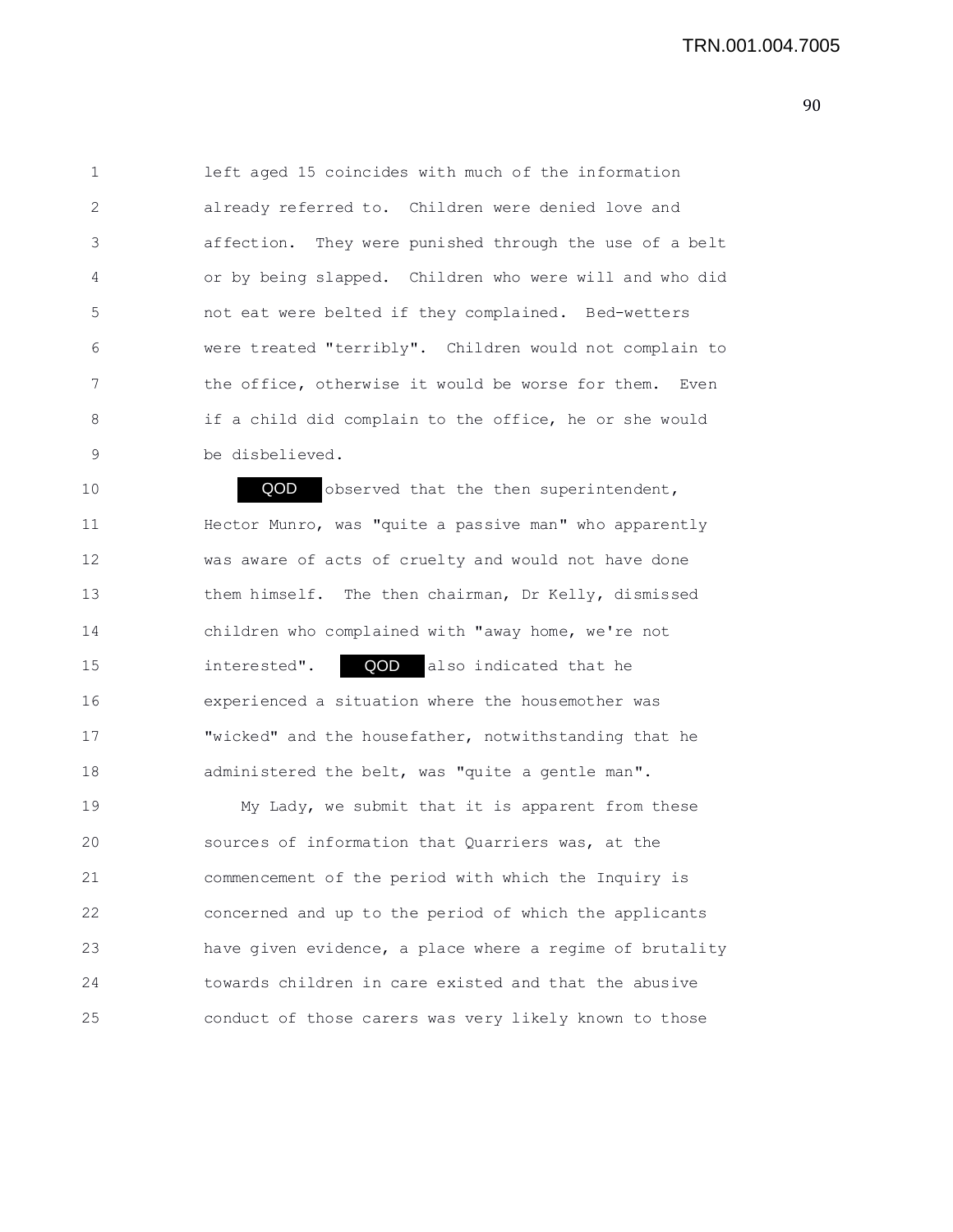left aged 15 coincides with much of the information already referred to. Children were denied love and affection. They were punished through the use of a belt or by being slapped. Children who were will and who did not eat were belted if they complained. Bed-wetters were treated "terribly". Children would not complain to the office, otherwise it would be worse for them. Even if a child did complain to the office, he or she would be disbelieved.

QOD observed that the then superintendent, Hector Munro, was "quite a passive man" who apparently was aware of acts of cruelty and would not have done them himself. The then chairman, Dr Kelly, dismissed children who complained with "away home, we're not interested". QOD also indicated that he experienced a situation where the housemother was "wicked" and the housefather, notwithstanding that he administered the belt, was "quite a gentle man".

My Lady, we submit that it is apparent from these sources of information that Quarriers was, at the commencement of the period with which the Inquiry is concerned and up to the period of which the applicants have given evidence, a place where a regime of brutality towards children in care existed and that the abusive conduct of those carers was very likely known to those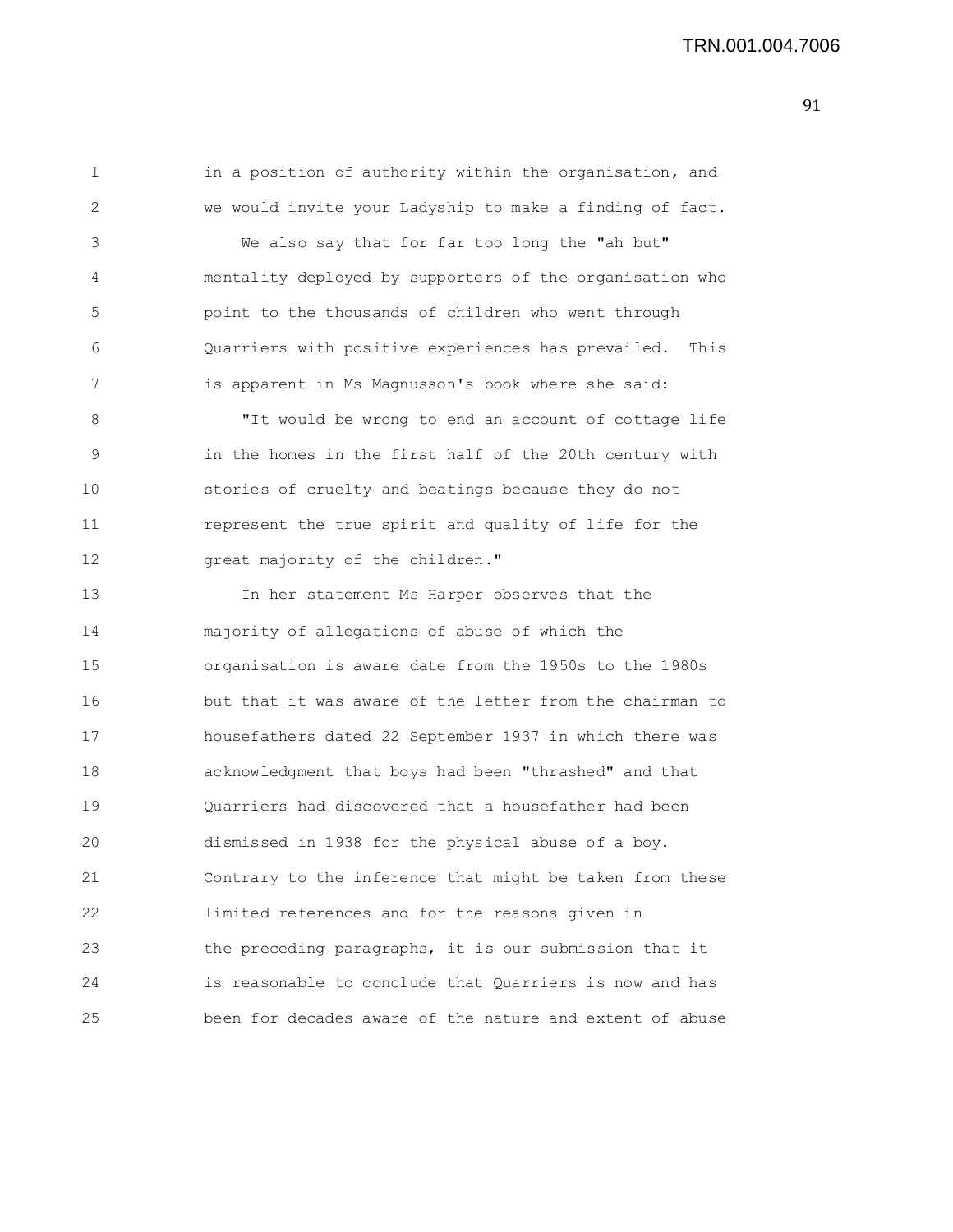in a position of authority within the organisation, and we would invite your Ladyship to make a finding of fact.

We also say that for far too long the "ah but" mentality deployed by supporters of the organisation who point to the thousands of children who went through Quarriers with positive experiences has prevailed. This is apparent in Ms Magnusson's book where she said:

"It would be wrong to end an account of cottage life in the homes in the first half of the 20th century with stories of cruelty and beatings because they do not represent the true spirit and quality of life for the great majority of the children."

In her statement Ms Harper observes that the majority of allegations of abuse of which the organisation is aware date from the 1950s to the 1980s but that it was aware of the letter from the chairman to housefathers dated 22 September 1937 in which there was acknowledgment that boys had been "thrashed" and that Quarriers had discovered that a housefather had been dismissed in 1938 for the physical abuse of a boy. Contrary to the inference that might be taken from these limited references and for the reasons given in the preceding paragraphs, it is our submission that it is reasonable to conclude that Quarriers is now and has been for decades aware of the nature and extent of abuse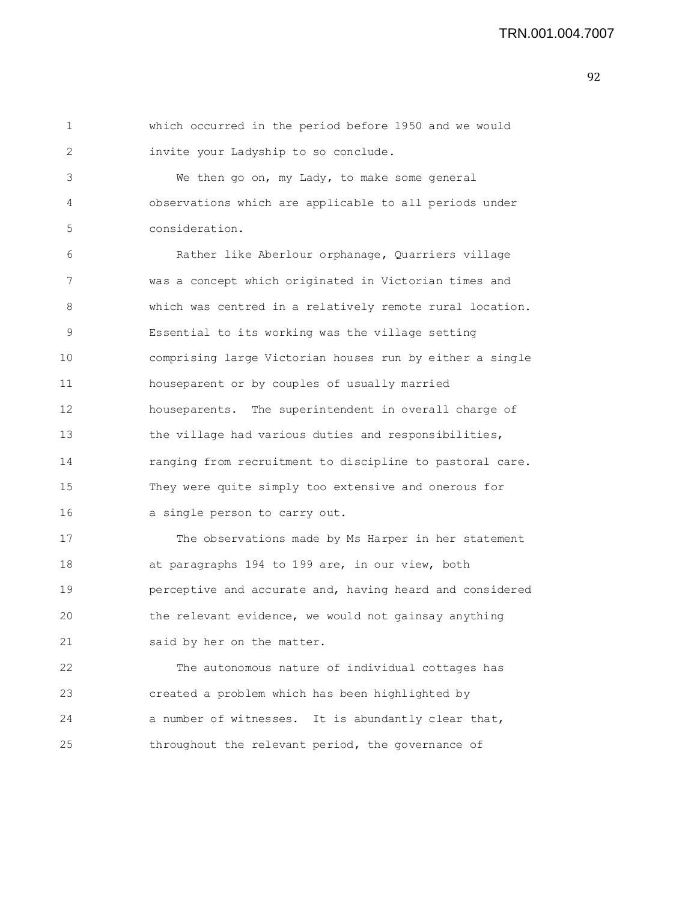which occurred in the period before 1950 and we would invite your Ladyship to so conclude.

We then go on, my Lady, to make some general observations which are applicable to all periods under consideration.

Rather like Aberlour orphanage, Quarriers village was a concept which originated in Victorian times and which was centred in a relatively remote rural location. Essential to its working was the village setting comprising large Victorian houses run by either a single houseparent or by couples of usually married houseparents. The superintendent in overall charge of the village had various duties and responsibilities, ranging from recruitment to discipline to pastoral care. They were quite simply too extensive and onerous for a single person to carry out.

The observations made by Ms Harper in her statement at paragraphs 194 to 199 are, in our view, both perceptive and accurate and, having heard and considered the relevant evidence, we would not gainsay anything said by her on the matter.

The autonomous nature of individual cottages has created a problem which has been highlighted by a number of witnesses. It is abundantly clear that, throughout the relevant period, the governance of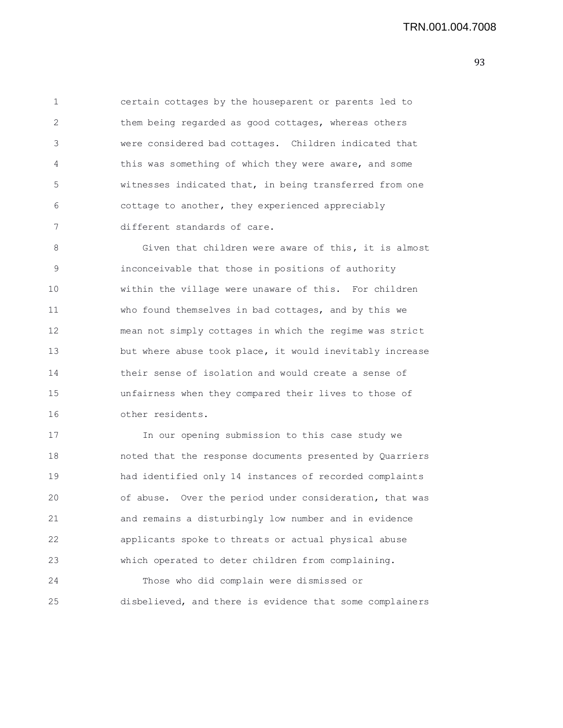certain cottages by the houseparent or parents led to them being regarded as good cottages, whereas others were considered bad cottages. Children indicated that this was something of which they were aware, and some witnesses indicated that, in being transferred from one cottage to another, they experienced appreciably different standards of care.

Given that children were aware of this, it is almost inconceivable that those in positions of authority within the village were unaware of this. For children who found themselves in bad cottages, and by this we mean not simply cottages in which the regime was strict but where abuse took place, it would inevitably increase their sense of isolation and would create a sense of unfairness when they compared their lives to those of other residents.

In our opening submission to this case study we noted that the response documents presented by Quarriers had identified only 14 instances of recorded complaints of abuse. Over the period under consideration, that was and remains a disturbingly low number and in evidence applicants spoke to threats or actual physical abuse which operated to deter children from complaining.

Those who did complain were dismissed or disbelieved, and there is evidence that some complainers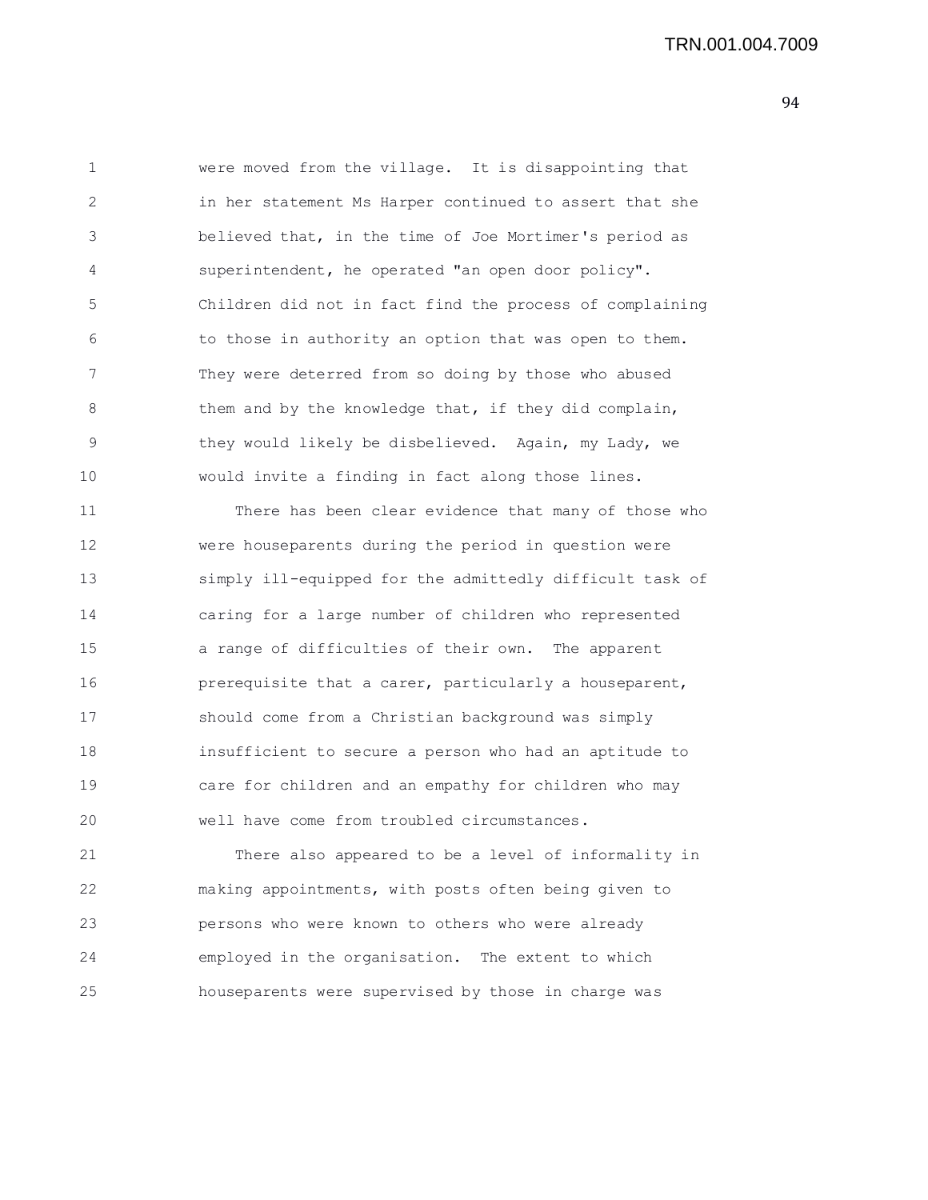were moved from the village. It is disappointing that in her statement Ms Harper continued to assert that she believed that, in the time of Joe Mortimer's period as superintendent, he operated "an open door policy". Children did not in fact find the process of complaining to those in authority an option that was open to them. They were deterred from so doing by those who abused them and by the knowledge that, if they did complain, they would likely be disbelieved. Again, my Lady, we would invite a finding in fact along those lines.

There has been clear evidence that many of those who were houseparents during the period in question were simply ill-equipped for the admittedly difficult task of caring for a large number of children who represented a range of difficulties of their own. The apparent prerequisite that a carer, particularly a houseparent, should come from a Christian background was simply insufficient to secure a person who had an aptitude to care for children and an empathy for children who may well have come from troubled circumstances.

There also appeared to be a level of informality in making appointments, with posts often being given to persons who were known to others who were already employed in the organisation. The extent to which houseparents were supervised by those in charge was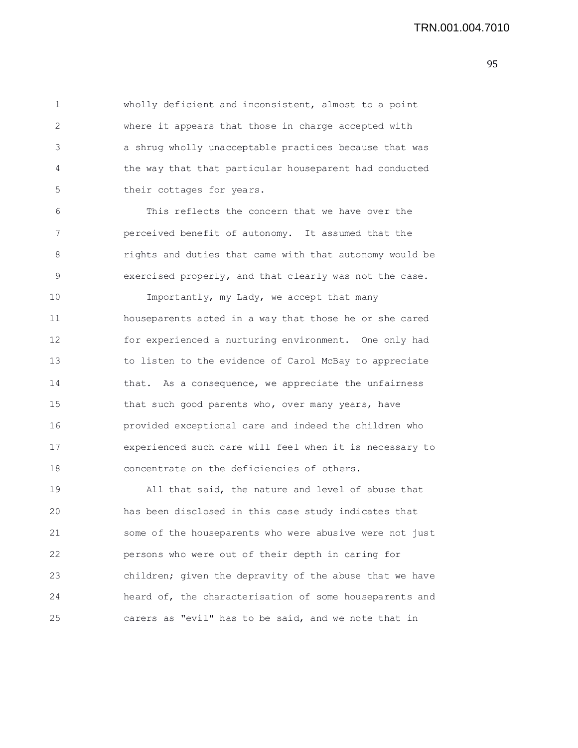wholly deficient and inconsistent, almost to a point where it appears that those in charge accepted with a shrug wholly unacceptable practices because that was the way that that particular houseparent had conducted their cottages for years.

This reflects the concern that we have over the perceived benefit of autonomy. It assumed that the rights and duties that came with that autonomy would be exercised properly, and that clearly was not the case.

Importantly, my Lady, we accept that many houseparents acted in a way that those he or she cared for experienced a nurturing environment. One only had to listen to the evidence of Carol McBay to appreciate that. As a consequence, we appreciate the unfairness that such good parents who, over many years, have provided exceptional care and indeed the children who experienced such care will feel when it is necessary to concentrate on the deficiencies of others.

All that said, the nature and level of abuse that has been disclosed in this case study indicates that some of the houseparents who were abusive were not just persons who were out of their depth in caring for children; given the depravity of the abuse that we have heard of, the characterisation of some houseparents and carers as "evil" has to be said, and we note that in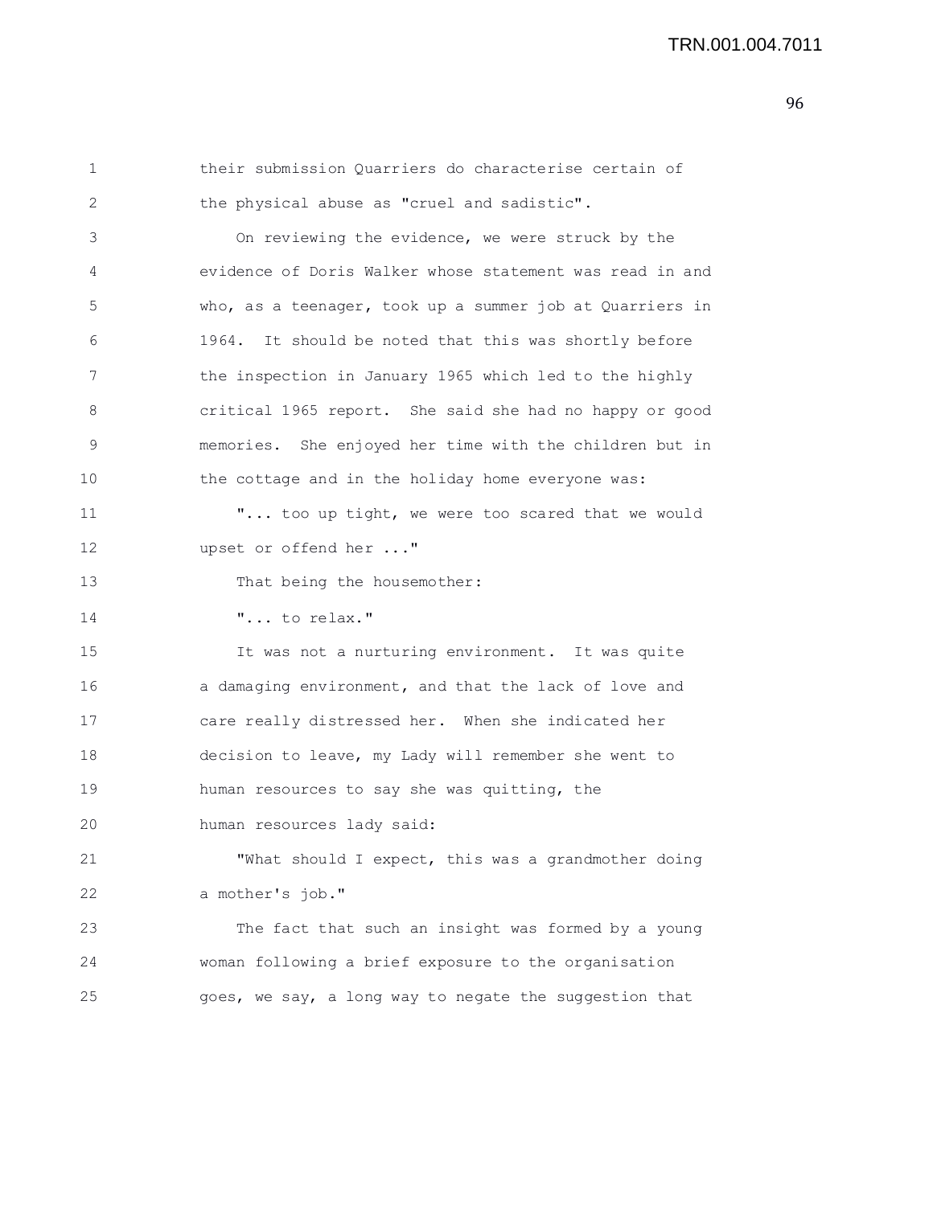their submission Quarriers do characterise certain of the physical abuse as "cruel and sadistic".

On reviewing the evidence, we were struck by the evidence of Doris Walker whose statement was read in and who, as a teenager, took up a summer job at Quarriers in 1964. It should be noted that this was shortly before the inspection in January 1965 which led to the highly critical 1965 report. She said she had no happy or good memories. She enjoyed her time with the children but in the cottage and in the holiday home everyone was:

"... too up tight, we were too scared that we would upset or offend her ..."

That being the housemother:

"... to relax."

It was not a nurturing environment. It was quite a damaging environment, and that the lack of love and care really distressed her. When she indicated her decision to leave, my Lady will remember she went to human resources to say she was quitting, the human resources lady said:

"What should I expect, this was a grandmother doing a mother's job."

The fact that such an insight was formed by a young woman following a brief exposure to the organisation goes, we say, a long way to negate the suggestion that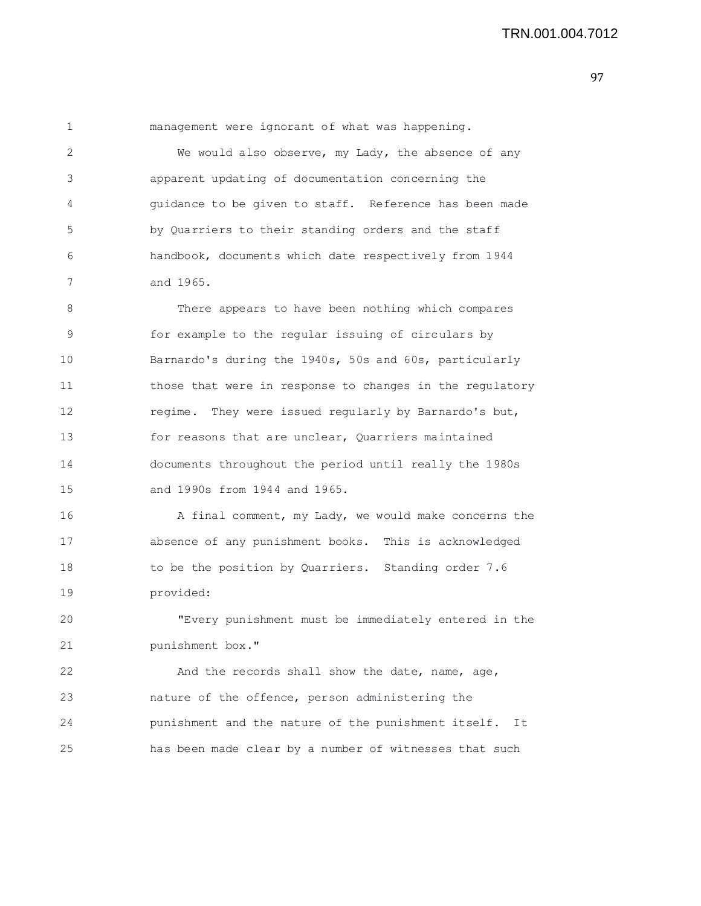management were ignorant of what was happening.

We would also observe, my Lady, the absence of any apparent updating of documentation concerning the guidance to be given to staff. Reference has been made by Quarriers to their standing orders and the staff handbook, documents which date respectively from 1944 and 1965.

There appears to have been nothing which compares for example to the regular issuing of circulars by Barnardo's during the 1940s, 50s and 60s, particularly those that were in response to changes in the regulatory regime. They were issued regularly by Barnardo's but, for reasons that are unclear, Quarriers maintained documents throughout the period until really the 1980s and 1990s from 1944 and 1965.

A final comment, my Lady, we would make concerns the absence of any punishment books. This is acknowledged to be the position by Quarriers. Standing order 7.6 provided:

"Every punishment must be immediately entered in the punishment box."

And the records shall show the date, name, age, nature of the offence, person administering the punishment and the nature of the punishment itself. It has been made clear by a number of witnesses that such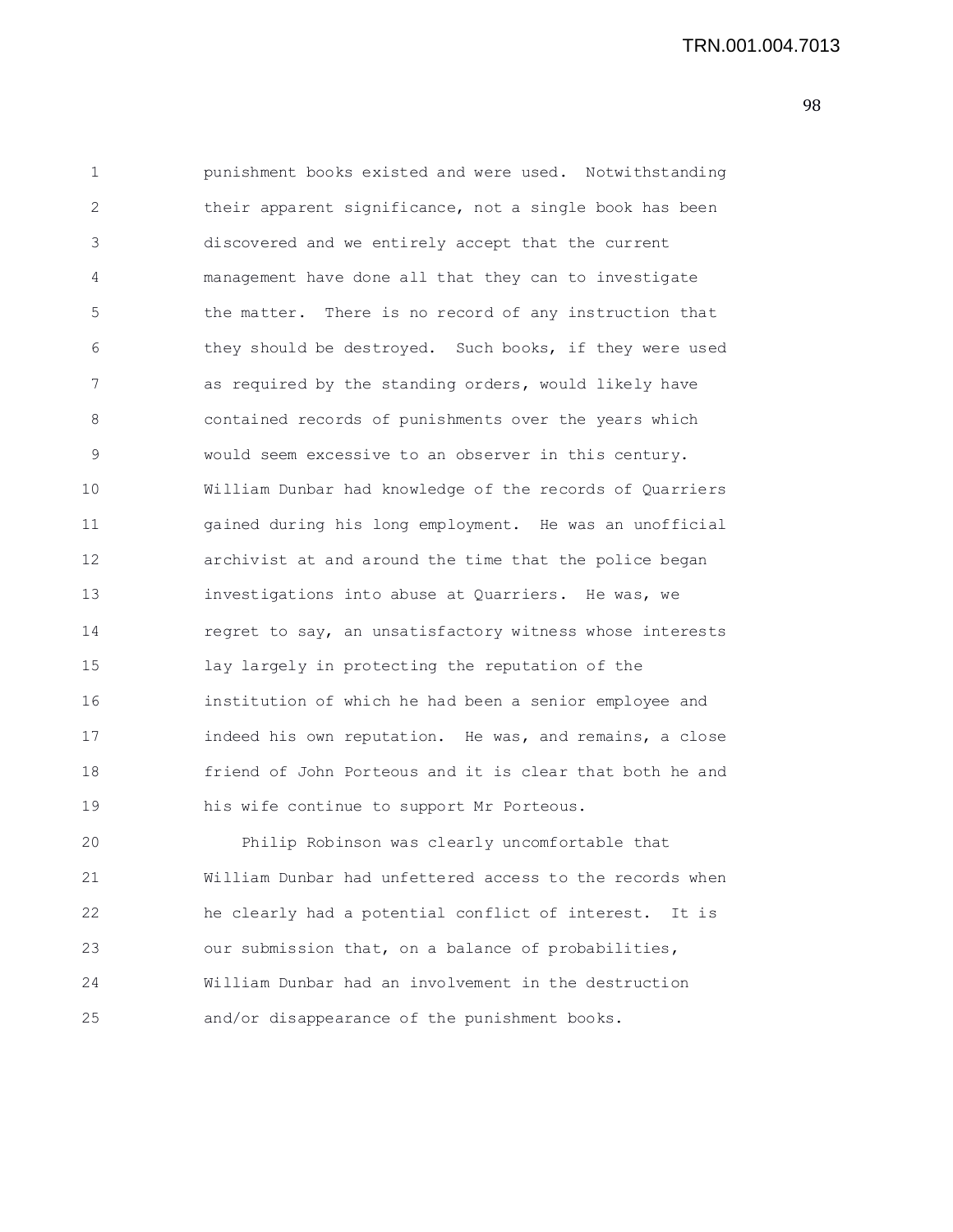punishment books existed and were used. Notwithstanding their apparent significance, not a single book has been discovered and we entirely accept that the current management have done all that they can to investigate the matter. There is no record of any instruction that they should be destroyed. Such books, if they were used as required by the standing orders, would likely have contained records of punishments over the years which would seem excessive to an observer in this century. William Dunbar had knowledge of the records of Quarriers gained during his long employment. He was an unofficial archivist at and around the time that the police began investigations into abuse at Quarriers. He was, we regret to say, an unsatisfactory witness whose interests lay largely in protecting the reputation of the institution of which he had been a senior employee and indeed his own reputation. He was, and remains, a close friend of John Porteous and it is clear that both he and his wife continue to support Mr Porteous.

Philip Robinson was clearly uncomfortable that William Dunbar had unfettered access to the records when he clearly had a potential conflict of interest. It is our submission that, on a balance of probabilities, William Dunbar had an involvement in the destruction and/or disappearance of the punishment books.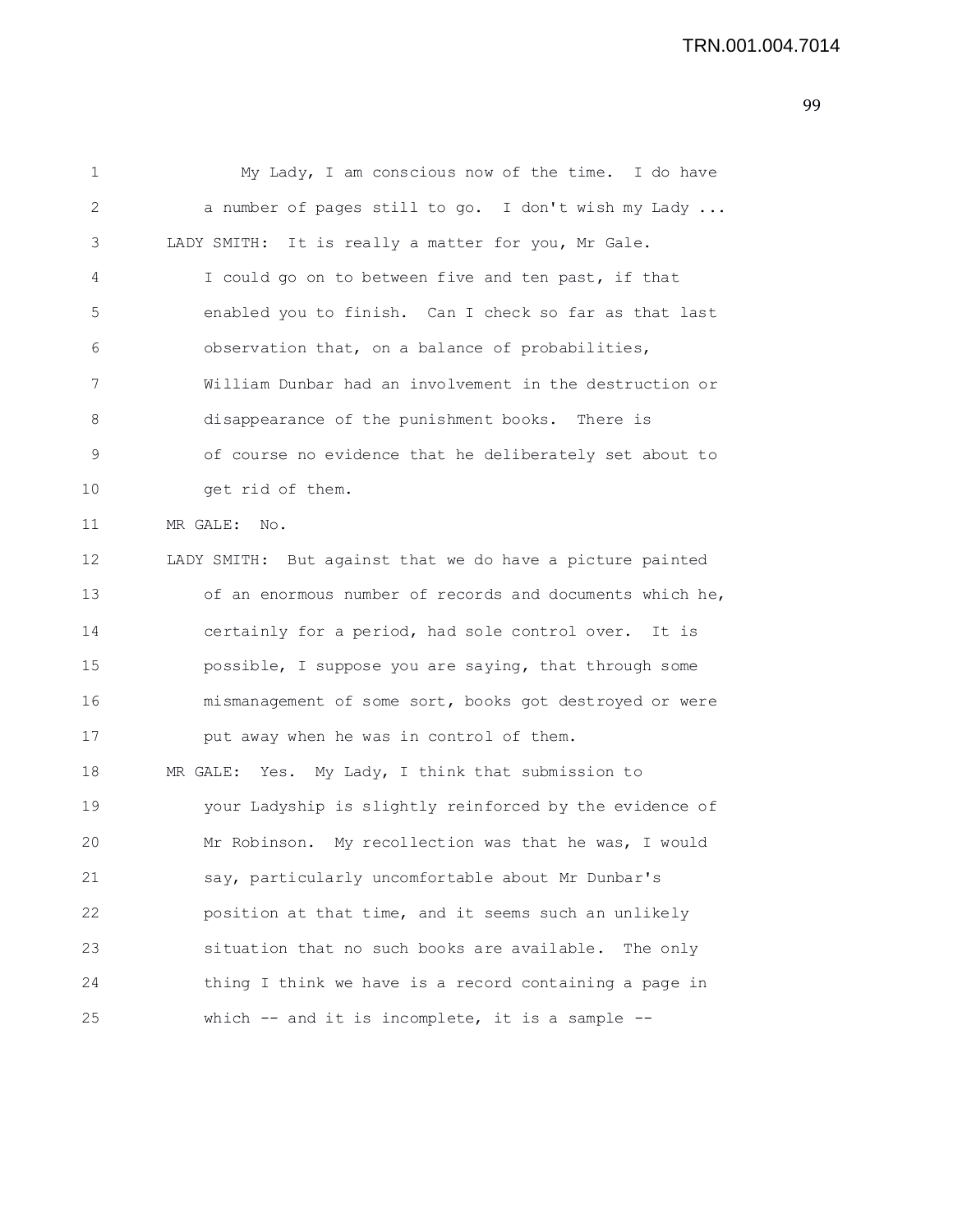My Lady, I am conscious now of the time. I do have a number of pages still to go. I don't wish my Lady ...

LADY SMITH: It is really a matter for you, Mr Gale. I could go on to between five and ten past, if that enabled you to finish. Can I check so far as that last observation that, on a balance of probabilities, William Dunbar had an involvement in the destruction or disappearance of the punishment books. There is of course no evidence that he deliberately set about to get rid of them.

MR GALE: No.

LADY SMITH: But against that we do have a picture painted of an enormous number of records and documents which he, certainly for a period, had sole control over. It is possible, I suppose you are saying, that through some mismanagement of some sort, books got destroyed or were put away when he was in control of them.

MR GALE: Yes. My Lady, I think that submission to your Ladyship is slightly reinforced by the evidence of Mr Robinson. My recollection was that he was, I would say, particularly uncomfortable about Mr Dunbar's position at that time, and it seems such an unlikely situation that no such books are available. The only thing I think we have is a record containing a page in which -- and it is incomplete, it is a sample --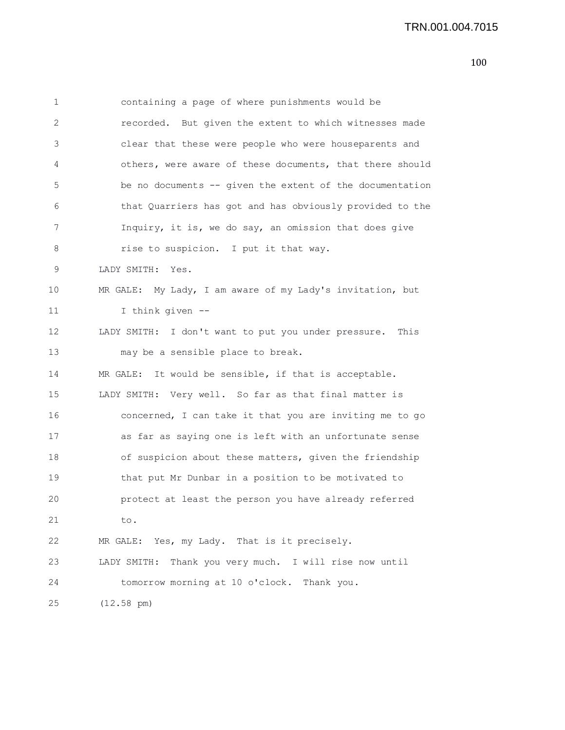containing a page of where punishments would be recorded. But given the extent to which witnesses made clear that these were people who were houseparents and others, were aware of these documents, that there should be no documents -- given the extent of the documentation that Quarriers has got and has obviously provided to the Inquiry, it is, we do say, an omission that does give rise to suspicion. I put it that way.

LADY SMITH: Yes.

MR GALE: My Lady, I am aware of my Lady's invitation, but I think given --

LADY SMITH: I don't want to put you under pressure. This may be a sensible place to break.

MR GALE: It would be sensible, if that is acceptable.

LADY SMITH: Very well. So far as that final matter is concerned, I can take it that you are inviting me to go as far as saying one is left with an unfortunate sense of suspicion about these matters, given the friendship that put Mr Dunbar in a position to be motivated to protect at least the person you have already referred to.

MR GALE: Yes, my Lady. That is it precisely.

LADY SMITH: Thank you very much. I will rise now until tomorrow morning at 10 o'clock. Thank you.

(12.58 pm)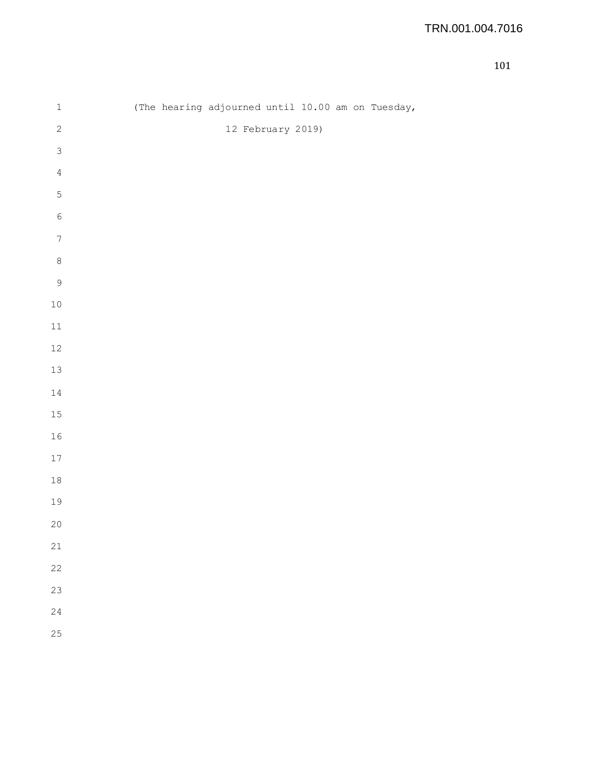(The hearing adjourned until 10.00 am on Tuesday,

12 February 2019)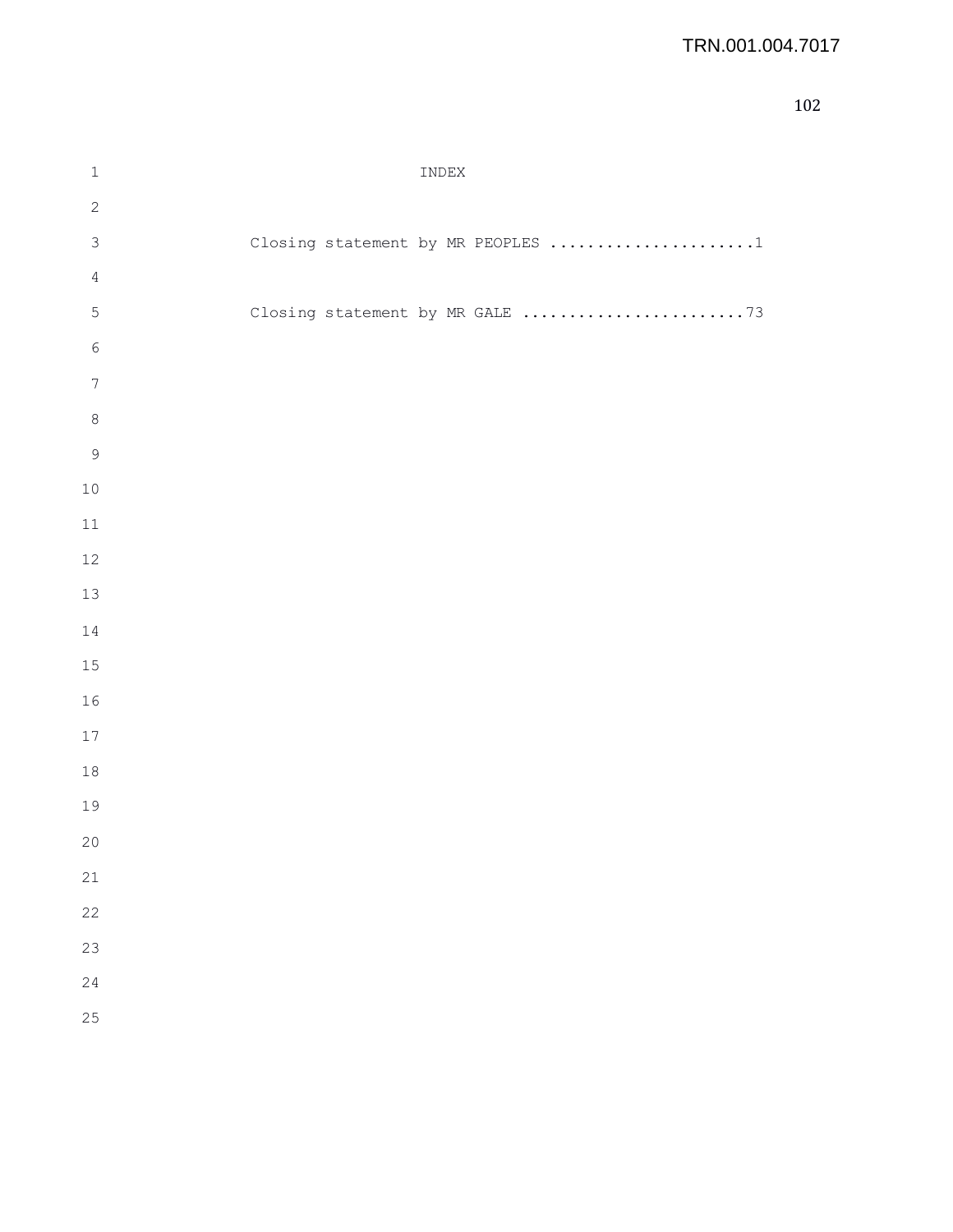# INDEX

Closing statement by MR PEOPLES ......................1

Closing statement by MR GALE ........................73